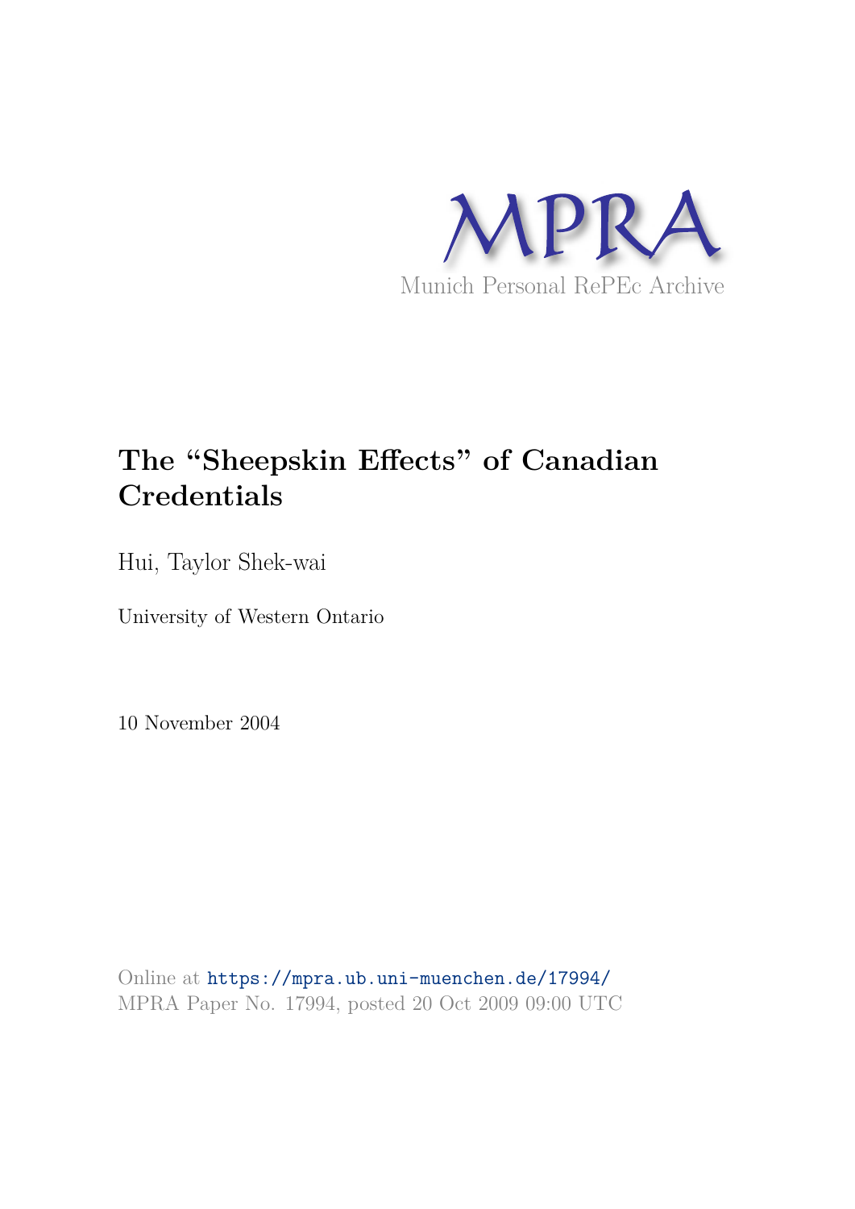MPRA

Munich Personal RePEc Archive

# The "Sheepskin Effects" of Canadian Credentials

Hui, Taylor Shek-wai

University of Western Ontario

10 November 2004

Online at https://mpra.ub.uni-muenchen.de/17994/
MPRA Paper No. 17994, posted 20 Oct 2009 09:00 UTC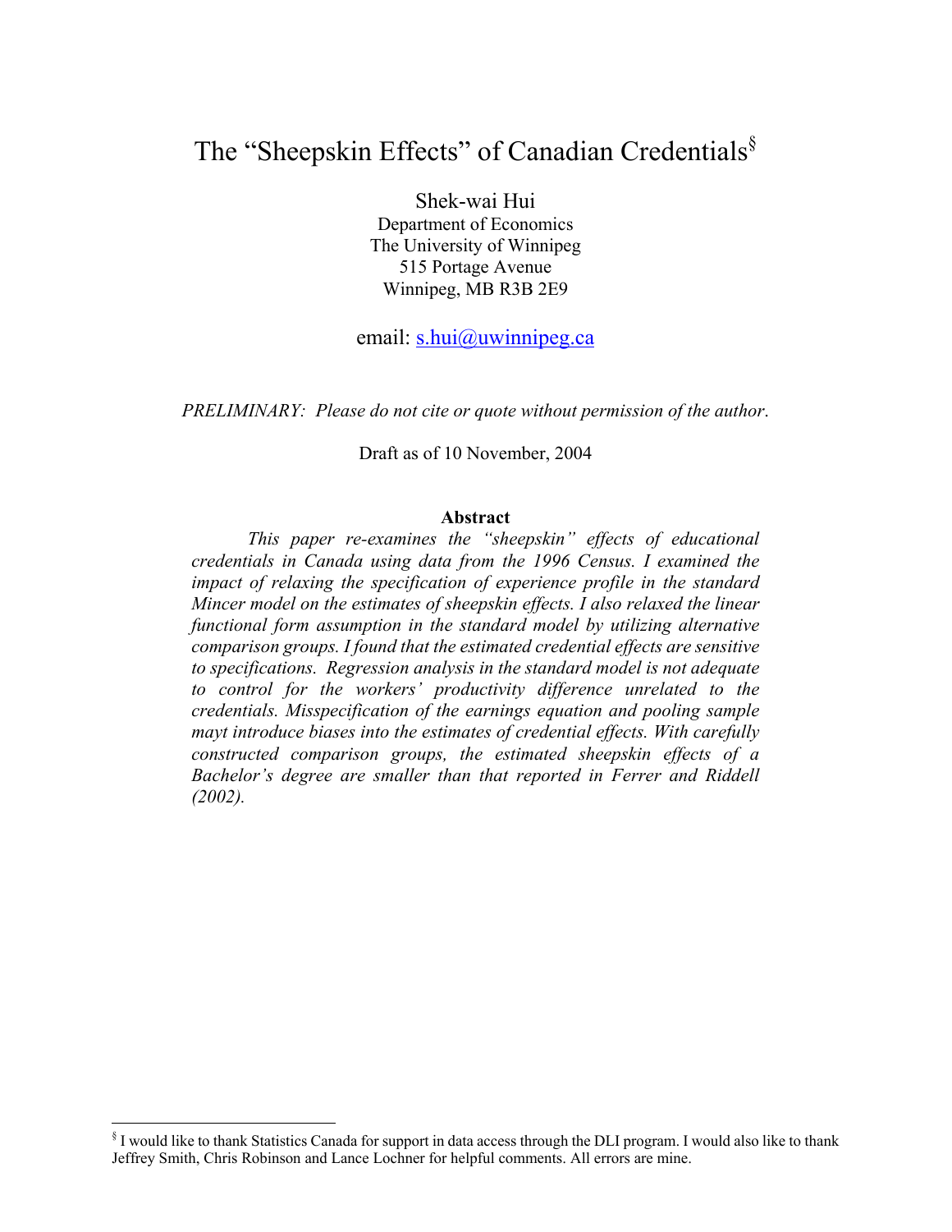# The "Sheepskin Effects" of Canadian Credentials[§]

Shek-wai Hui
Department of Economics
The University of Winnipeg
515 Portage Avenue
Winnipeg, MB R3B 2E9

email: s.hui@uwinnipeg.ca

*PRELIMINARY: Please do not cite or quote without permission of the author.*

Draft as of 10 November, 2004

**Abstract**

*This paper re-examines the "sheepskin" effects of educational credentials in Canada using data from the 1996 Census. I examined the impact of relaxing the specification of experience profile in the standard Mincer model on the estimates of sheepskin effects. I also relaxed the linear functional form assumption in the standard model by utilizing alternative comparison groups. I found that the estimated credential effects are sensitive to specifications. Regression analysis in the standard model is not adequate to control for the workers' productivity difference unrelated to the credentials. Misspecification of the earnings equation and pooling sample mayt introduce biases into the estimates of credential effects. With carefully constructed comparison groups, the estimated sheepskin effects of a Bachelor's degree are smaller than that reported in Ferrer and Riddell (2002).*

[§] I would like to thank Statistics Canada for support in data access through the DLI program. I would also like to thank Jeffrey Smith, Chris Robinson and Lance Lochner for helpful comments. All errors are mine.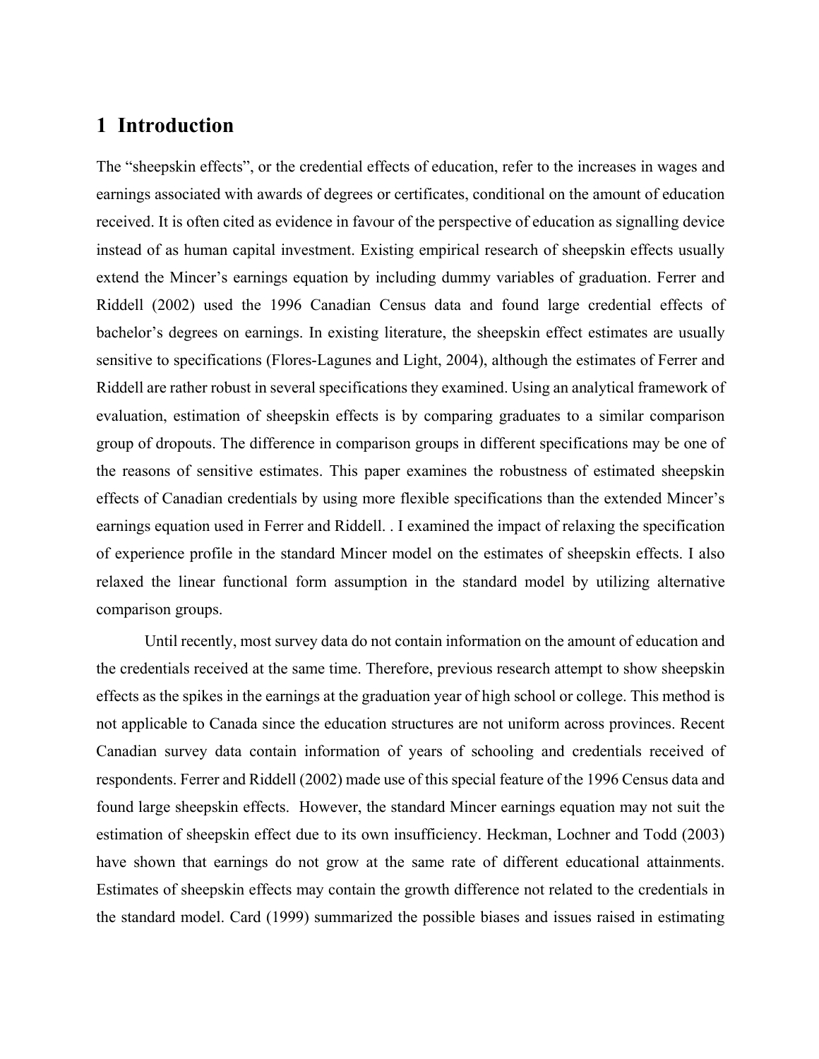# 1 Introduction

The "sheepskin effects", or the credential effects of education, refer to the increases in wages and earnings associated with awards of degrees or certificates, conditional on the amount of education received. It is often cited as evidence in favour of the perspective of education as signalling device instead of as human capital investment. Existing empirical research of sheepskin effects usually extend the Mincer's earnings equation by including dummy variables of graduation. Ferrer and Riddell (2002) used the 1996 Canadian Census data and found large credential effects of bachelor's degrees on earnings. In existing literature, the sheepskin effect estimates are usually sensitive to specifications (Flores-Lagunes and Light, 2004), although the estimates of Ferrer and Riddell are rather robust in several specifications they examined. Using an analytical framework of evaluation, estimation of sheepskin effects is by comparing graduates to a similar comparison group of dropouts. The difference in comparison groups in different specifications may be one of the reasons of sensitive estimates. This paper examines the robustness of estimated sheepskin effects of Canadian credentials by using more flexible specifications than the extended Mincer's earnings equation used in Ferrer and Riddell. . I examined the impact of relaxing the specification of experience profile in the standard Mincer model on the estimates of sheepskin effects. I also relaxed the linear functional form assumption in the standard model by utilizing alternative comparison groups.

Until recently, most survey data do not contain information on the amount of education and the credentials received at the same time. Therefore, previous research attempt to show sheepskin effects as the spikes in the earnings at the graduation year of high school or college. This method is not applicable to Canada since the education structures are not uniform across provinces. Recent Canadian survey data contain information of years of schooling and credentials received of respondents. Ferrer and Riddell (2002) made use of this special feature of the 1996 Census data and found large sheepskin effects. However, the standard Mincer earnings equation may not suit the estimation of sheepskin effect due to its own insufficiency. Heckman, Lochner and Todd (2003) have shown that earnings do not grow at the same rate of different educational attainments. Estimates of sheepskin effects may contain the growth difference not related to the credentials in the standard model. Card (1999) summarized the possible biases and issues raised in estimating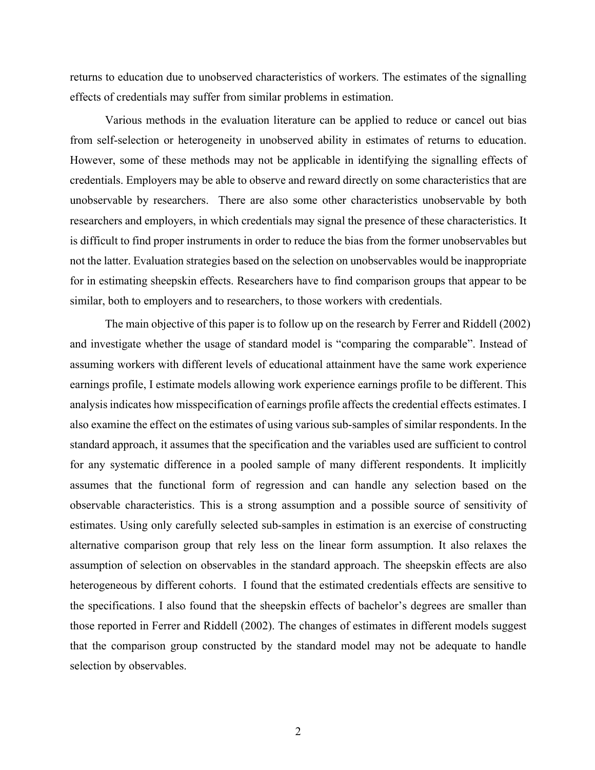returns to education due to unobserved characteristics of workers. The estimates of the signalling effects of credentials may suffer from similar problems in estimation.

Various methods in the evaluation literature can be applied to reduce or cancel out bias from self-selection or heterogeneity in unobserved ability in estimates of returns to education. However, some of these methods may not be applicable in identifying the signalling effects of credentials. Employers may be able to observe and reward directly on some characteristics that are unobservable by researchers. There are also some other characteristics unobservable by both researchers and employers, in which credentials may signal the presence of these characteristics. It is difficult to find proper instruments in order to reduce the bias from the former unobservables but not the latter. Evaluation strategies based on the selection on unobservables would be inappropriate for in estimating sheepskin effects. Researchers have to find comparison groups that appear to be similar, both to employers and to researchers, to those workers with credentials.

The main objective of this paper is to follow up on the research by Ferrer and Riddell (2002) and investigate whether the usage of standard model is "comparing the comparable". Instead of assuming workers with different levels of educational attainment have the same work experience earnings profile, I estimate models allowing work experience earnings profile to be different. This analysis indicates how misspecification of earnings profile affects the credential effects estimates. I also examine the effect on the estimates of using various sub-samples of similar respondents. In the standard approach, it assumes that the specification and the variables used are sufficient to control for any systematic difference in a pooled sample of many different respondents. It implicitly assumes that the functional form of regression and can handle any selection based on the observable characteristics. This is a strong assumption and a possible source of sensitivity of estimates. Using only carefully selected sub-samples in estimation is an exercise of constructing alternative comparison group that rely less on the linear form assumption. It also relaxes the assumption of selection on observables in the standard approach. The sheepskin effects are also heterogeneous by different cohorts. I found that the estimated credentials effects are sensitive to the specifications. I also found that the sheepskin effects of bachelor's degrees are smaller than those reported in Ferrer and Riddell (2002). The changes of estimates in different models suggest that the comparison group constructed by the standard model may not be adequate to handle selection by observables.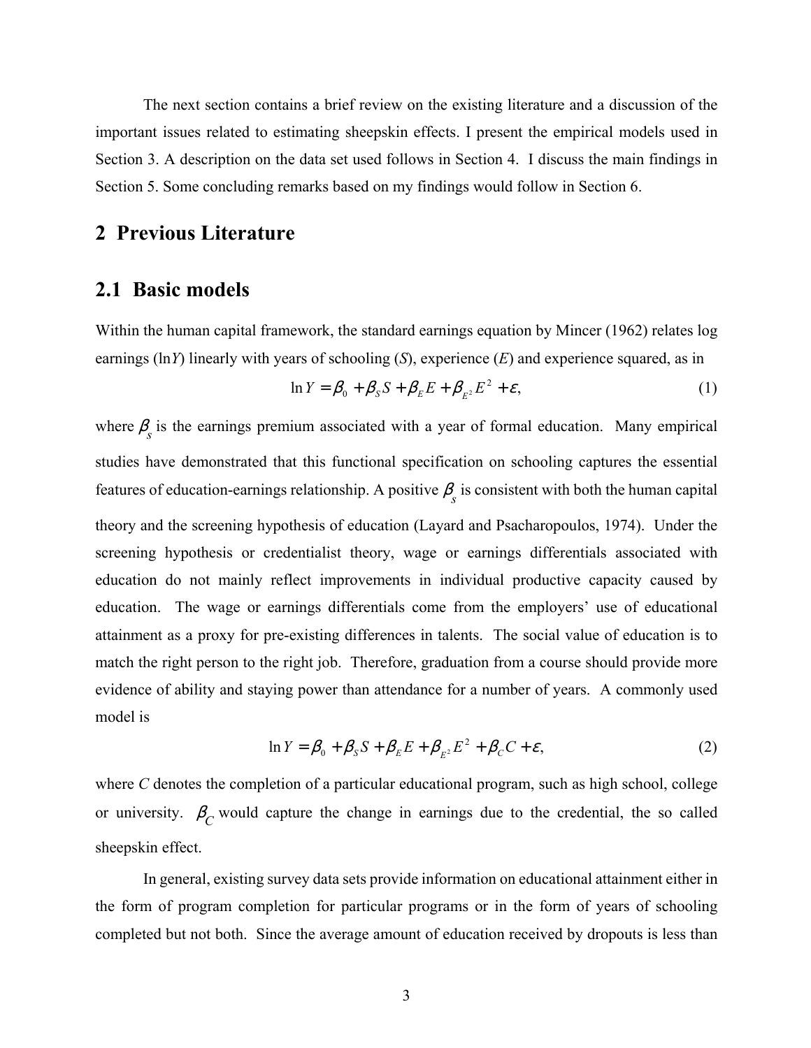The next section contains a brief review on the existing literature and a discussion of the important issues related to estimating sheepskin effects. I present the empirical models used in Section 3. A description on the data set used follows in Section 4. I discuss the main findings in Section 5. Some concluding remarks based on my findings would follow in Section 6.

## 2 Previous Literature

### 2.1 Basic models

Within the human capital framework, the standard earnings equation by Mincer (1962) relates log earnings (ln*Y*) linearly with years of schooling (*S*), experience (*E*) and experience squared, as in

$$\ln Y = \beta_0 + \beta_S S + \beta_E E + \beta_{E^2} E^2 + \varepsilon, \tag{1}$$

where $\beta_s$ is the earnings premium associated with a year of formal education. Many empirical studies have demonstrated that this functional specification on schooling captures the essential features of education-earnings relationship. A positive $\beta_s$ is consistent with both the human capital theory and the screening hypothesis of education (Layard and Psacharopoulos, 1974). Under the screening hypothesis or credentialist theory, wage or earnings differentials associated with education do not mainly reflect improvements in individual productive capacity caused by education. The wage or earnings differentials come from the employers' use of educational attainment as a proxy for pre-existing differences in talents. The social value of education is to match the right person to the right job. Therefore, graduation from a course should provide more evidence of ability and staying power than attendance for a number of years. A commonly used model is

$$\ln Y = \beta_0 + \beta_S S + \beta_E E + \beta_{E^2} E^2 + \beta_C C + \varepsilon, \tag{2}$$

where *C* denotes the completion of a particular educational program, such as high school, college or university. $\beta_C$ would capture the change in earnings due to the credential, the so called sheepskin effect.

In general, existing survey data sets provide information on educational attainment either in the form of program completion for particular programs or in the form of years of schooling completed but not both. Since the average amount of education received by dropouts is less than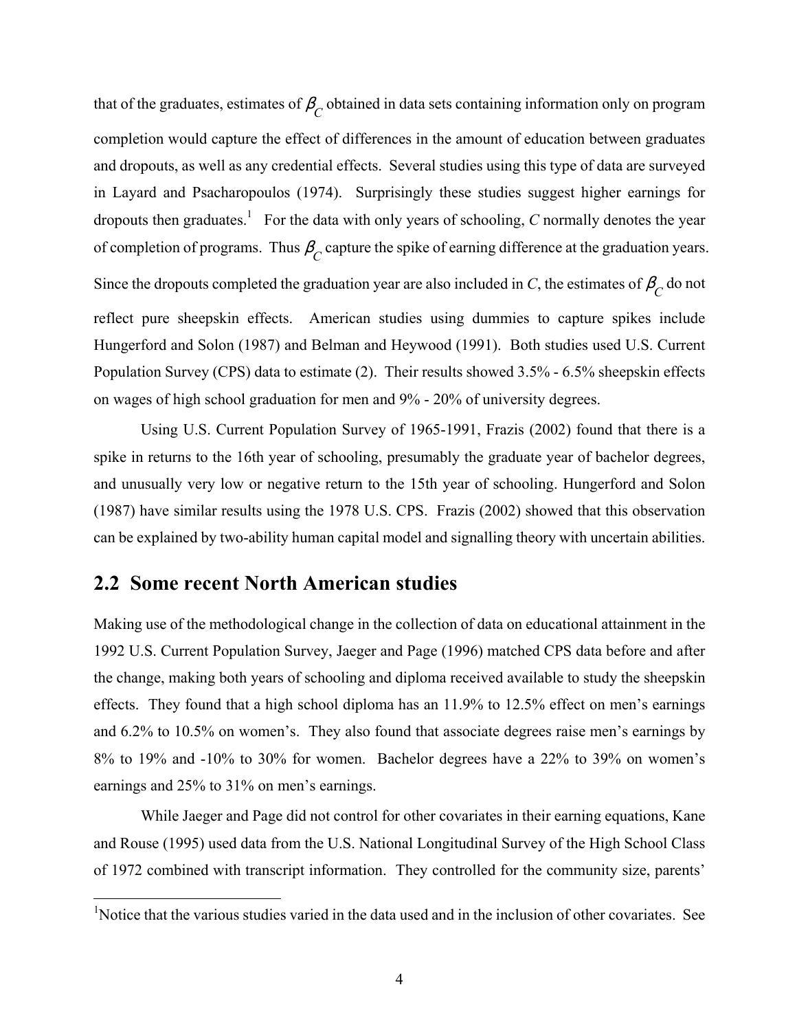that of the graduates, estimates of $\beta_C$ obtained in data sets containing information only on program completion would capture the effect of differences in the amount of education between graduates and dropouts, as well as any credential effects. Several studies using this type of data are surveyed in Layard and Psacharopoulos (1974). Surprisingly these studies suggest higher earnings for dropouts then graduates.[1] For the data with only years of schooling, *C* normally denotes the year of completion of programs. Thus $\beta_C$ capture the spike of earning difference at the graduation years. Since the dropouts completed the graduation year are also included in *C*, the estimates of $\beta_C$ do not reflect pure sheepskin effects. American studies using dummies to capture spikes include Hungerford and Solon (1987) and Belman and Heywood (1991). Both studies used U.S. Current Population Survey (CPS) data to estimate (2). Their results showed 3.5% - 6.5% sheepskin effects on wages of high school graduation for men and 9% - 20% of university degrees.

Using U.S. Current Population Survey of 1965-1991, Frazis (2002) found that there is a spike in returns to the 16th year of schooling, presumably the graduate year of bachelor degrees, and unusually very low or negative return to the 15th year of schooling. Hungerford and Solon (1987) have similar results using the 1978 U.S. CPS. Frazis (2002) showed that this observation can be explained by two-ability human capital model and signalling theory with uncertain abilities.

## 2.2 Some recent North American studies

Making use of the methodological change in the collection of data on educational attainment in the 1992 U.S. Current Population Survey, Jaeger and Page (1996) matched CPS data before and after the change, making both years of schooling and diploma received available to study the sheepskin effects. They found that a high school diploma has an 11.9% to 12.5% effect on men's earnings and 6.2% to 10.5% on women's. They also found that associate degrees raise men's earnings by 8% to 19% and -10% to 30% for women. Bachelor degrees have a 22% to 39% on women's earnings and 25% to 31% on men's earnings.

While Jaeger and Page did not control for other covariates in their earning equations, Kane and Rouse (1995) used data from the U.S. National Longitudinal Survey of the High School Class of 1972 combined with transcript information. They controlled for the community size, parents'

[1]Notice that the various studies varied in the data used and in the inclusion of other covariates. See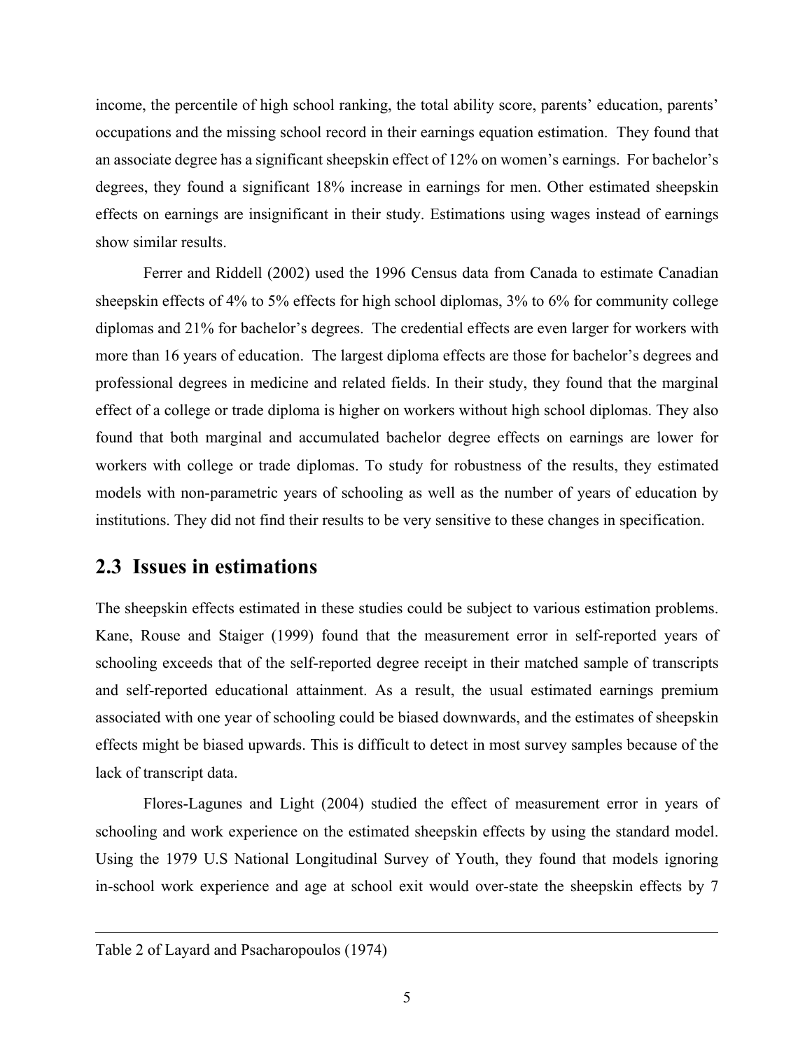income, the percentile of high school ranking, the total ability score, parents' education, parents' occupations and the missing school record in their earnings equation estimation. They found that an associate degree has a significant sheepskin effect of 12% on women's earnings. For bachelor's degrees, they found a significant 18% increase in earnings for men. Other estimated sheepskin effects on earnings are insignificant in their study. Estimations using wages instead of earnings show similar results.

Ferrer and Riddell (2002) used the 1996 Census data from Canada to estimate Canadian sheepskin effects of 4% to 5% effects for high school diplomas, 3% to 6% for community college diplomas and 21% for bachelor's degrees. The credential effects are even larger for workers with more than 16 years of education. The largest diploma effects are those for bachelor's degrees and professional degrees in medicine and related fields. In their study, they found that the marginal effect of a college or trade diploma is higher on workers without high school diplomas. They also found that both marginal and accumulated bachelor degree effects on earnings are lower for workers with college or trade diplomas. To study for robustness of the results, they estimated models with non-parametric years of schooling as well as the number of years of education by institutions. They did not find their results to be very sensitive to these changes in specification.

## 2.3 Issues in estimations

The sheepskin effects estimated in these studies could be subject to various estimation problems. Kane, Rouse and Staiger (1999) found that the measurement error in self-reported years of schooling exceeds that of the self-reported degree receipt in their matched sample of transcripts and self-reported educational attainment. As a result, the usual estimated earnings premium associated with one year of schooling could be biased downwards, and the estimates of sheepskin effects might be biased upwards. This is difficult to detect in most survey samples because of the lack of transcript data.

Flores-Lagunes and Light (2004) studied the effect of measurement error in years of schooling and work experience on the estimated sheepskin effects by using the standard model. Using the 1979 U.S National Longitudinal Survey of Youth, they found that models ignoring in-school work experience and age at school exit would over-state the sheepskin effects by 7

---

Table 2 of Layard and Psacharopoulos (1974)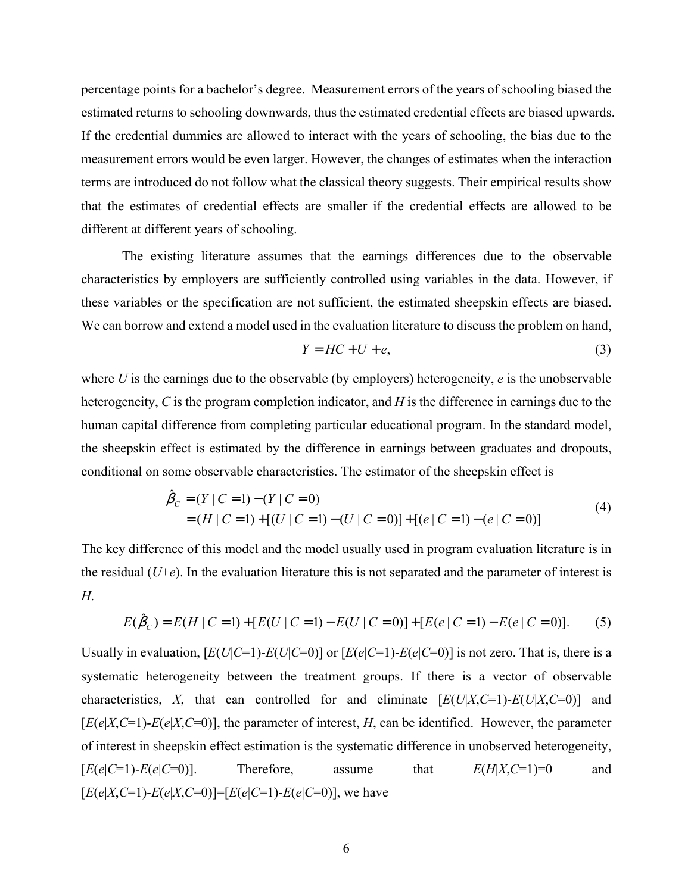percentage points for a bachelor's degree. Measurement errors of the years of schooling biased the estimated returns to schooling downwards, thus the estimated credential effects are biased upwards. If the credential dummies are allowed to interact with the years of schooling, the bias due to the measurement errors would be even larger. However, the changes of estimates when the interaction terms are introduced do not follow what the classical theory suggests. Their empirical results show that the estimates of credential effects are smaller if the credential effects are allowed to be different at different years of schooling.

The existing literature assumes that the earnings differences due to the observable characteristics by employers are sufficiently controlled using variables in the data. However, if these variables or the specification are not sufficient, the estimated sheepskin effects are biased. We can borrow and extend a model used in the evaluation literature to discuss the problem on hand,

$$Y = HC + U + e, \tag{3}$$

where $U$ is the earnings due to the observable (by employers) heterogeneity, $e$ is the unobservable heterogeneity, $C$ is the program completion indicator, and $H$ is the difference in earnings due to the human capital difference from completing particular educational program. In the standard model, the sheepskin effect is estimated by the difference in earnings between graduates and dropouts, conditional on some observable characteristics. The estimator of the sheepskin effect is

$$\begin{aligned}\hat{\beta}_C &= (Y \mid C=1) - (Y \mid C=0) \\ &= (H \mid C=1) + [(U \mid C=1) - (U \mid C=0)] + [(e \mid C=1) - (e \mid C=0)]\end{aligned} \tag{4}$$

The key difference of this model and the model usually used in program evaluation literature is in the residual ($U$+$e$). In the evaluation literature this is not separated and the parameter of interest is $H$.

$$E(\hat{\beta}_C) = E(H \mid C=1) + [E(U \mid C=1) - E(U \mid C=0)] + [E(e \mid C=1) - E(e \mid C=0)]. \tag{5}$$

Usually in evaluation, $[E(U|C=1)-E(U|C=0)]$ or $[E(e|C=1)-E(e|C=0)]$ is not zero. That is, there is a systematic heterogeneity between the treatment groups. If there is a vector of observable characteristics, $X$, that can controlled for and eliminate $[E(U|X,C=1)-E(U|X,C=0)]$ and $[E(e|X,C=1)-E(e|X,C=0)]$, the parameter of interest, $H$, can be identified. However, the parameter of interest in sheepskin effect estimation is the systematic difference in unobserved heterogeneity, $[E(e|C=1)-E(e|C=0)]$. Therefore, assume that $E(H|X,C=1)=0$ and $[E(e|X,C=1)-E(e|X,C=0)]=[E(e|C=1)-E(e|C=0)]$, we have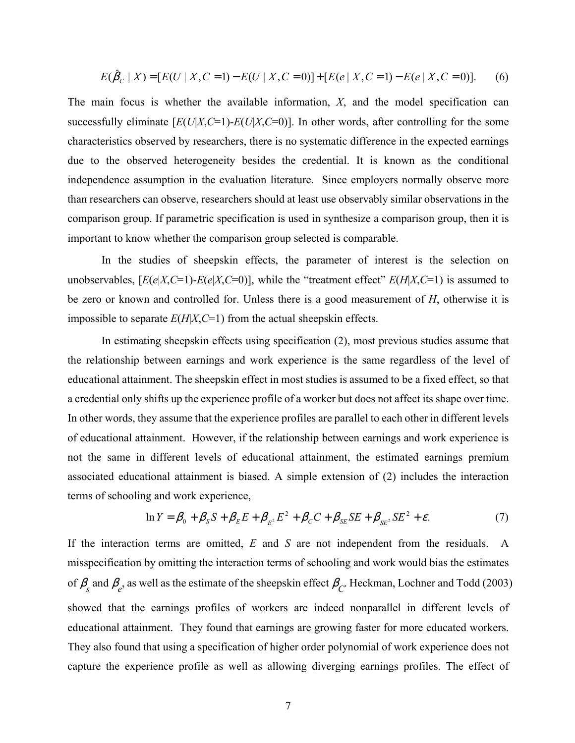$$E(\hat{\beta}_C \mid X) = [E(U \mid X, C=1) - E(U \mid X, C=0)] + [E(e \mid X, C=1) - E(e \mid X, C=0)]. \tag{6}$$

The main focus is whether the available information, $X$, and the model specification can successfully eliminate $[E(U|X,C=1)-E(U|X,C=0)]$. In other words, after controlling for the some characteristics observed by researchers, there is no systematic difference in the expected earnings due to the observed heterogeneity besides the credential. It is known as the conditional independence assumption in the evaluation literature. Since employers normally observe more than researchers can observe, researchers should at least use observably similar observations in the comparison group. If parametric specification is used in synthesize a comparison group, then it is important to know whether the comparison group selected is comparable.

In the studies of sheepskin effects, the parameter of interest is the selection on unobservables, $[E(e|X,C=1)-E(e|X,C=0)]$, while the "treatment effect" $E(H|X,C=1)$ is assumed to be zero or known and controlled for. Unless there is a good measurement of $H$, otherwise it is impossible to separate $E(H|X,C=1)$ from the actual sheepskin effects.

In estimating sheepskin effects using specification (2), most previous studies assume that the relationship between earnings and work experience is the same regardless of the level of educational attainment. The sheepskin effect in most studies is assumed to be a fixed effect, so that a credential only shifts up the experience profile of a worker but does not affect its shape over time. In other words, they assume that the experience profiles are parallel to each other in different levels of educational attainment. However, if the relationship between earnings and work experience is not the same in different levels of educational attainment, the estimated earnings premium associated educational attainment is biased. A simple extension of (2) includes the interaction terms of schooling and work experience,

$$\ln Y = \beta_0 + \beta_S S + \beta_E E + \beta_{E^2} E^2 + \beta_C C + \beta_{SE} SE + \beta_{SE^2} SE^2 + \varepsilon. \tag{7}$$

If the interaction terms are omitted, $E$ and $S$ are not independent from the residuals. A misspecification by omitting the interaction terms of schooling and work would bias the estimates of $\beta_s$ and $\beta_e$, as well as the estimate of the sheepskin effect $\beta_C$. Heckman, Lochner and Todd (2003) showed that the earnings profiles of workers are indeed nonparallel in different levels of educational attainment. They found that earnings are growing faster for more educated workers. They also found that using a specification of higher order polynomial of work experience does not capture the experience profile as well as allowing diverging earnings profiles. The effect of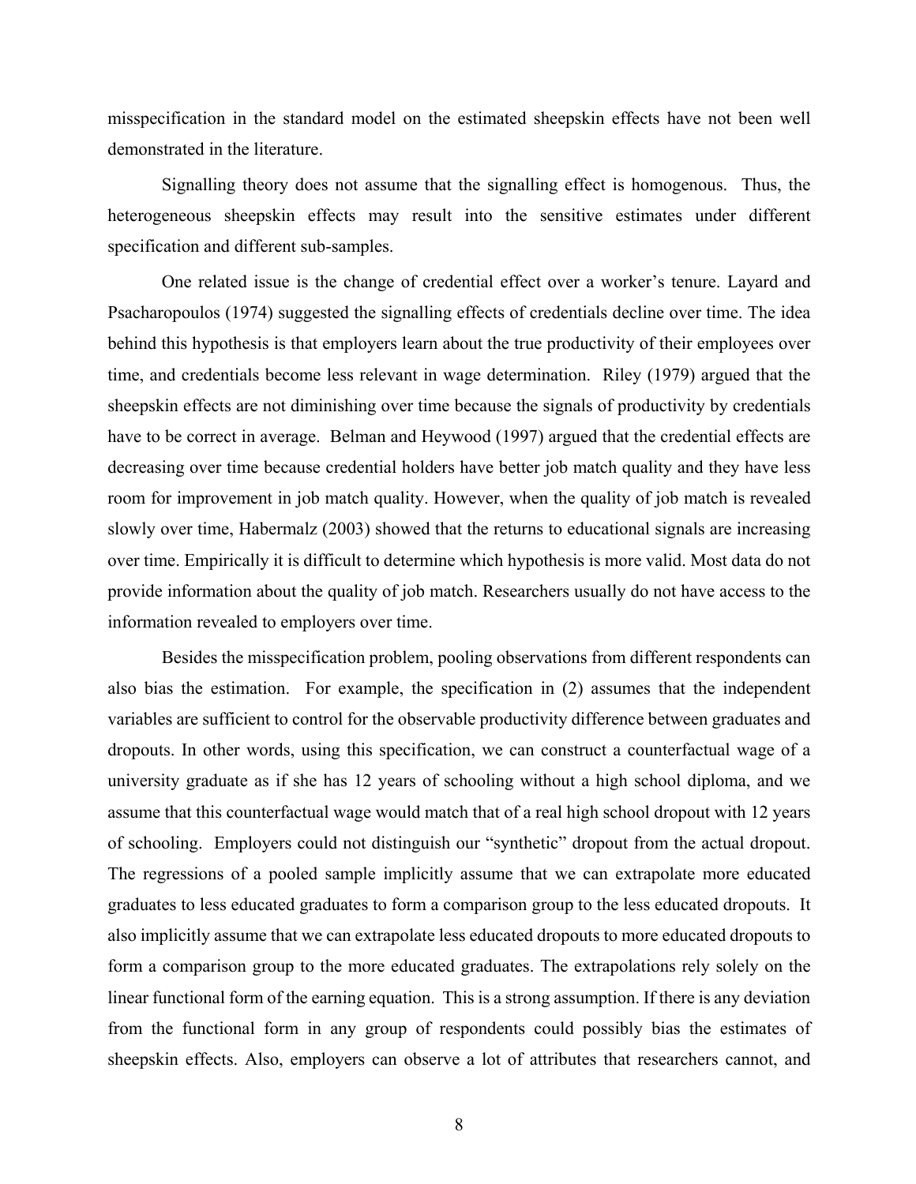misspecification in the standard model on the estimated sheepskin effects have not been well demonstrated in the literature.

Signalling theory does not assume that the signalling effect is homogenous. Thus, the heterogeneous sheepskin effects may result into the sensitive estimates under different specification and different sub-samples.

One related issue is the change of credential effect over a worker's tenure. Layard and Psacharopoulos (1974) suggested the signalling effects of credentials decline over time. The idea behind this hypothesis is that employers learn about the true productivity of their employees over time, and credentials become less relevant in wage determination. Riley (1979) argued that the sheepskin effects are not diminishing over time because the signals of productivity by credentials have to be correct in average. Belman and Heywood (1997) argued that the credential effects are decreasing over time because credential holders have better job match quality and they have less room for improvement in job match quality. However, when the quality of job match is revealed slowly over time, Habermalz (2003) showed that the returns to educational signals are increasing over time. Empirically it is difficult to determine which hypothesis is more valid. Most data do not provide information about the quality of job match. Researchers usually do not have access to the information revealed to employers over time.

Besides the misspecification problem, pooling observations from different respondents can also bias the estimation. For example, the specification in (2) assumes that the independent variables are sufficient to control for the observable productivity difference between graduates and dropouts. In other words, using this specification, we can construct a counterfactual wage of a university graduate as if she has 12 years of schooling without a high school diploma, and we assume that this counterfactual wage would match that of a real high school dropout with 12 years of schooling. Employers could not distinguish our "synthetic" dropout from the actual dropout. The regressions of a pooled sample implicitly assume that we can extrapolate more educated graduates to less educated graduates to form a comparison group to the less educated dropouts. It also implicitly assume that we can extrapolate less educated dropouts to more educated dropouts to form a comparison group to the more educated graduates. The extrapolations rely solely on the linear functional form of the earning equation. This is a strong assumption. If there is any deviation from the functional form in any group of respondents could possibly bias the estimates of sheepskin effects. Also, employers can observe a lot of attributes that researchers cannot, and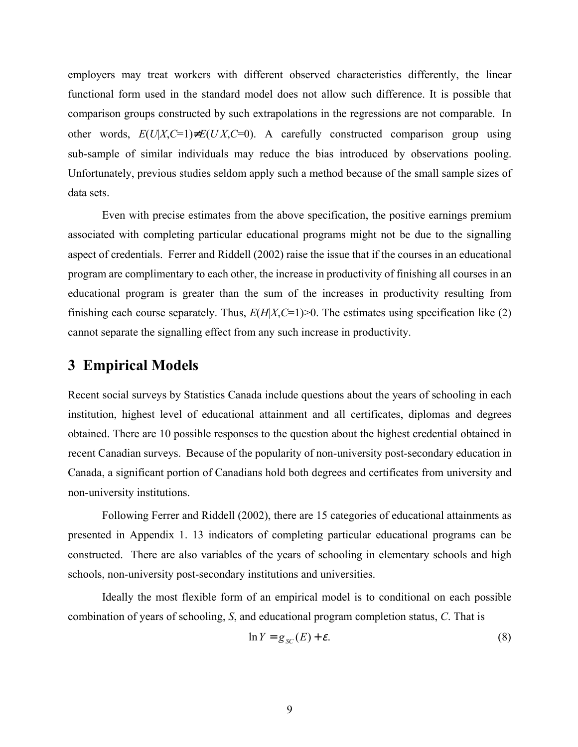employers may treat workers with different observed characteristics differently, the linear functional form used in the standard model does not allow such difference. It is possible that comparison groups constructed by such extrapolations in the regressions are not comparable. In other words, $E(U|X,C=1) \neq E(U|X,C=0)$. A carefully constructed comparison group using sub-sample of similar individuals may reduce the bias introduced by observations pooling. Unfortunately, previous studies seldom apply such a method because of the small sample sizes of data sets.

Even with precise estimates from the above specification, the positive earnings premium associated with completing particular educational programs might not be due to the signalling aspect of credentials. Ferrer and Riddell (2002) raise the issue that if the courses in an educational program are complimentary to each other, the increase in productivity of finishing all courses in an educational program is greater than the sum of the increases in productivity resulting from finishing each course separately. Thus, $E(H|X,C=1)>0$. The estimates using specification like (2) cannot separate the signalling effect from any such increase in productivity.

## 3 Empirical Models

Recent social surveys by Statistics Canada include questions about the years of schooling in each institution, highest level of educational attainment and all certificates, diplomas and degrees obtained. There are 10 possible responses to the question about the highest credential obtained in recent Canadian surveys. Because of the popularity of non-university post-secondary education in Canada, a significant portion of Canadians hold both degrees and certificates from university and non-university institutions.

Following Ferrer and Riddell (2002), there are 15 categories of educational attainments as presented in Appendix 1. 13 indicators of completing particular educational programs can be constructed. There are also variables of the years of schooling in elementary schools and high schools, non-university post-secondary institutions and universities.

Ideally the most flexible form of an empirical model is to conditional on each possible combination of years of schooling, $S$, and educational program completion status, $C$. That is

$$\ln Y = g_{SC}(E) + \varepsilon. \tag{8}$$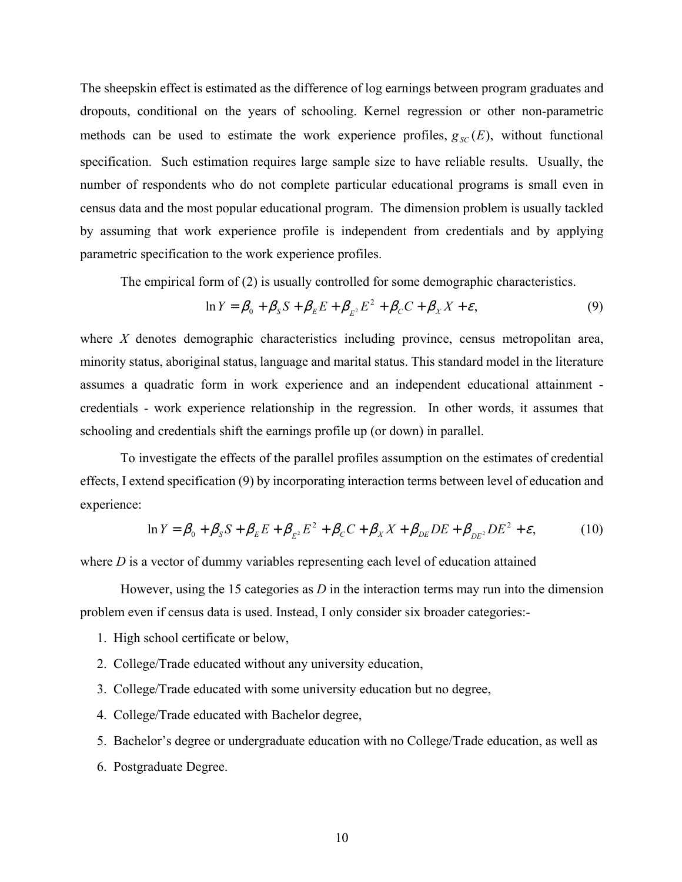The sheepskin effect is estimated as the difference of log earnings between program graduates and dropouts, conditional on the years of schooling. Kernel regression or other non-parametric methods can be used to estimate the work experience profiles, $g_{SC}(E)$, without functional specification. Such estimation requires large sample size to have reliable results. Usually, the number of respondents who do not complete particular educational programs is small even in census data and the most popular educational program. The dimension problem is usually tackled by assuming that work experience profile is independent from credentials and by applying parametric specification to the work experience profiles.

The empirical form of (2) is usually controlled for some demographic characteristics.

$$\ln Y = \beta_0 + \beta_S S + \beta_E E + \beta_{E^2} E^2 + \beta_C C + \beta_X X + \varepsilon, \tag{9}$$

where $X$ denotes demographic characteristics including province, census metropolitan area, minority status, aboriginal status, language and marital status. This standard model in the literature assumes a quadratic form in work experience and an independent educational attainment - credentials - work experience relationship in the regression. In other words, it assumes that schooling and credentials shift the earnings profile up (or down) in parallel.

To investigate the effects of the parallel profiles assumption on the estimates of credential effects, I extend specification (9) by incorporating interaction terms between level of education and experience:

$$\ln Y = \beta_0 + \beta_S S + \beta_E E + \beta_{E^2} E^2 + \beta_C C + \beta_X X + \beta_{DE} DE + \beta_{DE^2} DE^2 + \varepsilon, \tag{10}$$

where $D$ is a vector of dummy variables representing each level of education attained

However, using the 15 categories as $D$ in the interaction terms may run into the dimension problem even if census data is used. Instead, I only consider six broader categories:-

1. High school certificate or below,
2. College/Trade educated without any university education,
3. College/Trade educated with some university education but no degree,
4. College/Trade educated with Bachelor degree,
5. Bachelor's degree or undergraduate education with no College/Trade education, as well as
6. Postgraduate Degree.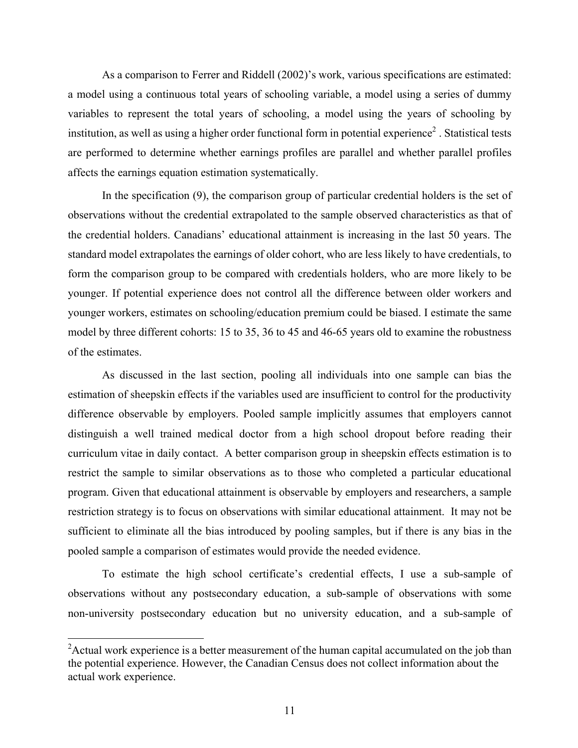As a comparison to Ferrer and Riddell (2002)'s work, various specifications are estimated: a model using a continuous total years of schooling variable, a model using a series of dummy variables to represent the total years of schooling, a model using the years of schooling by institution, as well as using a higher order functional form in potential experience[2] . Statistical tests are performed to determine whether earnings profiles are parallel and whether parallel profiles affects the earnings equation estimation systematically.

In the specification (9), the comparison group of particular credential holders is the set of observations without the credential extrapolated to the sample observed characteristics as that of the credential holders. Canadians' educational attainment is increasing in the last 50 years. The standard model extrapolates the earnings of older cohort, who are less likely to have credentials, to form the comparison group to be compared with credentials holders, who are more likely to be younger. If potential experience does not control all the difference between older workers and younger workers, estimates on schooling/education premium could be biased. I estimate the same model by three different cohorts: 15 to 35, 36 to 45 and 46-65 years old to examine the robustness of the estimates.

As discussed in the last section, pooling all individuals into one sample can bias the estimation of sheepskin effects if the variables used are insufficient to control for the productivity difference observable by employers. Pooled sample implicitly assumes that employers cannot distinguish a well trained medical doctor from a high school dropout before reading their curriculum vitae in daily contact. A better comparison group in sheepskin effects estimation is to restrict the sample to similar observations as to those who completed a particular educational program. Given that educational attainment is observable by employers and researchers, a sample restriction strategy is to focus on observations with similar educational attainment. It may not be sufficient to eliminate all the bias introduced by pooling samples, but if there is any bias in the pooled sample a comparison of estimates would provide the needed evidence.

To estimate the high school certificate's credential effects, I use a sub-sample of observations without any postsecondary education, a sub-sample of observations with some non-university postsecondary education but no university education, and a sub-sample of

[2] Actual work experience is a better measurement of the human capital accumulated on the job than the potential experience. However, the Canadian Census does not collect information about the actual work experience.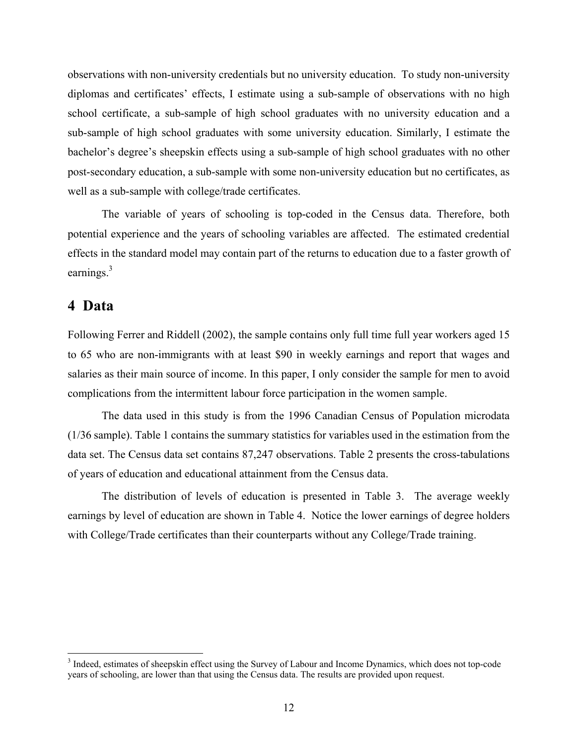observations with non-university credentials but no university education. To study non-university diplomas and certificates' effects, I estimate using a sub-sample of observations with no high school certificate, a sub-sample of high school graduates with no university education and a sub-sample of high school graduates with some university education. Similarly, I estimate the bachelor's degree's sheepskin effects using a sub-sample of high school graduates with no other post-secondary education, a sub-sample with some non-university education but no certificates, as well as a sub-sample with college/trade certificates.

The variable of years of schooling is top-coded in the Census data. Therefore, both potential experience and the years of schooling variables are affected. The estimated credential effects in the standard model may contain part of the returns to education due to a faster growth of earnings.[3]

# 4 Data

Following Ferrer and Riddell (2002), the sample contains only full time full year workers aged 15 to 65 who are non-immigrants with at least $90 in weekly earnings and report that wages and salaries as their main source of income. In this paper, I only consider the sample for men to avoid complications from the intermittent labour force participation in the women sample.

The data used in this study is from the 1996 Canadian Census of Population microdata (1/36 sample). Table 1 contains the summary statistics for variables used in the estimation from the data set. The Census data set contains 87,247 observations. Table 2 presents the cross-tabulations of years of education and educational attainment from the Census data.

The distribution of levels of education is presented in Table 3. The average weekly earnings by level of education are shown in Table 4. Notice the lower earnings of degree holders with College/Trade certificates than their counterparts without any College/Trade training.

[3] Indeed, estimates of sheepskin effect using the Survey of Labour and Income Dynamics, which does not top-code years of schooling, are lower than that using the Census data. The results are provided upon request.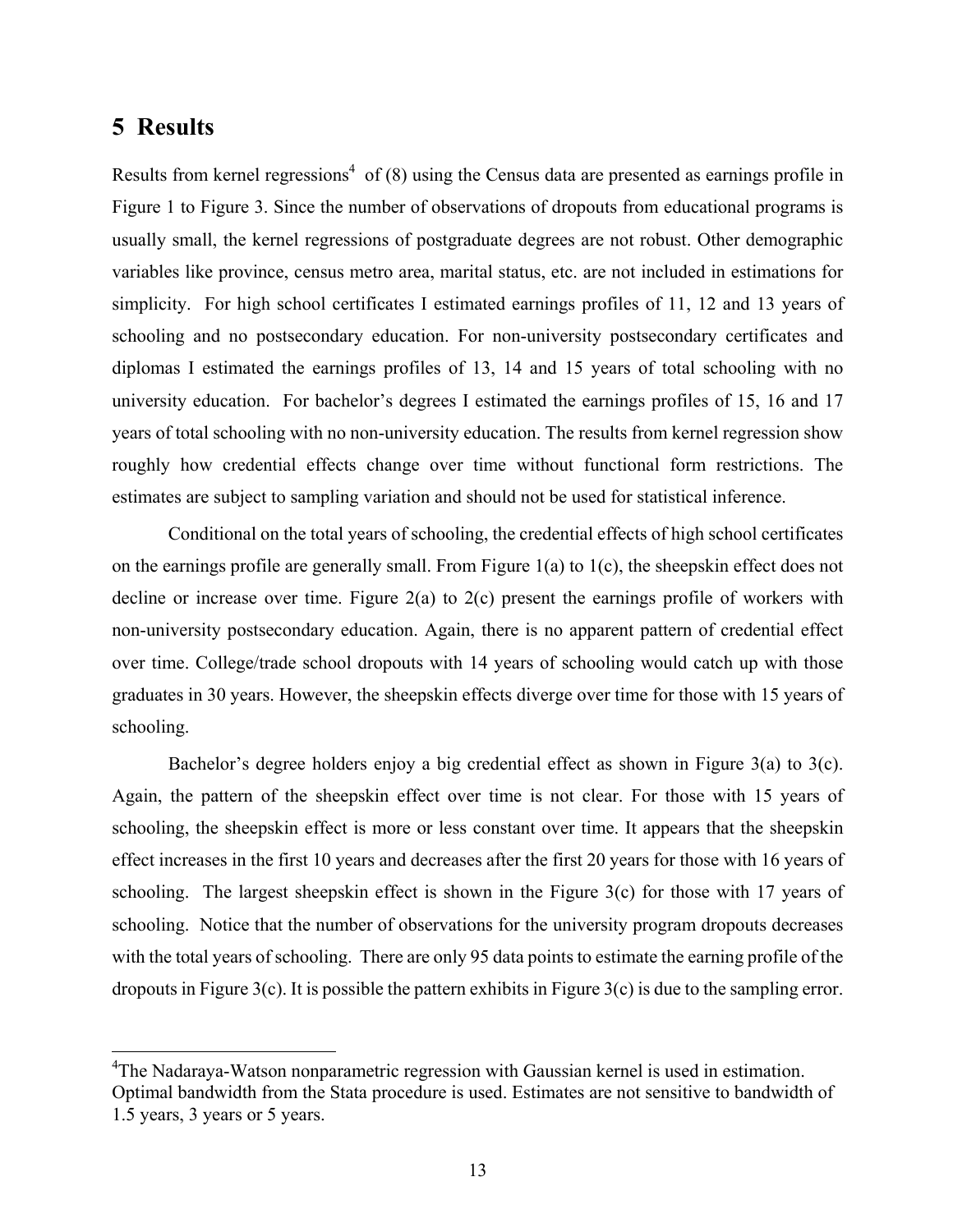## 5 Results

Results from kernel regressions[4] of (8) using the Census data are presented as earnings profile in Figure 1 to Figure 3. Since the number of observations of dropouts from educational programs is usually small, the kernel regressions of postgraduate degrees are not robust. Other demographic variables like province, census metro area, marital status, etc. are not included in estimations for simplicity. For high school certificates I estimated earnings profiles of 11, 12 and 13 years of schooling and no postsecondary education. For non-university postsecondary certificates and diplomas I estimated the earnings profiles of 13, 14 and 15 years of total schooling with no university education. For bachelor's degrees I estimated the earnings profiles of 15, 16 and 17 years of total schooling with no non-university education. The results from kernel regression show roughly how credential effects change over time without functional form restrictions. The estimates are subject to sampling variation and should not be used for statistical inference.

Conditional on the total years of schooling, the credential effects of high school certificates on the earnings profile are generally small. From Figure 1(a) to 1(c), the sheepskin effect does not decline or increase over time. Figure 2(a) to 2(c) present the earnings profile of workers with non-university postsecondary education. Again, there is no apparent pattern of credential effect over time. College/trade school dropouts with 14 years of schooling would catch up with those graduates in 30 years. However, the sheepskin effects diverge over time for those with 15 years of schooling.

Bachelor's degree holders enjoy a big credential effect as shown in Figure 3(a) to 3(c). Again, the pattern of the sheepskin effect over time is not clear. For those with 15 years of schooling, the sheepskin effect is more or less constant over time. It appears that the sheepskin effect increases in the first 10 years and decreases after the first 20 years for those with 16 years of schooling. The largest sheepskin effect is shown in the Figure 3(c) for those with 17 years of schooling. Notice that the number of observations for the university program dropouts decreases with the total years of schooling. There are only 95 data points to estimate the earning profile of the dropouts in Figure 3(c). It is possible the pattern exhibits in Figure 3(c) is due to the sampling error.

---

[4]The Nadaraya-Watson nonparametric regression with Gaussian kernel is used in estimation. Optimal bandwidth from the Stata procedure is used. Estimates are not sensitive to bandwidth of 1.5 years, 3 years or 5 years.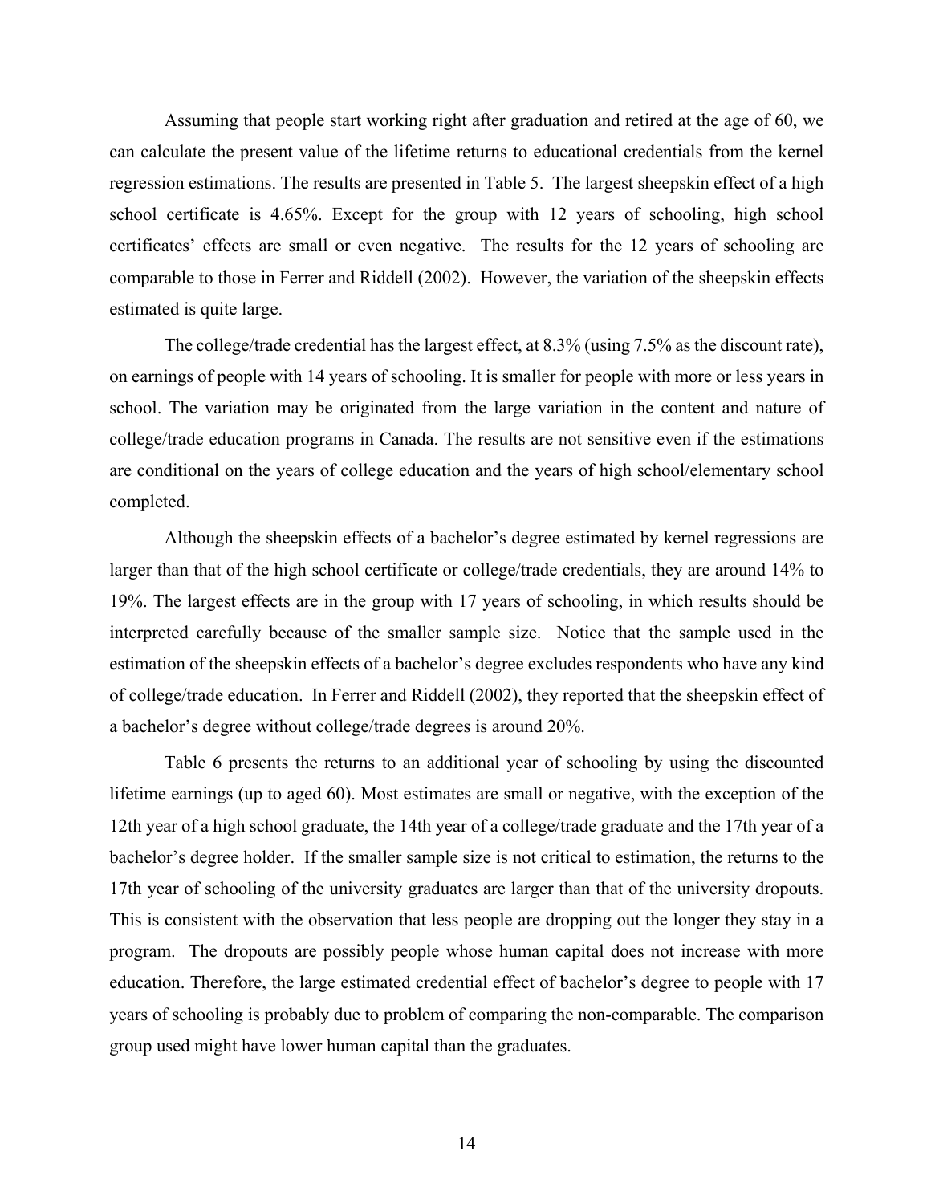Assuming that people start working right after graduation and retired at the age of 60, we can calculate the present value of the lifetime returns to educational credentials from the kernel regression estimations. The results are presented in Table 5. The largest sheepskin effect of a high school certificate is 4.65%. Except for the group with 12 years of schooling, high school certificates' effects are small or even negative. The results for the 12 years of schooling are comparable to those in Ferrer and Riddell (2002). However, the variation of the sheepskin effects estimated is quite large.

The college/trade credential has the largest effect, at 8.3% (using 7.5% as the discount rate), on earnings of people with 14 years of schooling. It is smaller for people with more or less years in school. The variation may be originated from the large variation in the content and nature of college/trade education programs in Canada. The results are not sensitive even if the estimations are conditional on the years of college education and the years of high school/elementary school completed.

Although the sheepskin effects of a bachelor's degree estimated by kernel regressions are larger than that of the high school certificate or college/trade credentials, they are around 14% to 19%. The largest effects are in the group with 17 years of schooling, in which results should be interpreted carefully because of the smaller sample size. Notice that the sample used in the estimation of the sheepskin effects of a bachelor's degree excludes respondents who have any kind of college/trade education. In Ferrer and Riddell (2002), they reported that the sheepskin effect of a bachelor's degree without college/trade degrees is around 20%.

Table 6 presents the returns to an additional year of schooling by using the discounted lifetime earnings (up to aged 60). Most estimates are small or negative, with the exception of the 12th year of a high school graduate, the 14th year of a college/trade graduate and the 17th year of a bachelor's degree holder. If the smaller sample size is not critical to estimation, the returns to the 17th year of schooling of the university graduates are larger than that of the university dropouts. This is consistent with the observation that less people are dropping out the longer they stay in a program. The dropouts are possibly people whose human capital does not increase with more education. Therefore, the large estimated credential effect of bachelor's degree to people with 17 years of schooling is probably due to problem of comparing the non-comparable. The comparison group used might have lower human capital than the graduates.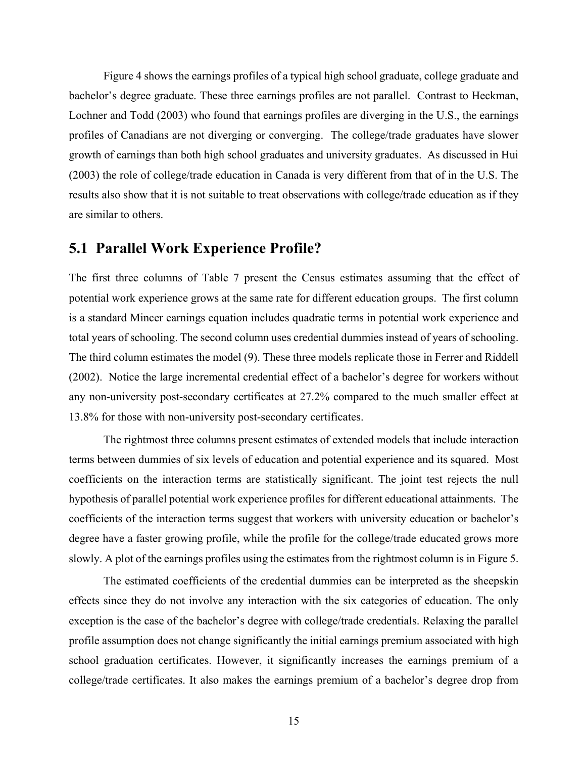Figure 4 shows the earnings profiles of a typical high school graduate, college graduate and bachelor's degree graduate. These three earnings profiles are not parallel. Contrast to Heckman, Lochner and Todd (2003) who found that earnings profiles are diverging in the U.S., the earnings profiles of Canadians are not diverging or converging. The college/trade graduates have slower growth of earnings than both high school graduates and university graduates. As discussed in Hui (2003) the role of college/trade education in Canada is very different from that of in the U.S. The results also show that it is not suitable to treat observations with college/trade education as if they are similar to others.

## 5.1 Parallel Work Experience Profile?

The first three columns of Table 7 present the Census estimates assuming that the effect of potential work experience grows at the same rate for different education groups. The first column is a standard Mincer earnings equation includes quadratic terms in potential work experience and total years of schooling. The second column uses credential dummies instead of years of schooling. The third column estimates the model (9). These three models replicate those in Ferrer and Riddell (2002). Notice the large incremental credential effect of a bachelor's degree for workers without any non-university post-secondary certificates at 27.2% compared to the much smaller effect at 13.8% for those with non-university post-secondary certificates.

The rightmost three columns present estimates of extended models that include interaction terms between dummies of six levels of education and potential experience and its squared. Most coefficients on the interaction terms are statistically significant. The joint test rejects the null hypothesis of parallel potential work experience profiles for different educational attainments. The coefficients of the interaction terms suggest that workers with university education or bachelor's degree have a faster growing profile, while the profile for the college/trade educated grows more slowly. A plot of the earnings profiles using the estimates from the rightmost column is in Figure 5.

The estimated coefficients of the credential dummies can be interpreted as the sheepskin effects since they do not involve any interaction with the six categories of education. The only exception is the case of the bachelor's degree with college/trade credentials. Relaxing the parallel profile assumption does not change significantly the initial earnings premium associated with high school graduation certificates. However, it significantly increases the earnings premium of a college/trade certificates. It also makes the earnings premium of a bachelor's degree drop from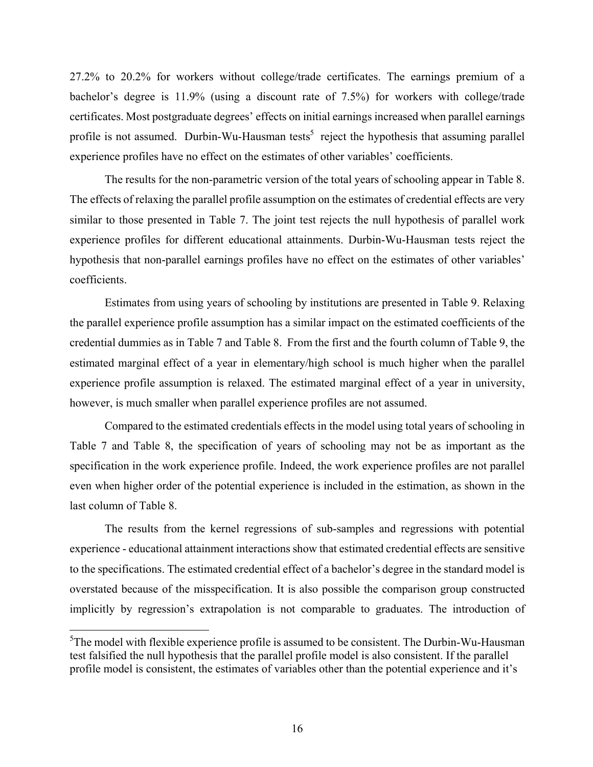27.2% to 20.2% for workers without college/trade certificates. The earnings premium of a bachelor's degree is 11.9% (using a discount rate of 7.5%) for workers with college/trade certificates. Most postgraduate degrees' effects on initial earnings increased when parallel earnings profile is not assumed. Durbin-Wu-Hausman tests[5] reject the hypothesis that assuming parallel experience profiles have no effect on the estimates of other variables' coefficients.

The results for the non-parametric version of the total years of schooling appear in Table 8. The effects of relaxing the parallel profile assumption on the estimates of credential effects are very similar to those presented in Table 7. The joint test rejects the null hypothesis of parallel work experience profiles for different educational attainments. Durbin-Wu-Hausman tests reject the hypothesis that non-parallel earnings profiles have no effect on the estimates of other variables' coefficients.

Estimates from using years of schooling by institutions are presented in Table 9. Relaxing the parallel experience profile assumption has a similar impact on the estimated coefficients of the credential dummies as in Table 7 and Table 8. From the first and the fourth column of Table 9, the estimated marginal effect of a year in elementary/high school is much higher when the parallel experience profile assumption is relaxed. The estimated marginal effect of a year in university, however, is much smaller when parallel experience profiles are not assumed.

Compared to the estimated credentials effects in the model using total years of schooling in Table 7 and Table 8, the specification of years of schooling may not be as important as the specification in the work experience profile. Indeed, the work experience profiles are not parallel even when higher order of the potential experience is included in the estimation, as shown in the last column of Table 8.

The results from the kernel regressions of sub-samples and regressions with potential experience - educational attainment interactions show that estimated credential effects are sensitive to the specifications. The estimated credential effect of a bachelor's degree in the standard model is overstated because of the misspecification. It is also possible the comparison group constructed implicitly by regression's extrapolation is not comparable to graduates. The introduction of

[5]The model with flexible experience profile is assumed to be consistent. The Durbin-Wu-Hausman test falsified the null hypothesis that the parallel profile model is also consistent. If the parallel profile model is consistent, the estimates of variables other than the potential experience and it's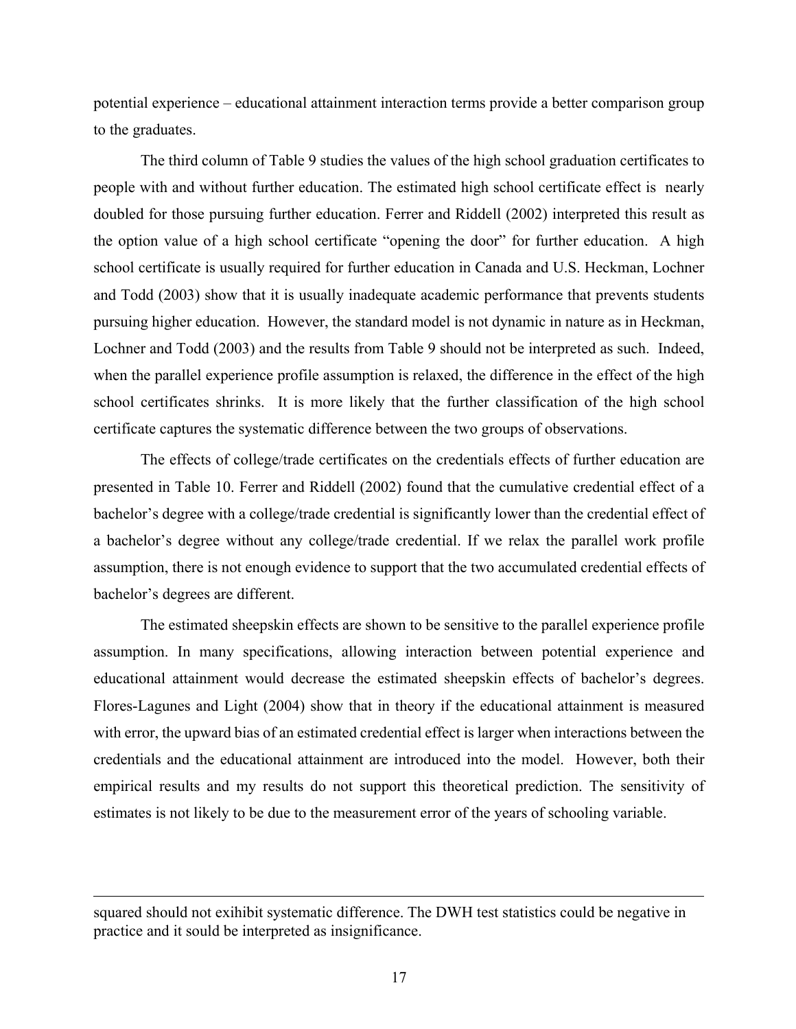potential experience – educational attainment interaction terms provide a better comparison group to the graduates.

The third column of Table 9 studies the values of the high school graduation certificates to people with and without further education. The estimated high school certificate effect is nearly doubled for those pursuing further education. Ferrer and Riddell (2002) interpreted this result as the option value of a high school certificate "opening the door" for further education. A high school certificate is usually required for further education in Canada and U.S. Heckman, Lochner and Todd (2003) show that it is usually inadequate academic performance that prevents students pursuing higher education. However, the standard model is not dynamic in nature as in Heckman, Lochner and Todd (2003) and the results from Table 9 should not be interpreted as such. Indeed, when the parallel experience profile assumption is relaxed, the difference in the effect of the high school certificates shrinks. It is more likely that the further classification of the high school certificate captures the systematic difference between the two groups of observations.

The effects of college/trade certificates on the credentials effects of further education are presented in Table 10. Ferrer and Riddell (2002) found that the cumulative credential effect of a bachelor's degree with a college/trade credential is significantly lower than the credential effect of a bachelor's degree without any college/trade credential. If we relax the parallel work profile assumption, there is not enough evidence to support that the two accumulated credential effects of bachelor's degrees are different.

The estimated sheepskin effects are shown to be sensitive to the parallel experience profile assumption. In many specifications, allowing interaction between potential experience and educational attainment would decrease the estimated sheepskin effects of bachelor's degrees. Flores-Lagunes and Light (2004) show that in theory if the educational attainment is measured with error, the upward bias of an estimated credential effect is larger when interactions between the credentials and the educational attainment are introduced into the model. However, both their empirical results and my results do not support this theoretical prediction. The sensitivity of estimates is not likely to be due to the measurement error of the years of schooling variable.

---

squared should not exihibit systematic difference. The DWH test statistics could be negative in practice and it sould be interpreted as insignificance.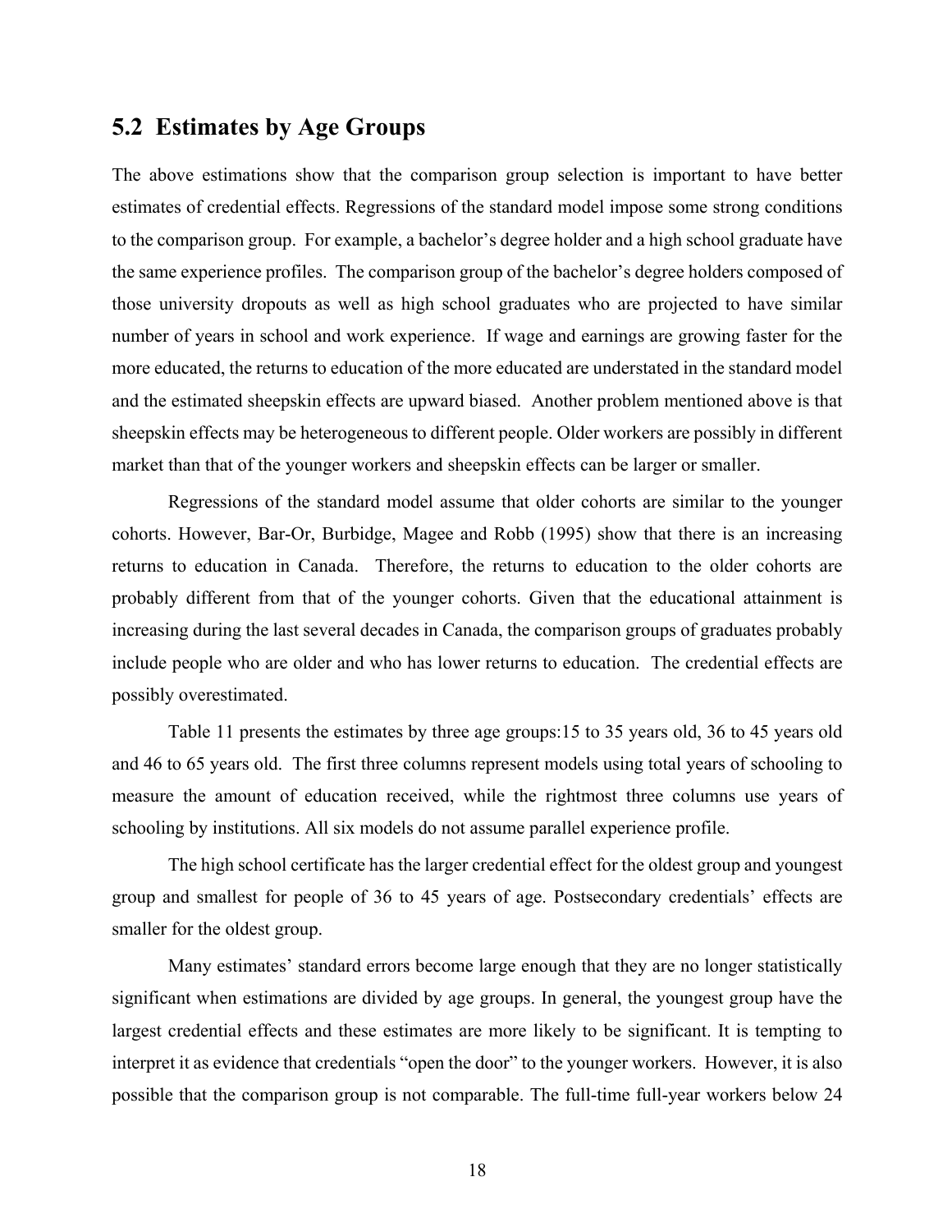## 5.2 Estimates by Age Groups

The above estimations show that the comparison group selection is important to have better estimates of credential effects. Regressions of the standard model impose some strong conditions to the comparison group. For example, a bachelor's degree holder and a high school graduate have the same experience profiles. The comparison group of the bachelor's degree holders composed of those university dropouts as well as high school graduates who are projected to have similar number of years in school and work experience. If wage and earnings are growing faster for the more educated, the returns to education of the more educated are understated in the standard model and the estimated sheepskin effects are upward biased. Another problem mentioned above is that sheepskin effects may be heterogeneous to different people. Older workers are possibly in different market than that of the younger workers and sheepskin effects can be larger or smaller.

Regressions of the standard model assume that older cohorts are similar to the younger cohorts. However, Bar-Or, Burbidge, Magee and Robb (1995) show that there is an increasing returns to education in Canada. Therefore, the returns to education to the older cohorts are probably different from that of the younger cohorts. Given that the educational attainment is increasing during the last several decades in Canada, the comparison groups of graduates probably include people who are older and who has lower returns to education. The credential effects are possibly overestimated.

Table 11 presents the estimates by three age groups:15 to 35 years old, 36 to 45 years old and 46 to 65 years old. The first three columns represent models using total years of schooling to measure the amount of education received, while the rightmost three columns use years of schooling by institutions. All six models do not assume parallel experience profile.

The high school certificate has the larger credential effect for the oldest group and youngest group and smallest for people of 36 to 45 years of age. Postsecondary credentials' effects are smaller for the oldest group.

Many estimates' standard errors become large enough that they are no longer statistically significant when estimations are divided by age groups. In general, the youngest group have the largest credential effects and these estimates are more likely to be significant. It is tempting to interpret it as evidence that credentials "open the door" to the younger workers. However, it is also possible that the comparison group is not comparable. The full-time full-year workers below 24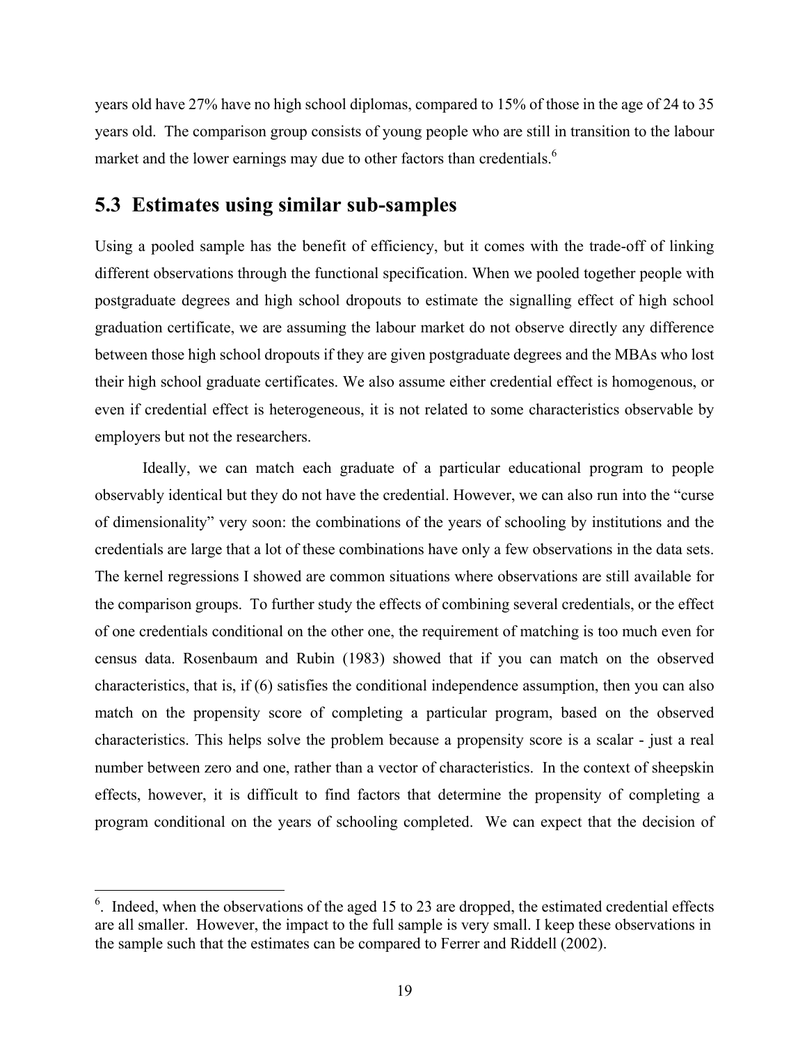years old have 27% have no high school diplomas, compared to 15% of those in the age of 24 to 35 years old. The comparison group consists of young people who are still in transition to the labour market and the lower earnings may due to other factors than credentials.[6]

## 5.3 Estimates using similar sub-samples

Using a pooled sample has the benefit of efficiency, but it comes with the trade-off of linking different observations through the functional specification. When we pooled together people with postgraduate degrees and high school dropouts to estimate the signalling effect of high school graduation certificate, we are assuming the labour market do not observe directly any difference between those high school dropouts if they are given postgraduate degrees and the MBAs who lost their high school graduate certificates. We also assume either credential effect is homogenous, or even if credential effect is heterogeneous, it is not related to some characteristics observable by employers but not the researchers.

Ideally, we can match each graduate of a particular educational program to people observably identical but they do not have the credential. However, we can also run into the "curse of dimensionality" very soon: the combinations of the years of schooling by institutions and the credentials are large that a lot of these combinations have only a few observations in the data sets. The kernel regressions I showed are common situations where observations are still available for the comparison groups. To further study the effects of combining several credentials, or the effect of one credentials conditional on the other one, the requirement of matching is too much even for census data. Rosenbaum and Rubin (1983) showed that if you can match on the observed characteristics, that is, if (6) satisfies the conditional independence assumption, then you can also match on the propensity score of completing a particular program, based on the observed characteristics. This helps solve the problem because a propensity score is a scalar - just a real number between zero and one, rather than a vector of characteristics. In the context of sheepskin effects, however, it is difficult to find factors that determine the propensity of completing a program conditional on the years of schooling completed. We can expect that the decision of

[6]. Indeed, when the observations of the aged 15 to 23 are dropped, the estimated credential effects are all smaller. However, the impact to the full sample is very small. I keep these observations in the sample such that the estimates can be compared to Ferrer and Riddell (2002).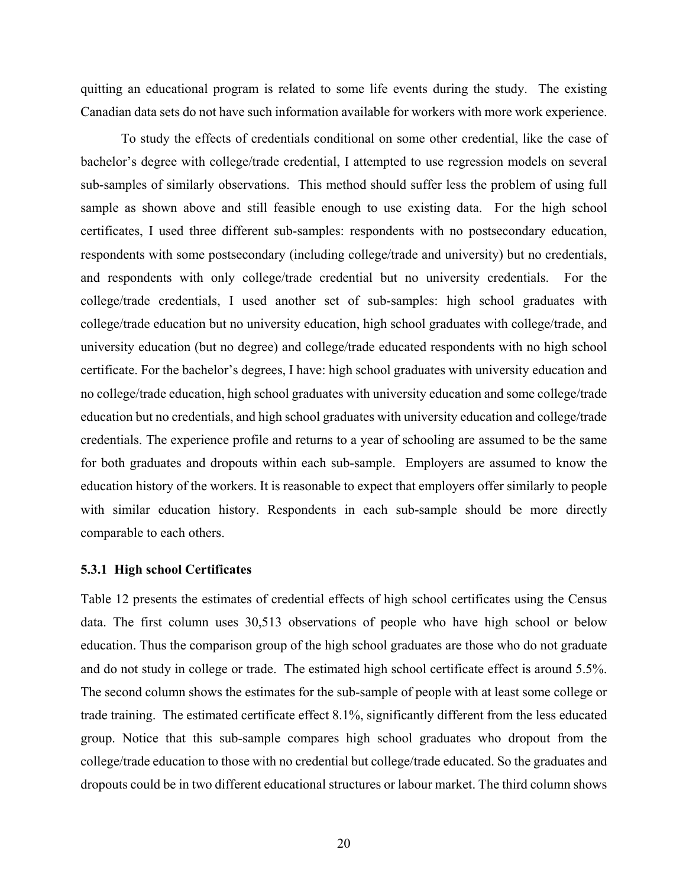quitting an educational program is related to some life events during the study. The existing Canadian data sets do not have such information available for workers with more work experience.

To study the effects of credentials conditional on some other credential, like the case of bachelor's degree with college/trade credential, I attempted to use regression models on several sub-samples of similarly observations. This method should suffer less the problem of using full sample as shown above and still feasible enough to use existing data. For the high school certificates, I used three different sub-samples: respondents with no postsecondary education, respondents with some postsecondary (including college/trade and university) but no credentials, and respondents with only college/trade credential but no university credentials. For the college/trade credentials, I used another set of sub-samples: high school graduates with college/trade education but no university education, high school graduates with college/trade, and university education (but no degree) and college/trade educated respondents with no high school certificate. For the bachelor's degrees, I have: high school graduates with university education and no college/trade education, high school graduates with university education and some college/trade education but no credentials, and high school graduates with university education and college/trade credentials. The experience profile and returns to a year of schooling are assumed to be the same for both graduates and dropouts within each sub-sample. Employers are assumed to know the education history of the workers. It is reasonable to expect that employers offer similarly to people with similar education history. Respondents in each sub-sample should be more directly comparable to each others.

### 5.3.1 High school Certificates

Table 12 presents the estimates of credential effects of high school certificates using the Census data. The first column uses 30,513 observations of people who have high school or below education. Thus the comparison group of the high school graduates are those who do not graduate and do not study in college or trade. The estimated high school certificate effect is around 5.5%. The second column shows the estimates for the sub-sample of people with at least some college or trade training. The estimated certificate effect 8.1%, significantly different from the less educated group. Notice that this sub-sample compares high school graduates who dropout from the college/trade education to those with no credential but college/trade educated. So the graduates and dropouts could be in two different educational structures or labour market. The third column shows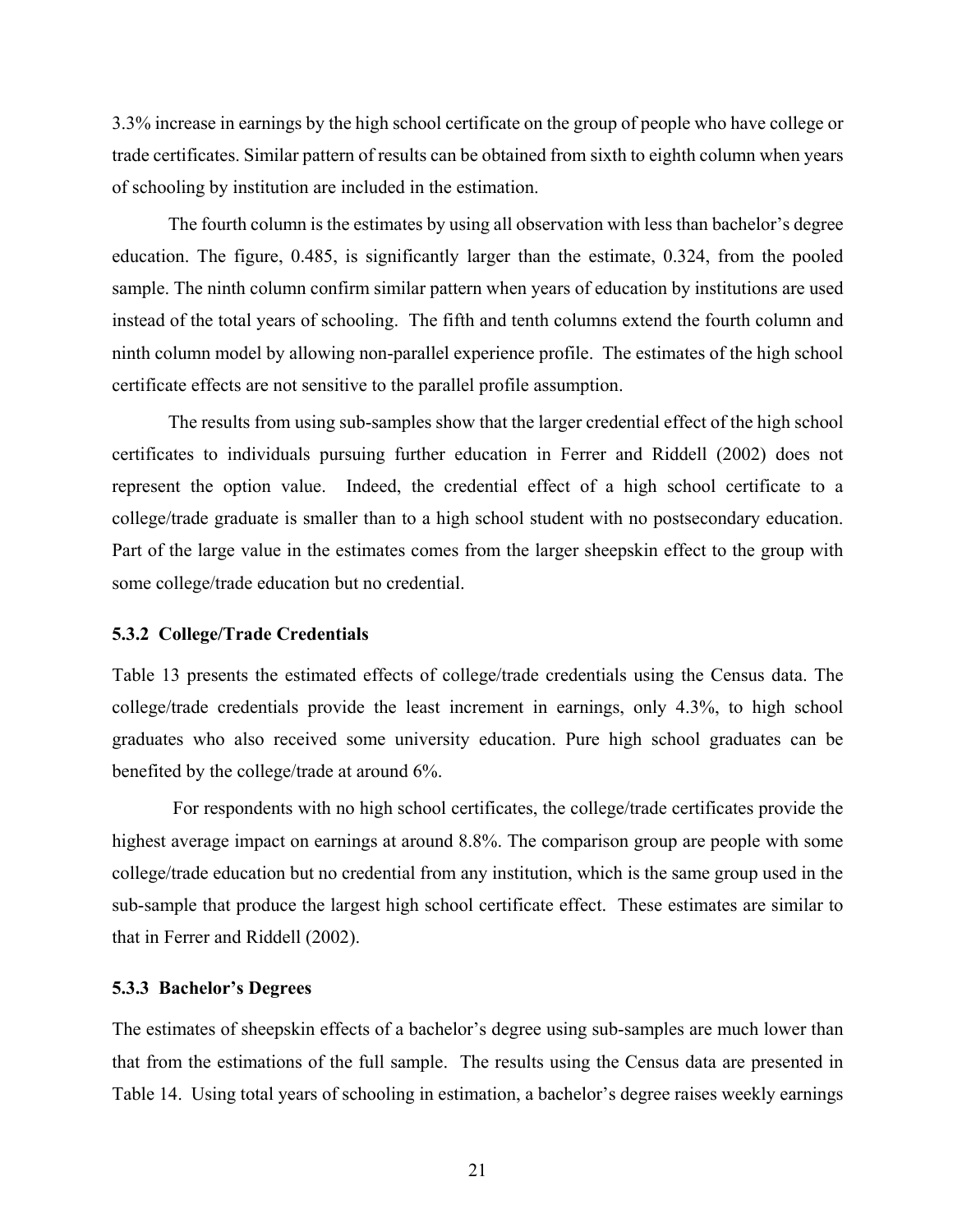3.3% increase in earnings by the high school certificate on the group of people who have college or trade certificates. Similar pattern of results can be obtained from sixth to eighth column when years of schooling by institution are included in the estimation.

The fourth column is the estimates by using all observation with less than bachelor's degree education. The figure, 0.485, is significantly larger than the estimate, 0.324, from the pooled sample. The ninth column confirm similar pattern when years of education by institutions are used instead of the total years of schooling. The fifth and tenth columns extend the fourth column and ninth column model by allowing non-parallel experience profile. The estimates of the high school certificate effects are not sensitive to the parallel profile assumption.

The results from using sub-samples show that the larger credential effect of the high school certificates to individuals pursuing further education in Ferrer and Riddell (2002) does not represent the option value. Indeed, the credential effect of a high school certificate to a college/trade graduate is smaller than to a high school student with no postsecondary education. Part of the large value in the estimates comes from the larger sheepskin effect to the group with some college/trade education but no credential.

### 5.3.2 College/Trade Credentials

Table 13 presents the estimated effects of college/trade credentials using the Census data. The college/trade credentials provide the least increment in earnings, only 4.3%, to high school graduates who also received some university education. Pure high school graduates can be benefited by the college/trade at around 6%.

For respondents with no high school certificates, the college/trade certificates provide the highest average impact on earnings at around 8.8%. The comparison group are people with some college/trade education but no credential from any institution, which is the same group used in the sub-sample that produce the largest high school certificate effect. These estimates are similar to that in Ferrer and Riddell (2002).

### 5.3.3 Bachelor's Degrees

The estimates of sheepskin effects of a bachelor's degree using sub-samples are much lower than that from the estimations of the full sample. The results using the Census data are presented in Table 14. Using total years of schooling in estimation, a bachelor's degree raises weekly earnings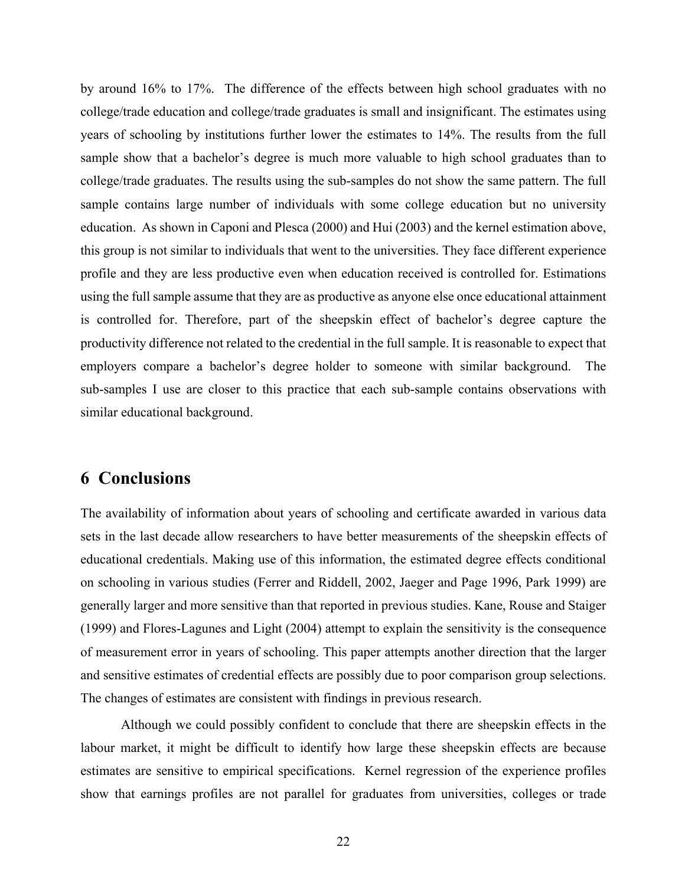by around 16% to 17%. The difference of the effects between high school graduates with no college/trade education and college/trade graduates is small and insignificant. The estimates using years of schooling by institutions further lower the estimates to 14%. The results from the full sample show that a bachelor's degree is much more valuable to high school graduates than to college/trade graduates. The results using the sub-samples do not show the same pattern. The full sample contains large number of individuals with some college education but no university education. As shown in Caponi and Plesca (2000) and Hui (2003) and the kernel estimation above, this group is not similar to individuals that went to the universities. They face different experience profile and they are less productive even when education received is controlled for. Estimations using the full sample assume that they are as productive as anyone else once educational attainment is controlled for. Therefore, part of the sheepskin effect of bachelor's degree capture the productivity difference not related to the credential in the full sample. It is reasonable to expect that employers compare a bachelor's degree holder to someone with similar background. The sub-samples I use are closer to this practice that each sub-sample contains observations with similar educational background.

# 6 Conclusions

The availability of information about years of schooling and certificate awarded in various data sets in the last decade allow researchers to have better measurements of the sheepskin effects of educational credentials. Making use of this information, the estimated degree effects conditional on schooling in various studies (Ferrer and Riddell, 2002, Jaeger and Page 1996, Park 1999) are generally larger and more sensitive than that reported in previous studies. Kane, Rouse and Staiger (1999) and Flores-Lagunes and Light (2004) attempt to explain the sensitivity is the consequence of measurement error in years of schooling. This paper attempts another direction that the larger and sensitive estimates of credential effects are possibly due to poor comparison group selections. The changes of estimates are consistent with findings in previous research.

Although we could possibly confident to conclude that there are sheepskin effects in the labour market, it might be difficult to identify how large these sheepskin effects are because estimates are sensitive to empirical specifications. Kernel regression of the experience profiles show that earnings profiles are not parallel for graduates from universities, colleges or trade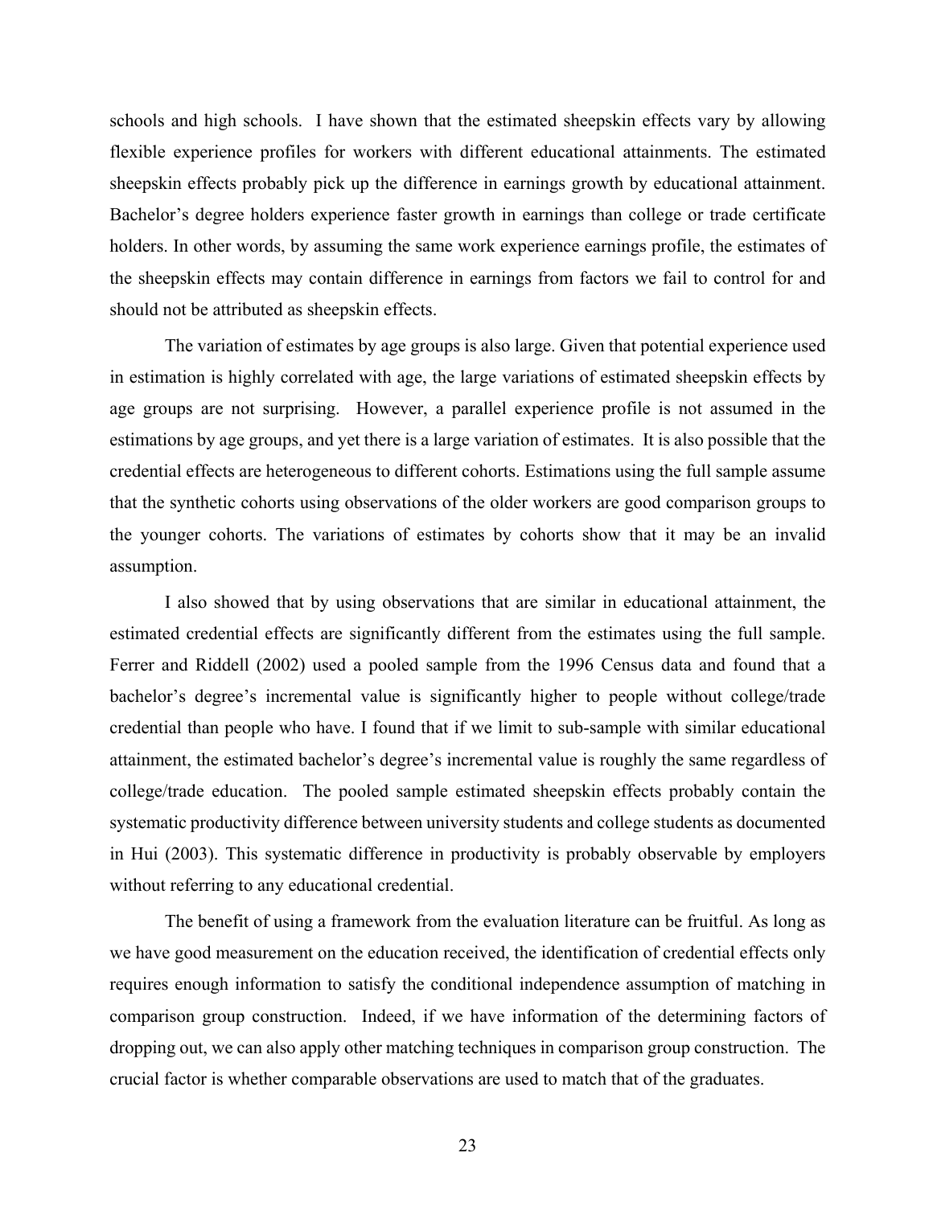schools and high schools. I have shown that the estimated sheepskin effects vary by allowing flexible experience profiles for workers with different educational attainments. The estimated sheepskin effects probably pick up the difference in earnings growth by educational attainment. Bachelor's degree holders experience faster growth in earnings than college or trade certificate holders. In other words, by assuming the same work experience earnings profile, the estimates of the sheepskin effects may contain difference in earnings from factors we fail to control for and should not be attributed as sheepskin effects.

The variation of estimates by age groups is also large. Given that potential experience used in estimation is highly correlated with age, the large variations of estimated sheepskin effects by age groups are not surprising. However, a parallel experience profile is not assumed in the estimations by age groups, and yet there is a large variation of estimates. It is also possible that the credential effects are heterogeneous to different cohorts. Estimations using the full sample assume that the synthetic cohorts using observations of the older workers are good comparison groups to the younger cohorts. The variations of estimates by cohorts show that it may be an invalid assumption.

I also showed that by using observations that are similar in educational attainment, the estimated credential effects are significantly different from the estimates using the full sample. Ferrer and Riddell (2002) used a pooled sample from the 1996 Census data and found that a bachelor's degree's incremental value is significantly higher to people without college/trade credential than people who have. I found that if we limit to sub-sample with similar educational attainment, the estimated bachelor's degree's incremental value is roughly the same regardless of college/trade education. The pooled sample estimated sheepskin effects probably contain the systematic productivity difference between university students and college students as documented in Hui (2003). This systematic difference in productivity is probably observable by employers without referring to any educational credential.

The benefit of using a framework from the evaluation literature can be fruitful. As long as we have good measurement on the education received, the identification of credential effects only requires enough information to satisfy the conditional independence assumption of matching in comparison group construction. Indeed, if we have information of the determining factors of dropping out, we can also apply other matching techniques in comparison group construction. The crucial factor is whether comparable observations are used to match that of the graduates.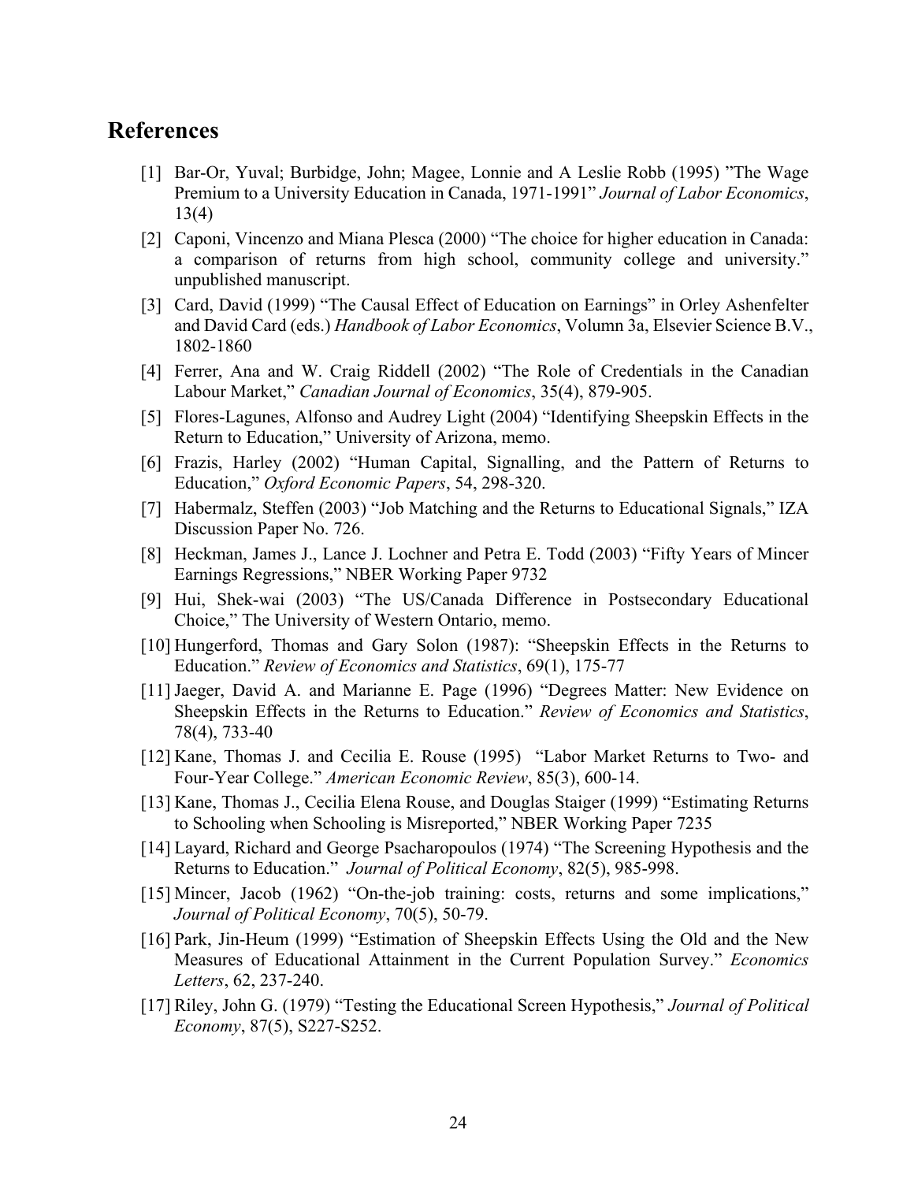## References

[1] Bar-Or, Yuval; Burbidge, John; Magee, Lonnie and A Leslie Robb (1995) "The Wage Premium to a University Education in Canada, 1971-1991" *Journal of Labor Economics*, 13(4)

[2] Caponi, Vincenzo and Miana Plesca (2000) "The choice for higher education in Canada: a comparison of returns from high school, community college and university." unpublished manuscript.

[3] Card, David (1999) "The Causal Effect of Education on Earnings" in Orley Ashenfelter and David Card (eds.) *Handbook of Labor Economics*, Volumn 3a, Elsevier Science B.V., 1802-1860

[4] Ferrer, Ana and W. Craig Riddell (2002) "The Role of Credentials in the Canadian Labour Market," *Canadian Journal of Economics*, 35(4), 879-905.

[5] Flores-Lagunes, Alfonso and Audrey Light (2004) "Identifying Sheepskin Effects in the Return to Education," University of Arizona, memo.

[6] Frazis, Harley (2002) "Human Capital, Signalling, and the Pattern of Returns to Education," *Oxford Economic Papers*, 54, 298-320.

[7] Habermalz, Steffen (2003) "Job Matching and the Returns to Educational Signals," IZA Discussion Paper No. 726.

[8] Heckman, James J., Lance J. Lochner and Petra E. Todd (2003) "Fifty Years of Mincer Earnings Regressions," NBER Working Paper 9732

[9] Hui, Shek-wai (2003) "The US/Canada Difference in Postsecondary Educational Choice," The University of Western Ontario, memo.

[10] Hungerford, Thomas and Gary Solon (1987): "Sheepskin Effects in the Returns to Education." *Review of Economics and Statistics*, 69(1), 175-77

[11] Jaeger, David A. and Marianne E. Page (1996) "Degrees Matter: New Evidence on Sheepskin Effects in the Returns to Education." *Review of Economics and Statistics*, 78(4), 733-40

[12] Kane, Thomas J. and Cecilia E. Rouse (1995) "Labor Market Returns to Two- and Four-Year College." *American Economic Review*, 85(3), 600-14.

[13] Kane, Thomas J., Cecilia Elena Rouse, and Douglas Staiger (1999) "Estimating Returns to Schooling when Schooling is Misreported," NBER Working Paper 7235

[14] Layard, Richard and George Psacharopoulos (1974) "The Screening Hypothesis and the Returns to Education." *Journal of Political Economy*, 82(5), 985-998.

[15] Mincer, Jacob (1962) "On-the-job training: costs, returns and some implications," *Journal of Political Economy*, 70(5), 50-79.

[16] Park, Jin-Heum (1999) "Estimation of Sheepskin Effects Using the Old and the New Measures of Educational Attainment in the Current Population Survey." *Economics Letters*, 62, 237-240.

[17] Riley, John G. (1979) "Testing the Educational Screen Hypothesis," *Journal of Political Economy*, 87(5), S227-S252.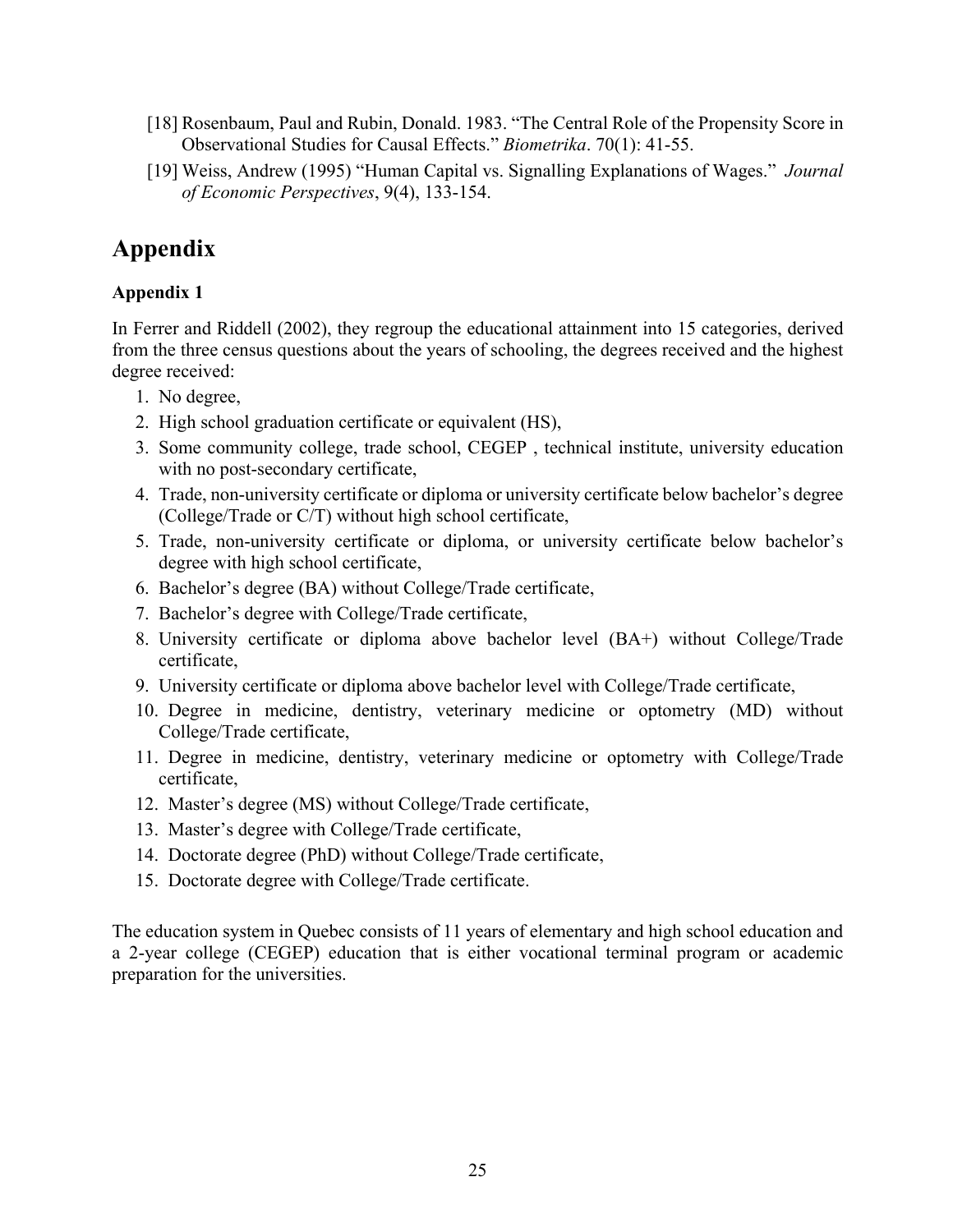[18] Rosenbaum, Paul and Rubin, Donald. 1983. "The Central Role of the Propensity Score in Observational Studies for Causal Effects." *Biometrika*. 70(1): 41-55.

[19] Weiss, Andrew (1995) "Human Capital vs. Signalling Explanations of Wages." *Journal of Economic Perspectives*, 9(4), 133-154.

# Appendix

### Appendix 1

In Ferrer and Riddell (2002), they regroup the educational attainment into 15 categories, derived from the three census questions about the years of schooling, the degrees received and the highest degree received:

1. No degree,
2. High school graduation certificate or equivalent (HS),
3. Some community college, trade school, CEGEP , technical institute, university education with no post-secondary certificate,
4. Trade, non-university certificate or diploma or university certificate below bachelor's degree (College/Trade or C/T) without high school certificate,
5. Trade, non-university certificate or diploma, or university certificate below bachelor's degree with high school certificate,
6. Bachelor's degree (BA) without College/Trade certificate,
7. Bachelor's degree with College/Trade certificate,
8. University certificate or diploma above bachelor level (BA+) without College/Trade certificate,
9. University certificate or diploma above bachelor level with College/Trade certificate,
10. Degree in medicine, dentistry, veterinary medicine or optometry (MD) without College/Trade certificate,
11. Degree in medicine, dentistry, veterinary medicine or optometry with College/Trade certificate,
12. Master's degree (MS) without College/Trade certificate,
13. Master's degree with College/Trade certificate,
14. Doctorate degree (PhD) without College/Trade certificate,
15. Doctorate degree with College/Trade certificate.

The education system in Quebec consists of 11 years of elementary and high school education and a 2-year college (CEGEP) education that is either vocational terminal program or academic preparation for the universities.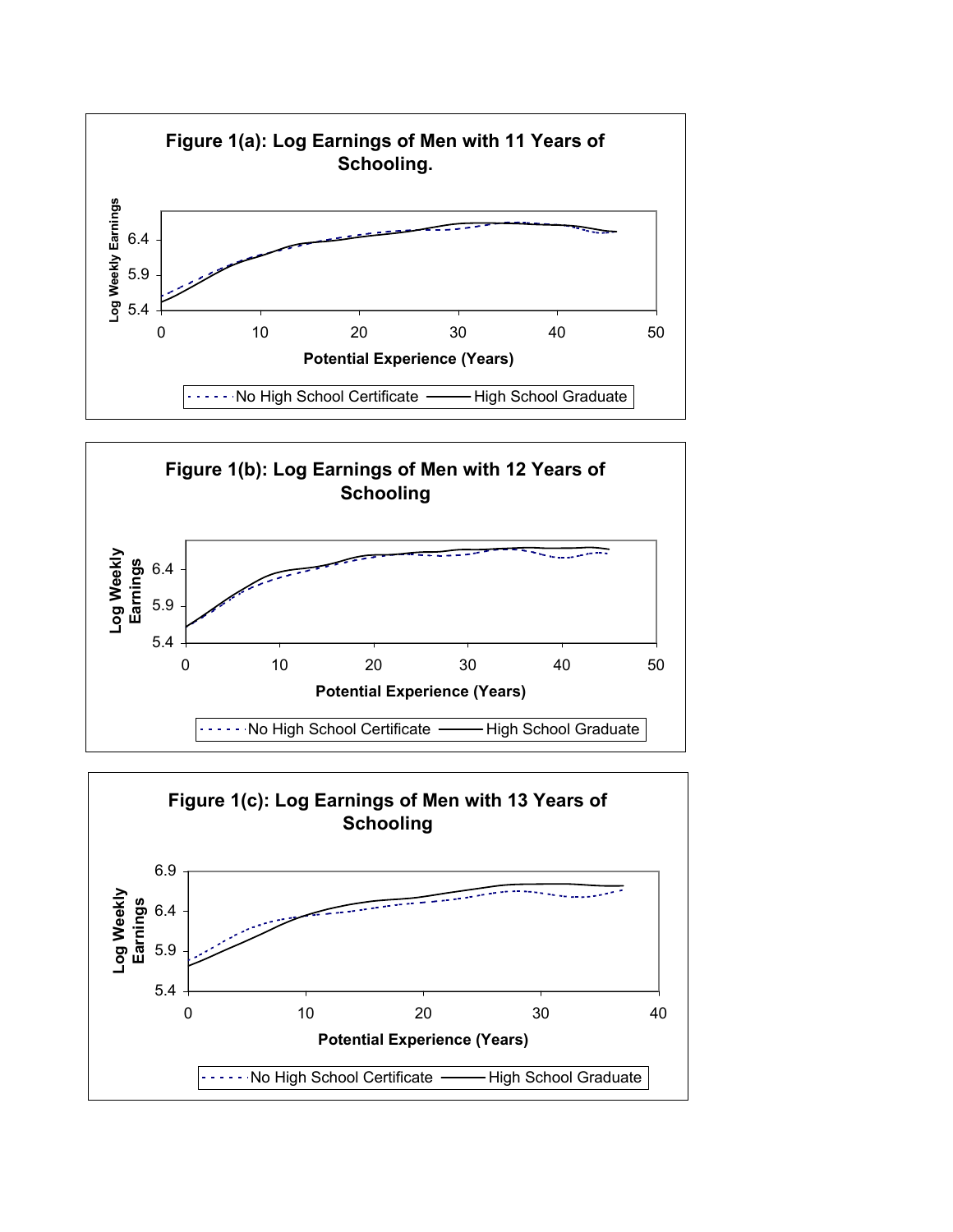**Figure 1(a): Log Earnings of Men with 11 Years of Schooling.**

Log Weekly Earnings

6.4
5.9
5.4

0 10 20 30 40 50

**Potential Experience (Years)**

No High School Certificate — High School Graduate

**Figure 1(b): Log Earnings of Men with 12 Years of Schooling**

Log Weekly Earnings

6.4
5.9
5.4

0 10 20 30 40 50

**Potential Experience (Years)**

No High School Certificate — High School Graduate

**Figure 1(c): Log Earnings of Men with 13 Years of Schooling**

Log Weekly Earnings

6.9
6.4
5.9
5.4

0 10 20 30 40

**Potential Experience (Years)**

No High School Certificate — High School Graduate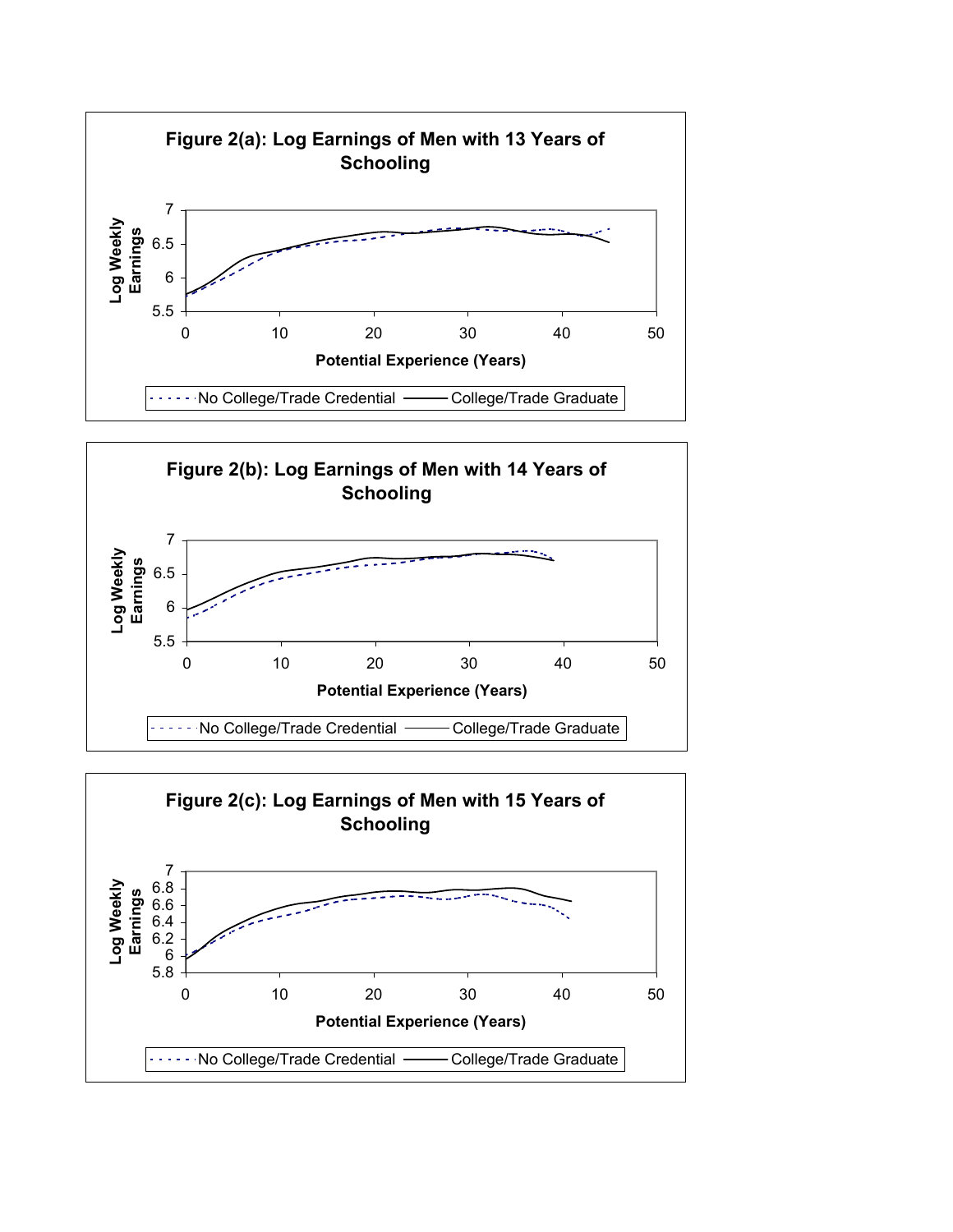**Figure 2(a): Log Earnings of Men with 13 Years of Schooling**

Log Weekly Earnings (y-axis: 5.5 to 7); Potential Experience (Years) (x-axis: 0 to 50)

Legend: No College/Trade Credential; College/Trade Graduate

**Figure 2(b): Log Earnings of Men with 14 Years of Schooling**

Log Weekly Earnings (y-axis: 5.5 to 7); Potential Experience (Years) (x-axis: 0 to 50)

Legend: No College/Trade Credential; College/Trade Graduate

**Figure 2(c): Log Earnings of Men with 15 Years of Schooling**

Log Weekly Earnings (y-axis: 5.8 to 7); Potential Experience (Years) (x-axis: 0 to 50)

Legend: No College/Trade Credential; College/Trade Graduate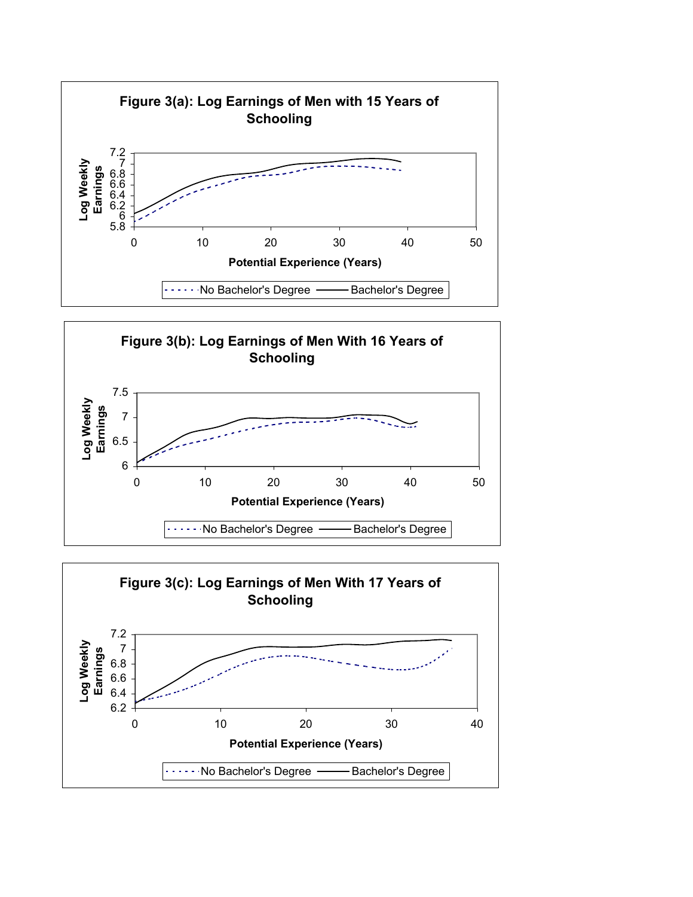**Figure 3(a): Log Earnings of Men with 15 Years of Schooling**

Log Weekly Earnings (y-axis: 5.8, 6, 6.2, 6.4, 6.6, 6.8, 7, 7.2)

Potential Experience (Years) (x-axis: 0, 10, 20, 30, 40, 50)

No Bachelor's Degree — Bachelor's Degree

**Figure 3(b): Log Earnings of Men With 16 Years of Schooling**

Log Weekly Earnings (y-axis: 6, 6.5, 7, 7.5)

Potential Experience (Years) (x-axis: 0, 10, 20, 30, 40, 50)

No Bachelor's Degree — Bachelor's Degree

**Figure 3(c): Log Earnings of Men With 17 Years of Schooling**

Log Weekly Earnings (y-axis: 6.2, 6.4, 6.6, 6.8, 7, 7.2)

Potential Experience (Years) (x-axis: 0, 10, 20, 30, 40)

No Bachelor's Degree — Bachelor's Degree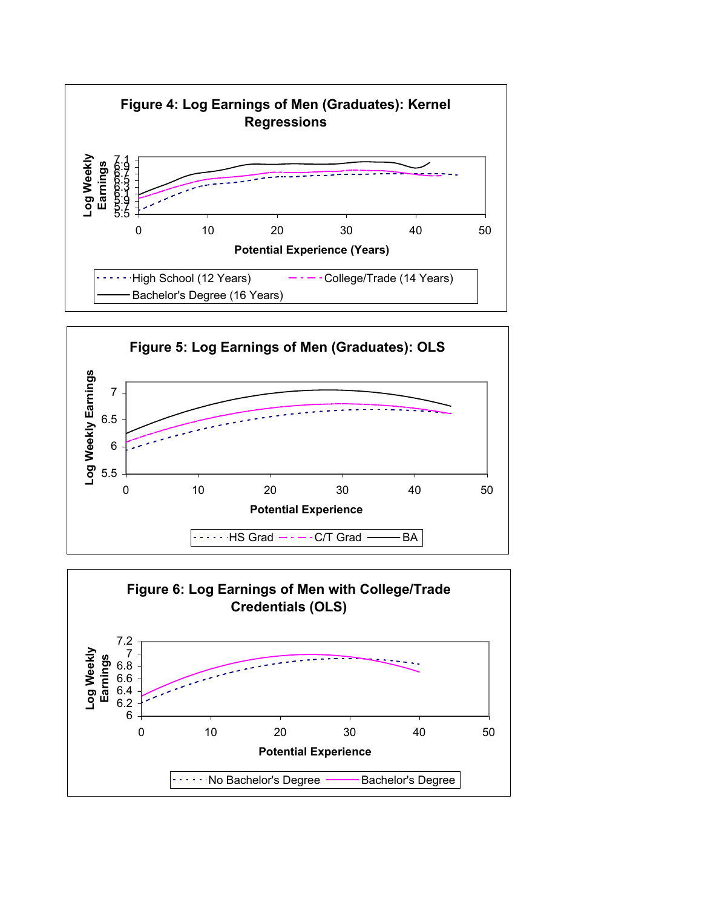**Figure 4: Log Earnings of Men (Graduates): Kernel Regressions**

Log Weekly Earnings

Potential Experience (Years)

High School (12 Years) — College/Trade (14 Years) — Bachelor's Degree (16 Years)

**Figure 5: Log Earnings of Men (Graduates): OLS**

Log Weekly Earnings

Potential Experience

HS Grad — C/T Grad — BA

**Figure 6: Log Earnings of Men with College/Trade Credentials (OLS)**

Log Weekly Earnings

Potential Experience

No Bachelor's Degree — Bachelor's Degree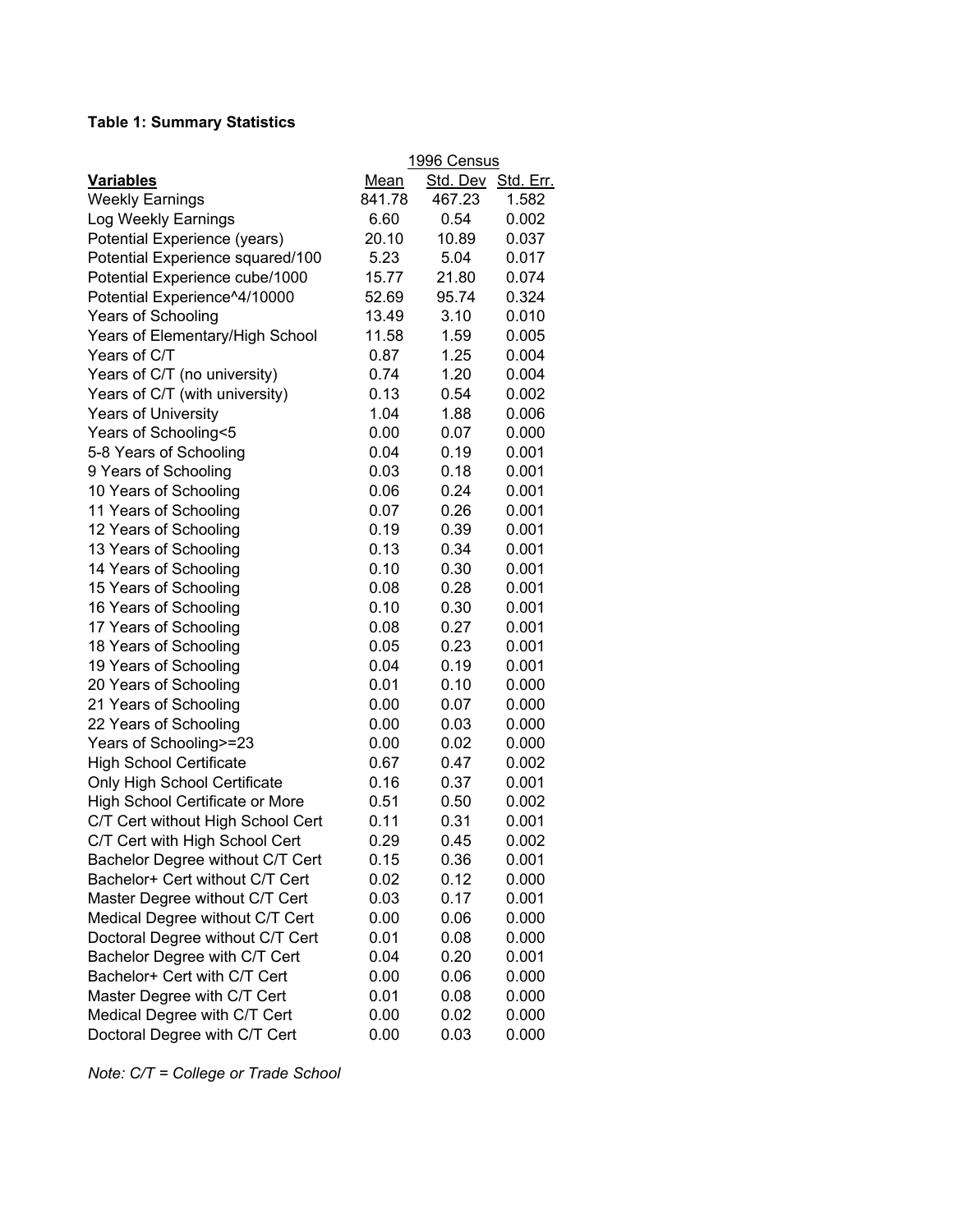**Table 1: Summary Statistics**

| Variables | Mean | Std. Dev | Std. Err. |
|---|---|---|---|
| | 1996 Census | | |
| Weekly Earnings | 841.78 | 467.23 | 1.582 |
| Log Weekly Earnings | 6.60 | 0.54 | 0.002 |
| Potential Experience (years) | 20.10 | 10.89 | 0.037 |
| Potential Experience squared/100 | 5.23 | 5.04 | 0.017 |
| Potential Experience cube/1000 | 15.77 | 21.80 | 0.074 |
| Potential Experience^4/10000 | 52.69 | 95.74 | 0.324 |
| Years of Schooling | 13.49 | 3.10 | 0.010 |
| Years of Elementary/High School | 11.58 | 1.59 | 0.005 |
| Years of C/T | 0.87 | 1.25 | 0.004 |
| Years of C/T (no university) | 0.74 | 1.20 | 0.004 |
| Years of C/T (with university) | 0.13 | 0.54 | 0.002 |
| Years of University | 1.04 | 1.88 | 0.006 |
| Years of Schooling<5 | 0.00 | 0.07 | 0.000 |
| 5-8 Years of Schooling | 0.04 | 0.19 | 0.001 |
| 9 Years of Schooling | 0.03 | 0.18 | 0.001 |
| 10 Years of Schooling | 0.06 | 0.24 | 0.001 |
| 11 Years of Schooling | 0.07 | 0.26 | 0.001 |
| 12 Years of Schooling | 0.19 | 0.39 | 0.001 |
| 13 Years of Schooling | 0.13 | 0.34 | 0.001 |
| 14 Years of Schooling | 0.10 | 0.30 | 0.001 |
| 15 Years of Schooling | 0.08 | 0.28 | 0.001 |
| 16 Years of Schooling | 0.10 | 0.30 | 0.001 |
| 17 Years of Schooling | 0.08 | 0.27 | 0.001 |
| 18 Years of Schooling | 0.05 | 0.23 | 0.001 |
| 19 Years of Schooling | 0.04 | 0.19 | 0.001 |
| 20 Years of Schooling | 0.01 | 0.10 | 0.000 |
| 21 Years of Schooling | 0.00 | 0.07 | 0.000 |
| 22 Years of Schooling | 0.00 | 0.03 | 0.000 |
| Years of Schooling>=23 | 0.00 | 0.02 | 0.000 |
| High School Certificate | 0.67 | 0.47 | 0.002 |
| Only High School Certificate | 0.16 | 0.37 | 0.001 |
| High School Certificate or More | 0.51 | 0.50 | 0.002 |
| C/T Cert without High School Cert | 0.11 | 0.31 | 0.001 |
| C/T Cert with High School Cert | 0.29 | 0.45 | 0.002 |
| Bachelor Degree without C/T Cert | 0.15 | 0.36 | 0.001 |
| Bachelor+ Cert without C/T Cert | 0.02 | 0.12 | 0.000 |
| Master Degree without C/T Cert | 0.03 | 0.17 | 0.001 |
| Medical Degree without C/T Cert | 0.00 | 0.06 | 0.000 |
| Doctoral Degree without C/T Cert | 0.01 | 0.08 | 0.000 |
| Bachelor Degree with C/T Cert | 0.04 | 0.20 | 0.001 |
| Bachelor+ Cert with C/T Cert | 0.00 | 0.06 | 0.000 |
| Master Degree with C/T Cert | 0.01 | 0.08 | 0.000 |
| Medical Degree with C/T Cert | 0.00 | 0.02 | 0.000 |
| Doctoral Degree with C/T Cert | 0.00 | 0.03 | 0.000 |

*Note: C/T = College or Trade School*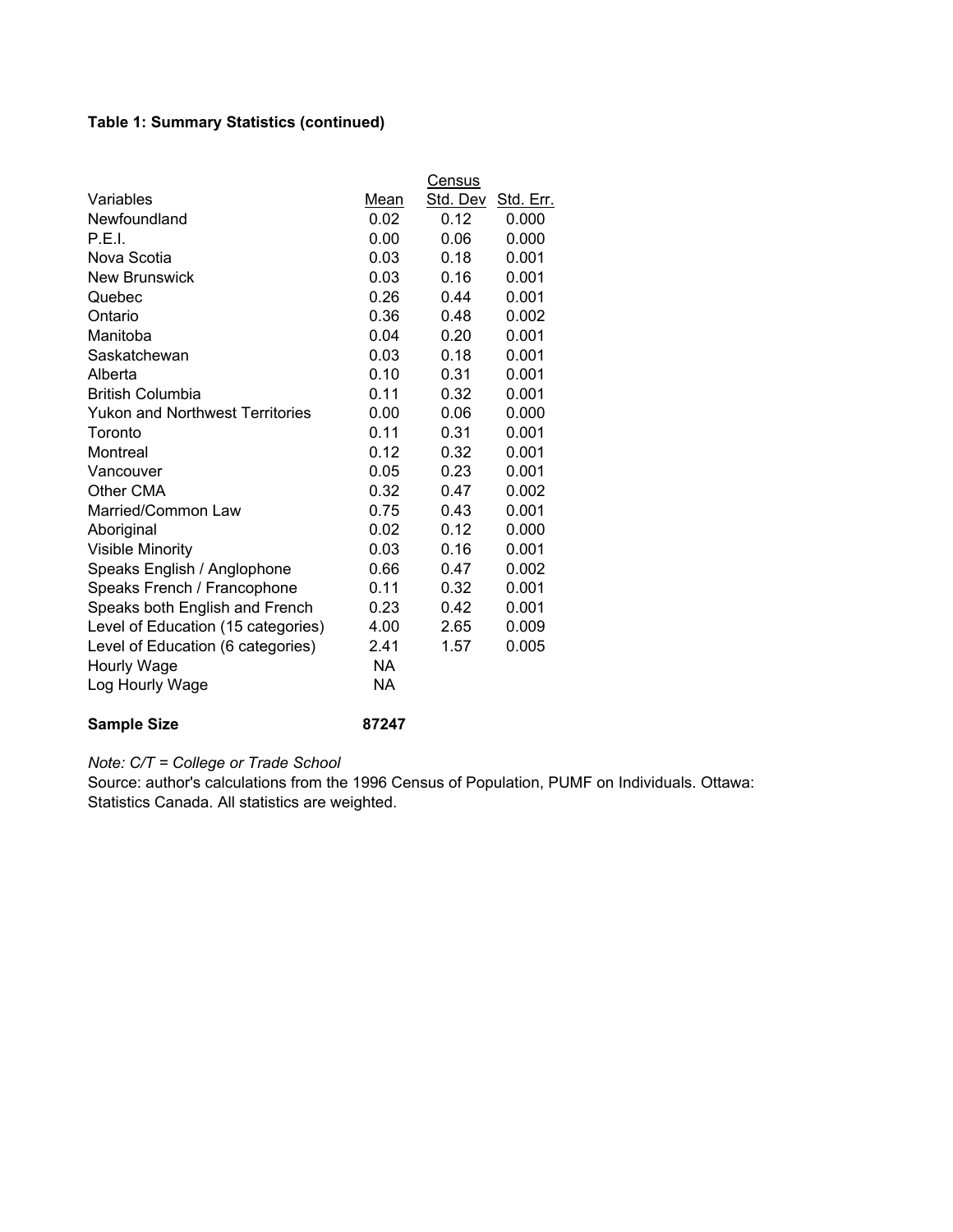**Table 1: Summary Statistics (continued)**

| Variables | Census | | |
|---|---|---|---|
| | Mean | Std. Dev | Std. Err. |
| Newfoundland | 0.02 | 0.12 | 0.000 |
| P.E.I. | 0.00 | 0.06 | 0.000 |
| Nova Scotia | 0.03 | 0.18 | 0.001 |
| New Brunswick | 0.03 | 0.16 | 0.001 |
| Quebec | 0.26 | 0.44 | 0.001 |
| Ontario | 0.36 | 0.48 | 0.002 |
| Manitoba | 0.04 | 0.20 | 0.001 |
| Saskatchewan | 0.03 | 0.18 | 0.001 |
| Alberta | 0.10 | 0.31 | 0.001 |
| British Columbia | 0.11 | 0.32 | 0.001 |
| Yukon and Northwest Territories | 0.00 | 0.06 | 0.000 |
| Toronto | 0.11 | 0.31 | 0.001 |
| Montreal | 0.12 | 0.32 | 0.001 |
| Vancouver | 0.05 | 0.23 | 0.001 |
| Other CMA | 0.32 | 0.47 | 0.002 |
| Married/Common Law | 0.75 | 0.43 | 0.001 |
| Aboriginal | 0.02 | 0.12 | 0.000 |
| Visible Minority | 0.03 | 0.16 | 0.001 |
| Speaks English / Anglophone | 0.66 | 0.47 | 0.002 |
| Speaks French / Francophone | 0.11 | 0.32 | 0.001 |
| Speaks both English and French | 0.23 | 0.42 | 0.001 |
| Level of Education (15 categories) | 4.00 | 2.65 | 0.009 |
| Level of Education (6 categories) | 2.41 | 1.57 | 0.005 |
| Hourly Wage | NA | | |
| Log Hourly Wage | NA | | |
| **Sample Size** | **87247** | | |

*Note: C/T = College or Trade School*
Source: author's calculations from the 1996 Census of Population, PUMF on Individuals. Ottawa: Statistics Canada. All statistics are weighted.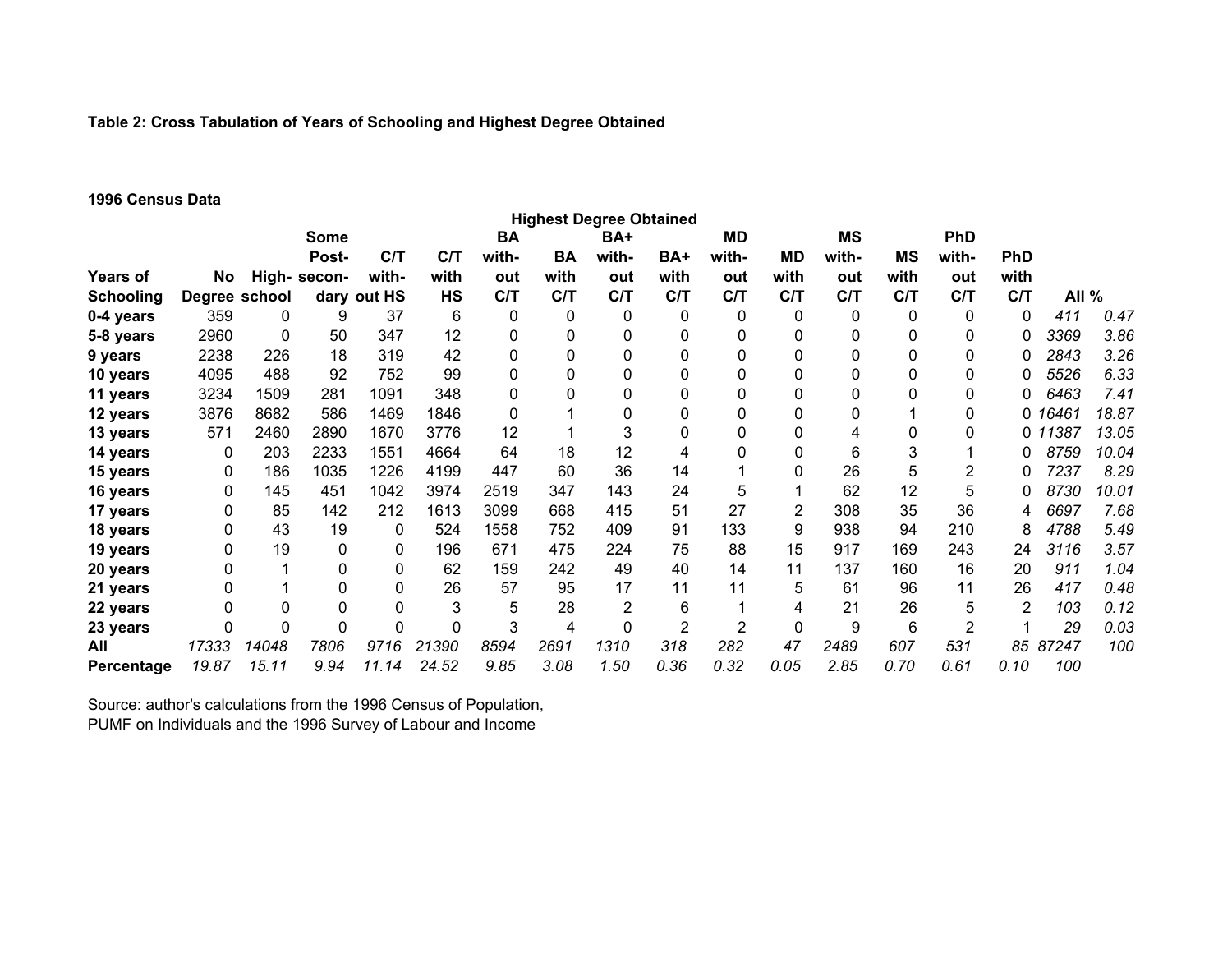**Table 2: Cross Tabulation of Years of Schooling and Highest Degree Obtained**

**1996 Census Data**

| | Highest Degree Obtained | | | | | | | | | | | | | | | | | |
|---|---|---|---|---|---|---|---|---|---|---|---|---|---|---|---|---|---|---|
| **Years of Schooling** | **No Degree** | **High-school** | **Some Post-secondary** | **C/T without HS** | **C/T with HS** | **BA without C/T** | **BA with C/T** | **BA+ without C/T** | **BA+ with C/T** | **MD without C/T** | **MD with C/T** | **MS without C/T** | **MS with C/T** | **PhD without C/T** | **PhD with C/T** | **All** | **%** |
| **0-4 years** | 359 | 0 | 9 | 37 | 6 | 0 | 0 | 0 | 0 | 0 | 0 | 0 | 0 | 0 | 0 | *411* | *0.47* |
| **5-8 years** | 2960 | 0 | 50 | 347 | 12 | 0 | 0 | 0 | 0 | 0 | 0 | 0 | 0 | 0 | 0 | *3369* | *3.86* |
| **9 years** | 2238 | 226 | 18 | 319 | 42 | 0 | 0 | 0 | 0 | 0 | 0 | 0 | 0 | 0 | 0 | *2843* | *3.26* |
| **10 years** | 4095 | 488 | 92 | 752 | 99 | 0 | 0 | 0 | 0 | 0 | 0 | 0 | 0 | 0 | 0 | *5526* | *6.33* |
| **11 years** | 3234 | 1509 | 281 | 1091 | 348 | 0 | 0 | 0 | 0 | 0 | 0 | 0 | 0 | 0 | 0 | *6463* | *7.41* |
| **12 years** | 3876 | 8682 | 586 | 1469 | 1846 | 0 | 1 | 0 | 0 | 0 | 0 | 0 | 1 | 0 | 0 | *16461* | *18.87* |
| **13 years** | 571 | 2460 | 2890 | 1670 | 3776 | 12 | 1 | 3 | 0 | 0 | 0 | 4 | 0 | 0 | 0 | *11387* | *13.05* |
| **14 years** | 0 | 203 | 2233 | 1551 | 4664 | 64 | 18 | 12 | 4 | 0 | 0 | 6 | 3 | 1 | 0 | *8759* | *10.04* |
| **15 years** | 0 | 186 | 1035 | 1226 | 4199 | 447 | 60 | 36 | 14 | 1 | 0 | 26 | 5 | 2 | 0 | *7237* | *8.29* |
| **16 years** | 0 | 145 | 451 | 1042 | 3974 | 2519 | 347 | 143 | 24 | 5 | 1 | 62 | 12 | 5 | 0 | *8730* | *10.01* |
| **17 years** | 0 | 85 | 142 | 212 | 1613 | 3099 | 668 | 415 | 51 | 27 | 2 | 308 | 35 | 36 | 4 | *6697* | *7.68* |
| **18 years** | 0 | 43 | 19 | 0 | 524 | 1558 | 752 | 409 | 91 | 133 | 9 | 938 | 94 | 210 | 8 | *4788* | *5.49* |
| **19 years** | 0 | 19 | 0 | 0 | 196 | 671 | 475 | 224 | 75 | 88 | 15 | 917 | 169 | 243 | 24 | *3116* | *3.57* |
| **20 years** | 0 | 1 | 0 | 0 | 62 | 159 | 242 | 49 | 40 | 14 | 11 | 137 | 160 | 16 | 20 | *911* | *1.04* |
| **21 years** | 0 | 1 | 0 | 0 | 26 | 57 | 95 | 17 | 11 | 11 | 5 | 61 | 96 | 11 | 26 | *417* | *0.48* |
| **22 years** | 0 | 0 | 0 | 0 | 3 | 5 | 28 | 2 | 6 | 1 | 4 | 21 | 26 | 5 | 2 | *103* | *0.12* |
| **23 years** | 0 | 0 | 0 | 0 | 0 | 3 | 4 | 0 | 2 | 2 | 0 | 9 | 6 | 2 | 1 | *29* | *0.03* |
| **All** | *17333* | *14048* | *7806* | *9716* | *21390* | *8594* | *2691* | *1310* | *318* | *282* | *47* | *2489* | *607* | *531* | *85* | *87247* | *100* |
| **Percentage** | *19.87* | *15.11* | *9.94* | *11.14* | *24.52* | *9.85* | *3.08* | *1.50* | *0.36* | *0.32* | *0.05* | *2.85* | *0.70* | *0.61* | *0.10* | *100* | |

Source: author's calculations from the 1996 Census of Population, PUMF on Individuals and the 1996 Survey of Labour and Income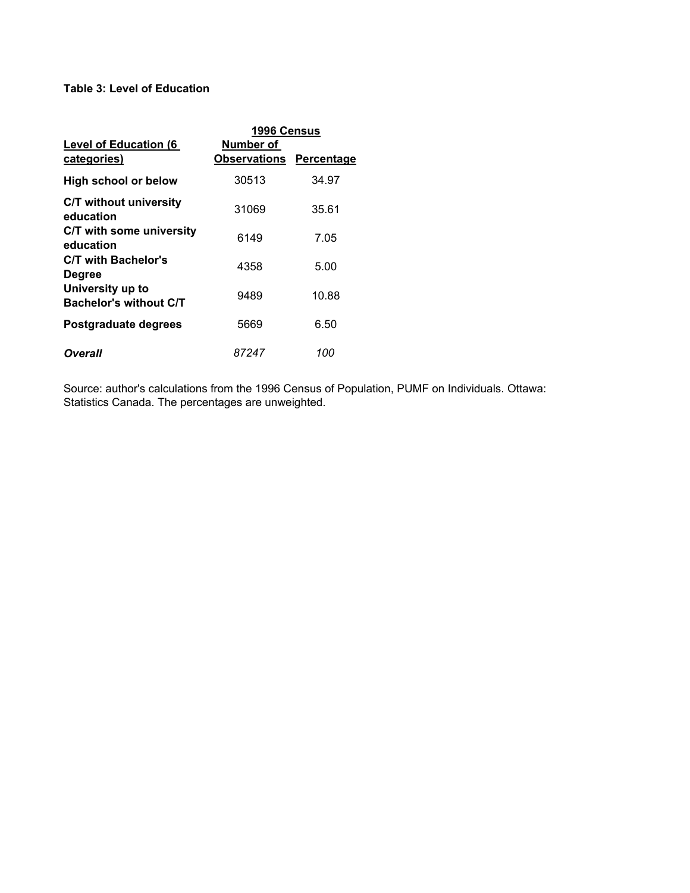**Table 3: Level of Education**

| Level of Education (6 categories) | 1996 Census | |
|---|---|---|
| | Number of Observations | Percentage |
| **High school or below** | 30513 | 34.97 |
| **C/T without university education** | 31069 | 35.61 |
| **C/T with some university education** | 6149 | 7.05 |
| **C/T with Bachelor's Degree** | 4358 | 5.00 |
| **University up to Bachelor's without C/T** | 9489 | 10.88 |
| **Postgraduate degrees** | 5669 | 6.50 |
| ***Overall*** | *87247* | *100* |

Source: author's calculations from the 1996 Census of Population, PUMF on Individuals. Ottawa: Statistics Canada. The percentages are unweighted.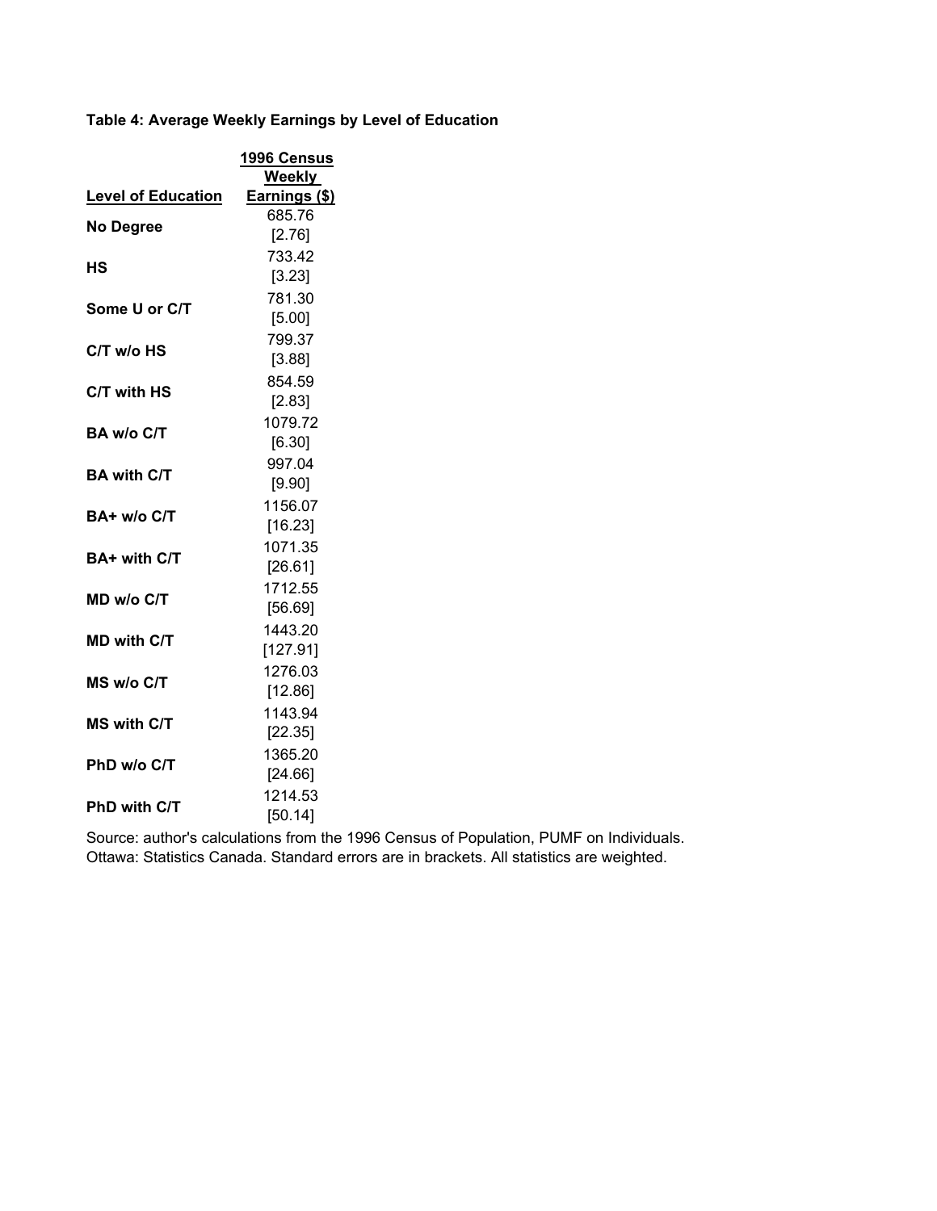**Table 4: Average Weekly Earnings by Level of Education**

| Level of Education | 1996 Census Weekly Earnings ($) |
|---|---|
| **No Degree** | 685.76 |
| | [2.76] |
| **HS** | 733.42 |
| | [3.23] |
| **Some U or C/T** | 781.30 |
| | [5.00] |
| **C/T w/o HS** | 799.37 |
| | [3.88] |
| **C/T with HS** | 854.59 |
| | [2.83] |
| **BA w/o C/T** | 1079.72 |
| | [6.30] |
| **BA with C/T** | 997.04 |
| | [9.90] |
| **BA+ w/o C/T** | 1156.07 |
| | [16.23] |
| **BA+ with C/T** | 1071.35 |
| | [26.61] |
| **MD w/o C/T** | 1712.55 |
| | [56.69] |
| **MD with C/T** | 1443.20 |
| | [127.91] |
| **MS w/o C/T** | 1276.03 |
| | [12.86] |
| **MS with C/T** | 1143.94 |
| | [22.35] |
| **PhD w/o C/T** | 1365.20 |
| | [24.66] |
| **PhD with C/T** | 1214.53 |
| | [50.14] |

Source: author's calculations from the 1996 Census of Population, PUMF on Individuals. Ottawa: Statistics Canada. Standard errors are in brackets. All statistics are weighted.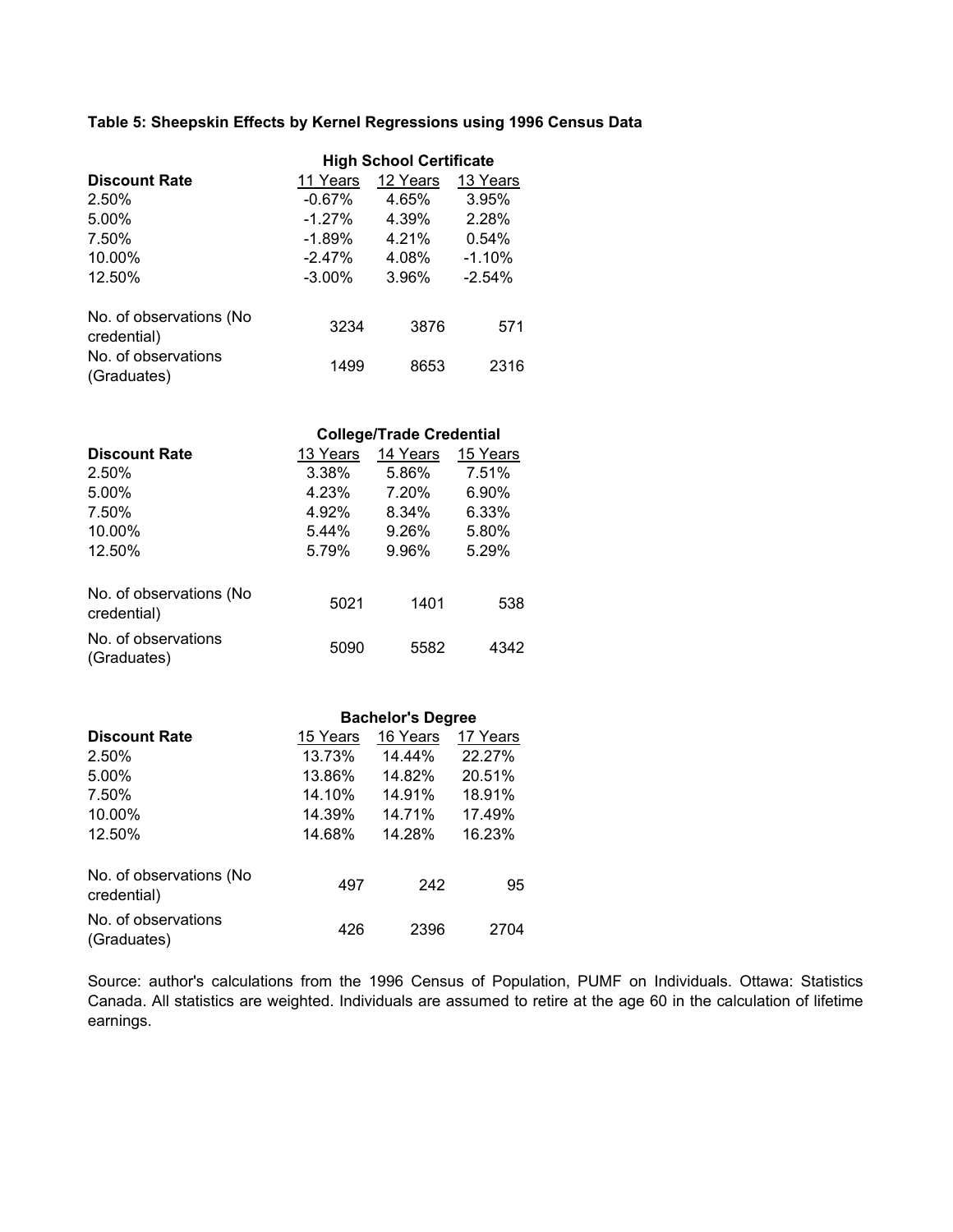**Table 5: Sheepskin Effects by Kernel Regressions using 1996 Census Data**

| | High School Certificate | | |
|---|---|---|---|
| **Discount Rate** | 11 Years | 12 Years | 13 Years |
| 2.50% | -0.67% | 4.65% | 3.95% |
| 5.00% | -1.27% | 4.39% | 2.28% |
| 7.50% | -1.89% | 4.21% | 0.54% |
| 10.00% | -2.47% | 4.08% | -1.10% |
| 12.50% | -3.00% | 3.96% | -2.54% |
| No. of observations (No credential) | 3234 | 3876 | 571 |
| No. of observations (Graduates) | 1499 | 8653 | 2316 |

| | College/Trade Credential | | |
|---|---|---|---|
| **Discount Rate** | 13 Years | 14 Years | 15 Years |
| 2.50% | 3.38% | 5.86% | 7.51% |
| 5.00% | 4.23% | 7.20% | 6.90% |
| 7.50% | 4.92% | 8.34% | 6.33% |
| 10.00% | 5.44% | 9.26% | 5.80% |
| 12.50% | 5.79% | 9.96% | 5.29% |
| No. of observations (No credential) | 5021 | 1401 | 538 |
| No. of observations (Graduates) | 5090 | 5582 | 4342 |

| | Bachelor's Degree | | |
|---|---|---|---|
| **Discount Rate** | 15 Years | 16 Years | 17 Years |
| 2.50% | 13.73% | 14.44% | 22.27% |
| 5.00% | 13.86% | 14.82% | 20.51% |
| 7.50% | 14.10% | 14.91% | 18.91% |
| 10.00% | 14.39% | 14.71% | 17.49% |
| 12.50% | 14.68% | 14.28% | 16.23% |
| No. of observations (No credential) | 497 | 242 | 95 |
| No. of observations (Graduates) | 426 | 2396 | 2704 |

Source: author's calculations from the 1996 Census of Population, PUMF on Individuals. Ottawa: Statistics Canada. All statistics are weighted. Individuals are assumed to retire at the age 60 in the calculation of lifetime earnings.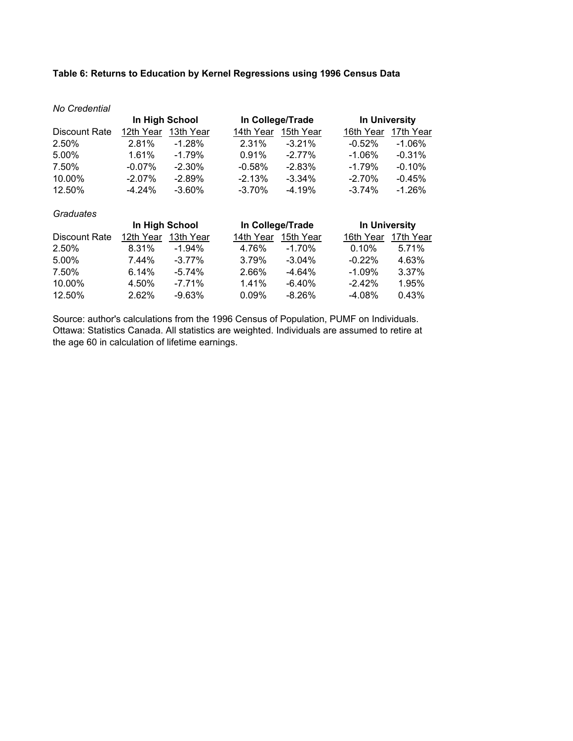**Table 6: Returns to Education by Kernel Regressions using 1996 Census Data**

*No Credential*

| | In High School | | In College/Trade | | In University | |
|---|---|---|---|---|---|---|
| Discount Rate | 12th Year | 13th Year | 14th Year | 15th Year | 16th Year | 17th Year |
| 2.50% | 2.81% | -1.28% | 2.31% | -3.21% | -0.52% | -1.06% |
| 5.00% | 1.61% | -1.79% | 0.91% | -2.77% | -1.06% | -0.31% |
| 7.50% | -0.07% | -2.30% | -0.58% | -2.83% | -1.79% | -0.10% |
| 10.00% | -2.07% | -2.89% | -2.13% | -3.34% | -2.70% | -0.45% |
| 12.50% | -4.24% | -3.60% | -3.70% | -4.19% | -3.74% | -1.26% |

*Graduates*

| | In High School | | In College/Trade | | In University | |
|---|---|---|---|---|---|---|
| Discount Rate | 12th Year | 13th Year | 14th Year | 15th Year | 16th Year | 17th Year |
| 2.50% | 8.31% | -1.94% | 4.76% | -1.70% | 0.10% | 5.71% |
| 5.00% | 7.44% | -3.77% | 3.79% | -3.04% | -0.22% | 4.63% |
| 7.50% | 6.14% | -5.74% | 2.66% | -4.64% | -1.09% | 3.37% |
| 10.00% | 4.50% | -7.71% | 1.41% | -6.40% | -2.42% | 1.95% |
| 12.50% | 2.62% | -9.63% | 0.09% | -8.26% | -4.08% | 0.43% |

Source: author's calculations from the 1996 Census of Population, PUMF on Individuals. Ottawa: Statistics Canada. All statistics are weighted. Individuals are assumed to retire at the age 60 in calculation of lifetime earnings.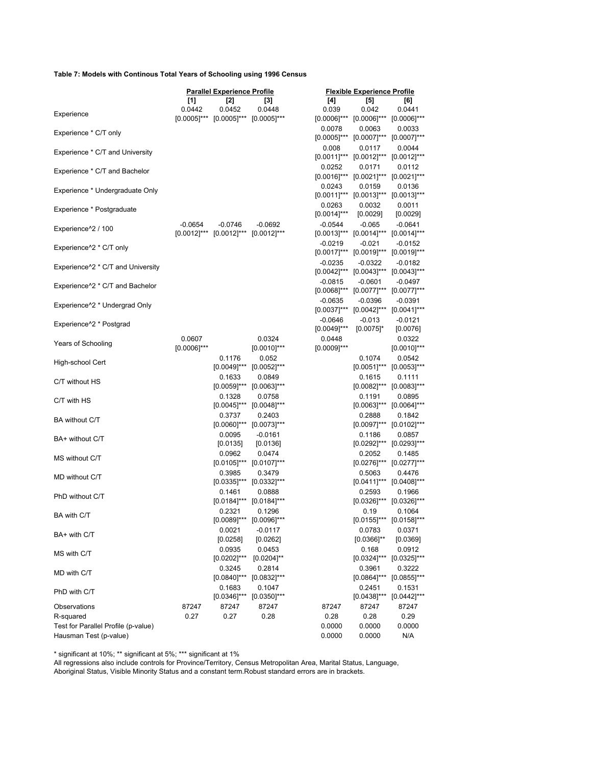**Table 7: Models with Continous Total Years of Schooling using 1996 Census**

| | Parallel Experience Profile | | | Flexible Experience Profile | | |
|---|---|---|---|---|---|---|
| | [1] | [2] | [3] | [4] | [5] | [6] |
| Experience | 0.0442 [0.0005]*** | 0.0452 [0.0005]*** | 0.0448 [0.0005]*** | 0.039 [0.0006]*** | 0.042 [0.0006]*** | 0.0441 [0.0006]*** |
| Experience * C/T only | | | | 0.0078 [0.0005]*** | 0.0063 [0.0007]*** | 0.0033 [0.0007]*** |
| Experience * C/T and University | | | | 0.008 [0.0011]*** | 0.0117 [0.0012]*** | 0.0044 [0.0012]*** |
| Experience * C/T and Bachelor | | | | 0.0252 [0.0016]*** | 0.0171 [0.0021]*** | 0.0112 [0.0021]*** |
| Experience * Undergraduate Only | | | | 0.0243 [0.0011]*** | 0.0159 [0.0013]*** | 0.0136 [0.0013]*** |
| Experience * Postgraduate | | | | 0.0263 [0.0014]*** | 0.0032 [0.0029] | 0.0011 [0.0029] |
| Experience^2 / 100 | -0.0654 [0.0012]*** | -0.0746 [0.0012]*** | -0.0692 [0.0012]*** | -0.0544 [0.0013]*** | -0.065 [0.0014]*** | -0.0641 [0.0014]*** |
| Experience^2 * C/T only | | | | -0.0219 [0.0017]*** | -0.021 [0.0019]*** | -0.0152 [0.0019]*** |
| Experience^2 * C/T and University | | | | -0.0235 [0.0042]*** | -0.0322 [0.0043]*** | -0.0182 [0.0043]*** |
| Experience^2 * C/T and Bachelor | | | | -0.0815 [0.0068]*** | -0.0601 [0.0077]*** | -0.0497 [0.0077]*** |
| Experience^2 * Undergrad Only | | | | -0.0635 [0.0037]*** | -0.0396 [0.0042]*** | -0.0391 [0.0041]*** |
| Experience^2 * Postgrad | | | | -0.0646 [0.0049]*** | -0.013 [0.0075]* | -0.0121 [0.0076] |
| Years of Schooling | 0.0607 [0.0006]*** | | 0.0324 [0.0010]*** | 0.0448 [0.0009]*** | | 0.0322 [0.0010]*** |
| High-school Cert | | 0.1176 [0.0049]*** | 0.052 [0.0052]*** | | 0.1074 [0.0051]*** | 0.0542 [0.0053]*** |
| C/T without HS | | 0.1633 [0.0059]*** | 0.0849 [0.0063]*** | | 0.1615 [0.0082]*** | 0.1111 [0.0083]*** |
| C/T with HS | | 0.1328 [0.0045]*** | 0.0758 [0.0048]*** | | 0.1191 [0.0063]*** | 0.0895 [0.0064]*** |
| BA without C/T | | 0.3737 [0.0060]*** | 0.2403 [0.0073]*** | | 0.2888 [0.0097]*** | 0.1842 [0.0102]*** |
| BA+ without C/T | | 0.0095 [0.0135] | -0.0161 [0.0136] | | 0.1186 [0.0292]*** | 0.0857 [0.0293]*** |
| MS without C/T | | 0.0962 [0.0105]*** | 0.0474 [0.0107]*** | | 0.2052 [0.0276]*** | 0.1485 [0.0277]*** |
| MD without C/T | | 0.3985 [0.0335]*** | 0.3479 [0.0332]*** | | 0.5063 [0.0411]*** | 0.4476 [0.0408]*** |
| PhD without C/T | | 0.1461 [0.0184]*** | 0.0888 [0.0184]*** | | 0.2593 [0.0326]*** | 0.1966 [0.0326]*** |
| BA with C/T | | 0.2321 [0.0089]*** | 0.1296 [0.0096]*** | | 0.19 [0.0155]*** | 0.1064 [0.0158]*** |
| BA+ with C/T | | 0.0021 [0.0258] | -0.0117 [0.0262] | | 0.0783 [0.0366]** | 0.0371 [0.0369] |
| MS with C/T | | 0.0935 [0.0202]*** | 0.0453 [0.0204]** | | 0.168 [0.0324]*** | 0.0912 [0.0325]*** |
| MD with C/T | | 0.3245 [0.0840]*** | 0.2814 [0.0832]*** | | 0.3961 [0.0864]*** | 0.3222 [0.0855]*** |
| PhD with C/T | | 0.1683 [0.0346]*** | 0.1047 [0.0350]*** | | 0.2451 [0.0438]*** | 0.1531 [0.0442]*** |
| Observations | 87247 | 87247 | 87247 | 87247 | 87247 | 87247 |
| R-squared | 0.27 | 0.27 | 0.28 | 0.28 | 0.28 | 0.29 |
| Test for Parallel Profile (p-value) | | | | 0.0000 | 0.0000 | 0.0000 |
| Hausman Test (p-value) | | | | 0.0000 | 0.0000 | N/A |

* significant at 10%; ** significant at 5%; *** significant at 1%

All regressions also include controls for Province/Territory, Census Metropolitan Area, Marital Status, Language, Aboriginal Status, Visible Minority Status and a constant term.Robust standard errors are in brackets.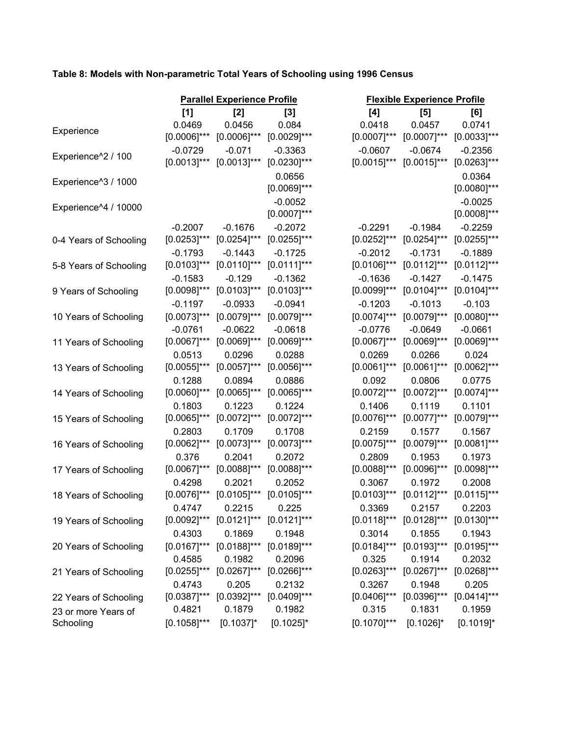**Table 8: Models with Non-parametric Total Years of Schooling using 1996 Census**

| | Parallel Experience Profile | | | Flexible Experience Profile | | |
|---|---|---|---|---|---|---|
| | [1] | [2] | [3] | [4] | [5] | [6] |
| Experience | 0.0469<br>[0.0006]*** | 0.0456<br>[0.0006]*** | 0.084<br>[0.0029]*** | 0.0418<br>[0.0007]*** | 0.0457<br>[0.0007]*** | 0.0741<br>[0.0033]*** |
| Experience^2 / 100 | -0.0729<br>[0.0013]*** | -0.071<br>[0.0013]*** | -0.3363<br>[0.0230]*** | -0.0607<br>[0.0015]*** | -0.0674<br>[0.0015]*** | -0.2356<br>[0.0263]*** |
| Experience^3 / 1000 | | | 0.0656<br>[0.0069]*** | | | 0.0364<br>[0.0080]*** |
| Experience^4 / 10000 | | | -0.0052<br>[0.0007]*** | | | -0.0025<br>[0.0008]*** |
| 0-4 Years of Schooling | -0.2007<br>[0.0253]*** | -0.1676<br>[0.0254]*** | -0.2072<br>[0.0255]*** | -0.2291<br>[0.0252]*** | -0.1984<br>[0.0254]*** | -0.2259<br>[0.0255]*** |
| 5-8 Years of Schooling | -0.1793<br>[0.0103]*** | -0.1443<br>[0.0110]*** | -0.1725<br>[0.0111]*** | -0.2012<br>[0.0106]*** | -0.1731<br>[0.0112]*** | -0.1889<br>[0.0112]*** |
| 9 Years of Schooling | -0.1583<br>[0.0098]*** | -0.129<br>[0.0103]*** | -0.1362<br>[0.0103]*** | -0.1636<br>[0.0099]*** | -0.1427<br>[0.0104]*** | -0.1475<br>[0.0104]*** |
| 10 Years of Schooling | -0.1197<br>[0.0073]*** | -0.0933<br>[0.0079]*** | -0.0941<br>[0.0079]*** | -0.1203<br>[0.0074]*** | -0.1013<br>[0.0079]*** | -0.103<br>[0.0080]*** |
| 11 Years of Schooling | -0.0761<br>[0.0067]*** | -0.0622<br>[0.0069]*** | -0.0618<br>[0.0069]*** | -0.0776<br>[0.0067]*** | -0.0649<br>[0.0069]*** | -0.0661<br>[0.0069]*** |
| 13 Years of Schooling | 0.0513<br>[0.0055]*** | 0.0296<br>[0.0057]*** | 0.0288<br>[0.0056]*** | 0.0269<br>[0.0061]*** | 0.0266<br>[0.0061]*** | 0.024<br>[0.0062]*** |
| 14 Years of Schooling | 0.1288<br>[0.0060]*** | 0.0894<br>[0.0065]*** | 0.0886<br>[0.0065]*** | 0.092<br>[0.0072]*** | 0.0806<br>[0.0072]*** | 0.0775<br>[0.0074]*** |
| 15 Years of Schooling | 0.1803<br>[0.0065]*** | 0.1223<br>[0.0072]*** | 0.1224<br>[0.0072]*** | 0.1406<br>[0.0076]*** | 0.1119<br>[0.0077]*** | 0.1101<br>[0.0079]*** |
| 16 Years of Schooling | 0.2803<br>[0.0062]*** | 0.1709<br>[0.0073]*** | 0.1708<br>[0.0073]*** | 0.2159<br>[0.0075]*** | 0.1577<br>[0.0079]*** | 0.1567<br>[0.0081]*** |
| 17 Years of Schooling | 0.376<br>[0.0067]*** | 0.2041<br>[0.0088]*** | 0.2072<br>[0.0088]*** | 0.2809<br>[0.0088]*** | 0.1953<br>[0.0096]*** | 0.1973<br>[0.0098]*** |
| 18 Years of Schooling | 0.4298<br>[0.0076]*** | 0.2021<br>[0.0105]*** | 0.2052<br>[0.0105]*** | 0.3067<br>[0.0103]*** | 0.1972<br>[0.0112]*** | 0.2008<br>[0.0115]*** |
| 19 Years of Schooling | 0.4747<br>[0.0092]*** | 0.2215<br>[0.0121]*** | 0.225<br>[0.0121]*** | 0.3369<br>[0.0118]*** | 0.2157<br>[0.0128]*** | 0.2203<br>[0.0130]*** |
| 20 Years of Schooling | 0.4303<br>[0.0167]*** | 0.1869<br>[0.0188]*** | 0.1948<br>[0.0189]*** | 0.3014<br>[0.0184]*** | 0.1855<br>[0.0193]*** | 0.1943<br>[0.0195]*** |
| 21 Years of Schooling | 0.4585<br>[0.0255]*** | 0.1982<br>[0.0267]*** | 0.2096<br>[0.0266]*** | 0.325<br>[0.0263]*** | 0.1914<br>[0.0267]*** | 0.2032<br>[0.0268]*** |
| 22 Years of Schooling | 0.4743<br>[0.0387]*** | 0.205<br>[0.0392]*** | 0.2132<br>[0.0409]*** | 0.3267<br>[0.0406]*** | 0.1948<br>[0.0396]*** | 0.205<br>[0.0414]*** |
| 23 or more Years of Schooling | 0.4821<br>[0.1058]*** | 0.1879<br>[0.1037]* | 0.1982<br>[0.1025]* | 0.315<br>[0.1070]*** | 0.1831<br>[0.1026]* | 0.1959<br>[0.1019]* |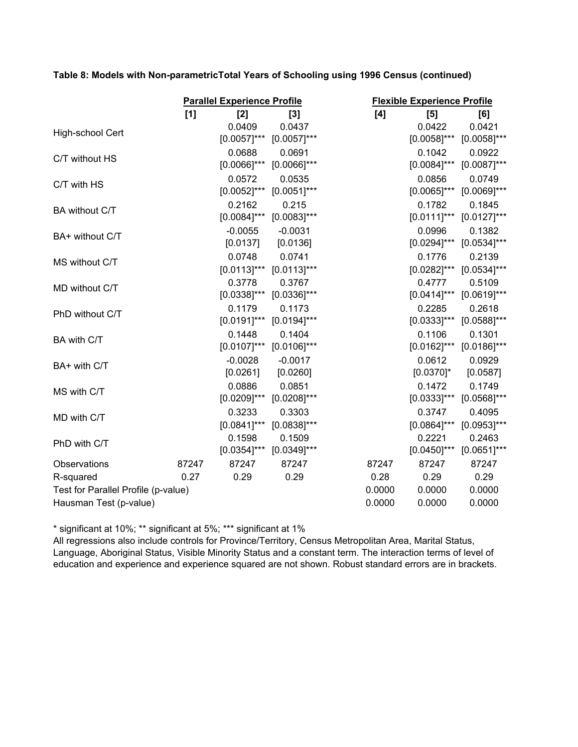**Table 8: Models with Non-parametricTotal Years of Schooling using 1996 Census (continued)**

| | Parallel Experience Profile | | | Flexible Experience Profile | | |
|---|---|---|---|---|---|---|
| | [1] | [2] | [3] | [4] | [5] | [6] |
| High-school Cert | | 0.0409 | 0.0437 | | 0.0422 | 0.0421 |
| | | [0.0057]*** | [0.0057]*** | | [0.0058]*** | [0.0058]*** |
| C/T without HS | | 0.0688 | 0.0691 | | 0.1042 | 0.0922 |
| | | [0.0066]*** | [0.0066]*** | | [0.0084]*** | [0.0087]*** |
| C/T with HS | | 0.0572 | 0.0535 | | 0.0856 | 0.0749 |
| | | [0.0052]*** | [0.0051]*** | | [0.0065]*** | [0.0069]*** |
| BA without C/T | | 0.2162 | 0.215 | | 0.1782 | 0.1845 |
| | | [0.0084]*** | [0.0083]*** | | [0.0111]*** | [0.0127]*** |
| BA+ without C/T | | -0.0055 | -0.0031 | | 0.0996 | 0.1382 |
| | | [0.0137] | [0.0136] | | [0.0294]*** | [0.0534]*** |
| MS without C/T | | 0.0748 | 0.0741 | | 0.1776 | 0.2139 |
| | | [0.0113]*** | [0.0113]*** | | [0.0282]*** | [0.0534]*** |
| MD without C/T | | 0.3778 | 0.3767 | | 0.4777 | 0.5109 |
| | | [0.0338]*** | [0.0336]*** | | [0.0414]*** | [0.0619]*** |
| PhD without C/T | | 0.1179 | 0.1173 | | 0.2285 | 0.2618 |
| | | [0.0191]*** | [0.0194]*** | | [0.0333]*** | [0.0588]*** |
| BA with C/T | | 0.1448 | 0.1404 | | 0.1106 | 0.1301 |
| | | [0.0107]*** | [0.0106]*** | | [0.0162]*** | [0.0186]*** |
| BA+ with C/T | | -0.0028 | -0.0017 | | 0.0612 | 0.0929 |
| | | [0.0261] | [0.0260] | | [0.0370]* | [0.0587] |
| MS with C/T | | 0.0886 | 0.0851 | | 0.1472 | 0.1749 |
| | | [0.0209]*** | [0.0208]*** | | [0.0333]*** | [0.0568]*** |
| MD with C/T | | 0.3233 | 0.3303 | | 0.3747 | 0.4095 |
| | | [0.0841]*** | [0.0838]*** | | [0.0864]*** | [0.0953]*** |
| PhD with C/T | | 0.1598 | 0.1509 | | 0.2221 | 0.2463 |
| | | [0.0354]*** | [0.0349]*** | | [0.0450]*** | [0.0651]*** |
| Observations | 87247 | 87247 | 87247 | 87247 | 87247 | 87247 |
| R-squared | 0.27 | 0.29 | 0.29 | 0.28 | 0.29 | 0.29 |
| Test for Parallel Profile (p-value) | | | | 0.0000 | 0.0000 | 0.0000 |
| Hausman Test (p-value) | | | | 0.0000 | 0.0000 | 0.0000 |

* significant at 10%; ** significant at 5%; *** significant at 1%

All regressions also include controls for Province/Territory, Census Metropolitan Area, Marital Status, Language, Aboriginal Status, Visible Minority Status and a constant term. The interaction terms of level of education and experience and experience squared are not shown. Robust standard errors are in brackets.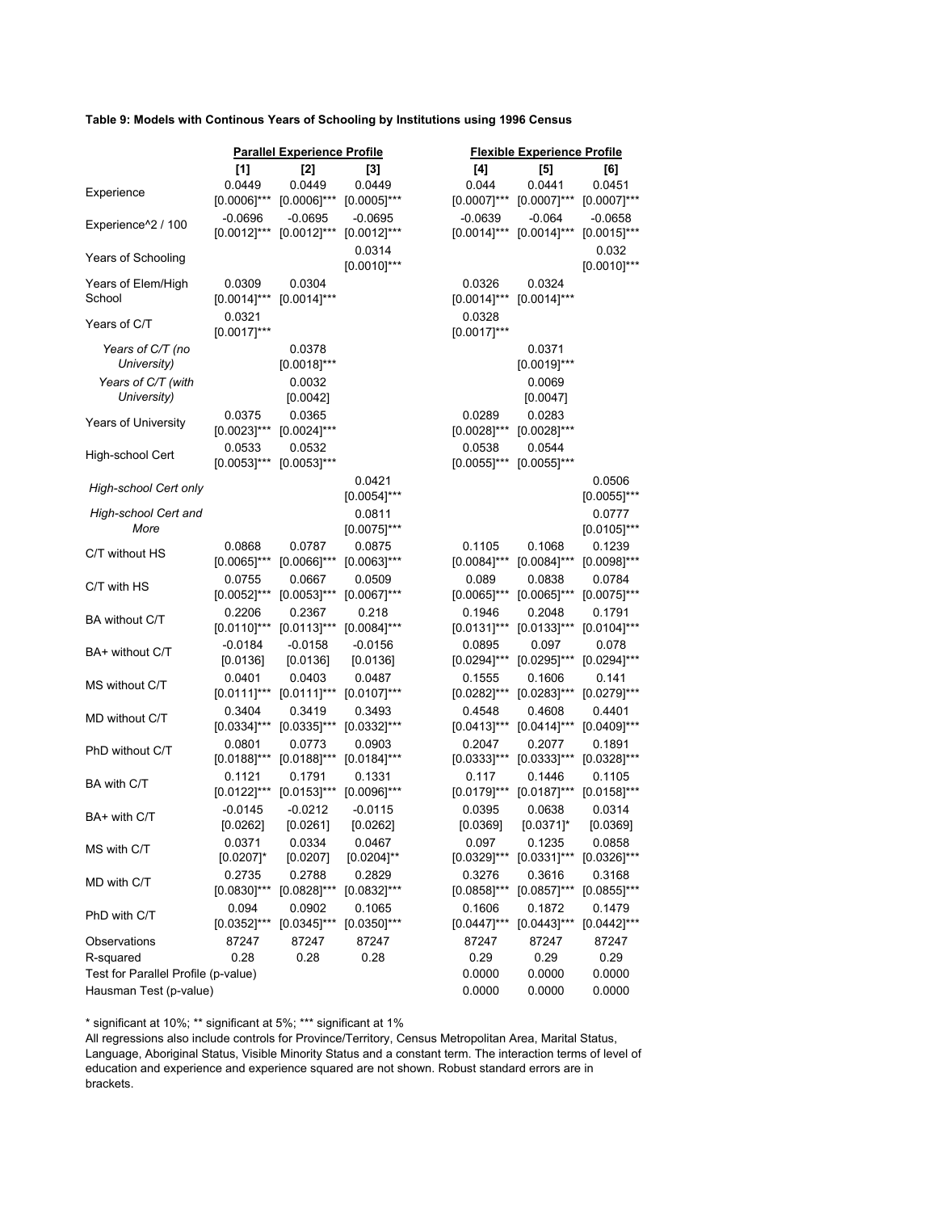**Table 9: Models with Continous Years of Schooling by Institutions using 1996 Census**

| | Parallel Experience Profile | | | Flexible Experience Profile | | |
|---|---|---|---|---|---|---|
| | [1] | [2] | [3] | [4] | [5] | [6] |
| Experience | 0.0449 [0.0006]*** | 0.0449 [0.0006]*** | 0.0449 [0.0005]*** | 0.044 [0.0007]*** | 0.0441 [0.0007]*** | 0.0451 [0.0007]*** |
| Experience^2 / 100 | -0.0696 [0.0012]*** | -0.0695 [0.0012]*** | -0.0695 [0.0012]*** | -0.0639 [0.0014]*** | -0.064 [0.0014]*** | -0.0658 [0.0015]*** |
| Years of Schooling | | | 0.0314 [0.0010]*** | | | 0.032 [0.0010]*** |
| Years of Elem/High School | 0.0309 [0.0014]*** | 0.0304 [0.0014]*** | | 0.0326 [0.0014]*** | 0.0324 [0.0014]*** | |
| Years of C/T | 0.0321 [0.0017]*** | | | 0.0328 [0.0017]*** | | |
| *Years of C/T (no University)* | | 0.0378 [0.0018]*** | | | 0.0371 [0.0019]*** | |
| *Years of C/T (with University)* | | 0.0032 [0.0042] | | | 0.0069 [0.0047] | |
| Years of University | 0.0375 [0.0023]*** | 0.0365 [0.0024]*** | | 0.0289 [0.0028]*** | 0.0283 [0.0028]*** | |
| High-school Cert | 0.0533 [0.0053]*** | 0.0532 [0.0053]*** | | 0.0538 [0.0055]*** | 0.0544 [0.0055]*** | |
| *High-school Cert only* | | | 0.0421 [0.0054]*** | | | 0.0506 [0.0055]*** |
| *High-school Cert and More* | | | 0.0811 [0.0075]*** | | | 0.0777 [0.0105]*** |
| C/T without HS | 0.0868 [0.0065]*** | 0.0787 [0.0066]*** | 0.0875 [0.0063]*** | 0.1105 [0.0084]*** | 0.1068 [0.0084]*** | 0.1239 [0.0098]*** |
| C/T with HS | 0.0755 [0.0052]*** | 0.0667 [0.0053]*** | 0.0509 [0.0067]*** | 0.089 [0.0065]*** | 0.0838 [0.0065]*** | 0.0784 [0.0075]*** |
| BA without C/T | 0.2206 [0.0110]*** | 0.2367 [0.0113]*** | 0.218 [0.0084]*** | 0.1946 [0.0131]*** | 0.2048 [0.0133]*** | 0.1791 [0.0104]*** |
| BA+ without C/T | -0.0184 [0.0136] | -0.0158 [0.0136] | -0.0156 [0.0136] | 0.0895 [0.0294]*** | 0.097 [0.0295]*** | 0.078 [0.0294]*** |
| MS without C/T | 0.0401 [0.0111]*** | 0.0403 [0.0111]*** | 0.0487 [0.0107]*** | 0.1555 [0.0282]*** | 0.1606 [0.0283]*** | 0.141 [0.0279]*** |
| MD without C/T | 0.3404 [0.0334]*** | 0.3419 [0.0335]*** | 0.3493 [0.0332]*** | 0.4548 [0.0413]*** | 0.4608 [0.0414]*** | 0.4401 [0.0409]*** |
| PhD without C/T | 0.0801 [0.0188]*** | 0.0773 [0.0188]*** | 0.0903 [0.0184]*** | 0.2047 [0.0333]*** | 0.2077 [0.0333]*** | 0.1891 [0.0328]*** |
| BA with C/T | 0.1121 [0.0122]*** | 0.1791 [0.0153]*** | 0.1331 [0.0096]*** | 0.117 [0.0179]*** | 0.1446 [0.0187]*** | 0.1105 [0.0158]*** |
| BA+ with C/T | -0.0145 [0.0262] | -0.0212 [0.0261] | -0.0115 [0.0262] | 0.0395 [0.0369] | 0.0638 [0.0371]* | 0.0314 [0.0369] |
| MS with C/T | 0.0371 [0.0207]* | 0.0334 [0.0207] | 0.0467 [0.0204]** | 0.097 [0.0329]*** | 0.1235 [0.0331]*** | 0.0858 [0.0326]*** |
| MD with C/T | 0.2735 [0.0830]*** | 0.2788 [0.0828]*** | 0.2829 [0.0832]*** | 0.3276 [0.0858]*** | 0.3616 [0.0857]*** | 0.3168 [0.0855]*** |
| PhD with C/T | 0.094 [0.0352]*** | 0.0902 [0.0345]*** | 0.1065 [0.0350]*** | 0.1606 [0.0447]*** | 0.1872 [0.0443]*** | 0.1479 [0.0442]*** |
| Observations | 87247 | 87247 | 87247 | 87247 | 87247 | 87247 |
| R-squared | 0.28 | 0.28 | 0.28 | 0.29 | 0.29 | 0.29 |
| Test for Parallel Profile (p-value) | | | | 0.0000 | 0.0000 | 0.0000 |
| Hausman Test (p-value) | | | | 0.0000 | 0.0000 | 0.0000 |

\* significant at 10%; ** significant at 5%; *** significant at 1%

All regressions also include controls for Province/Territory, Census Metropolitan Area, Marital Status, Language, Aboriginal Status, Visible Minority Status and a constant term. The interaction terms of level of education and experience and experience squared are not shown. Robust standard errors are in brackets.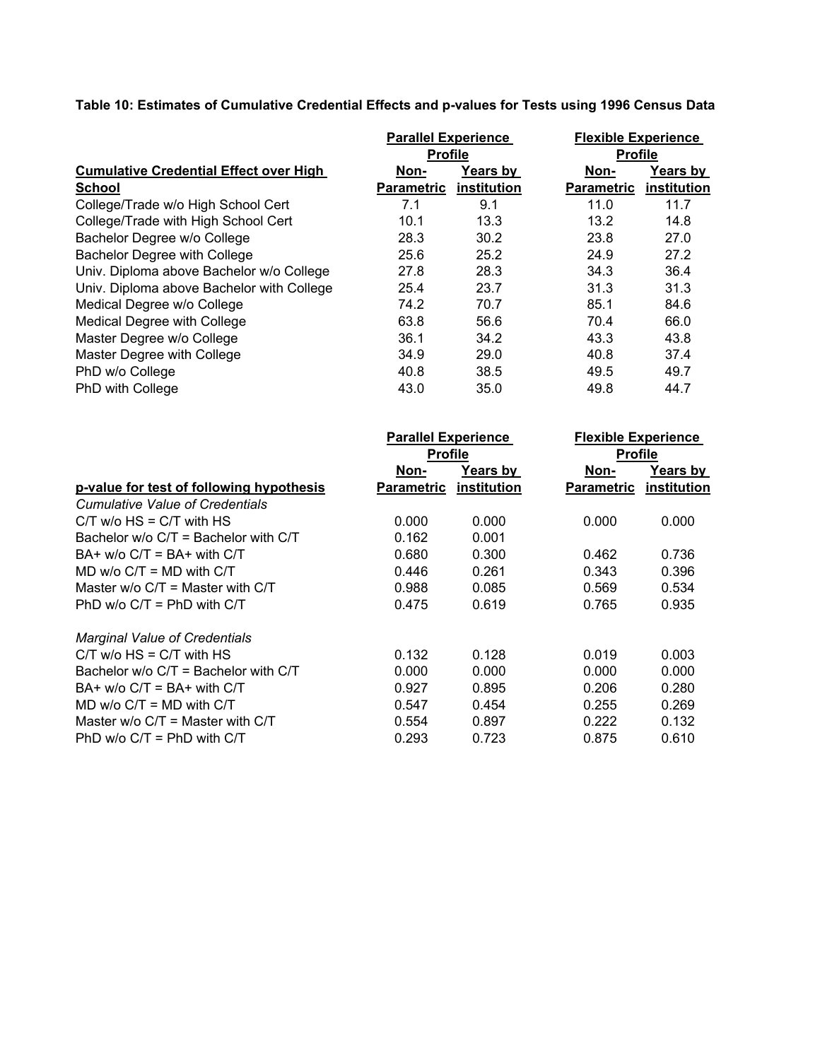**Table 10: Estimates of Cumulative Credential Effects and p-values for Tests using 1996 Census Data**

| | Parallel Experience Profile | | Flexible Experience Profile | |
|---|---|---|---|---|
| **Cumulative Credential Effect over High School** | **Non-Parametric** | **Years by institution** | **Non-Parametric** | **Years by institution** |
| College/Trade w/o High School Cert | 7.1 | 9.1 | 11.0 | 11.7 |
| College/Trade with High School Cert | 10.1 | 13.3 | 13.2 | 14.8 |
| Bachelor Degree w/o College | 28.3 | 30.2 | 23.8 | 27.0 |
| Bachelor Degree with College | 25.6 | 25.2 | 24.9 | 27.2 |
| Univ. Diploma above Bachelor w/o College | 27.8 | 28.3 | 34.3 | 36.4 |
| Univ. Diploma above Bachelor with College | 25.4 | 23.7 | 31.3 | 31.3 |
| Medical Degree w/o College | 74.2 | 70.7 | 85.1 | 84.6 |
| Medical Degree with College | 63.8 | 56.6 | 70.4 | 66.0 |
| Master Degree w/o College | 36.1 | 34.2 | 43.3 | 43.8 |
| Master Degree with College | 34.9 | 29.0 | 40.8 | 37.4 |
| PhD w/o College | 40.8 | 38.5 | 49.5 | 49.7 |
| PhD with College | 43.0 | 35.0 | 49.8 | 44.7 |

| | Parallel Experience Profile | | Flexible Experience Profile | |
|---|---|---|---|---|
| **p-value for test of following hypothesis** | **Non-Parametric** | **Years by institution** | **Non-Parametric** | **Years by institution** |
| *Cumulative Value of Credentials* | | | | |
| C/T w/o HS = C/T with HS | 0.000 | 0.000 | 0.000 | 0.000 |
| Bachelor w/o C/T = Bachelor with C/T | 0.162 | 0.001 | | |
| BA+ w/o C/T = BA+ with C/T | 0.680 | 0.300 | 0.462 | 0.736 |
| MD w/o C/T = MD with C/T | 0.446 | 0.261 | 0.343 | 0.396 |
| Master w/o C/T = Master with C/T | 0.988 | 0.085 | 0.569 | 0.534 |
| PhD w/o C/T = PhD with C/T | 0.475 | 0.619 | 0.765 | 0.935 |
| | | | | |
| *Marginal Value of Credentials* | | | | |
| C/T w/o HS = C/T with HS | 0.132 | 0.128 | 0.019 | 0.003 |
| Bachelor w/o C/T = Bachelor with C/T | 0.000 | 0.000 | 0.000 | 0.000 |
| BA+ w/o C/T = BA+ with C/T | 0.927 | 0.895 | 0.206 | 0.280 |
| MD w/o C/T = MD with C/T | 0.547 | 0.454 | 0.255 | 0.269 |
| Master w/o C/T = Master with C/T | 0.554 | 0.897 | 0.222 | 0.132 |
| PhD w/o C/T = PhD with C/T | 0.293 | 0.723 | 0.875 | 0.610 |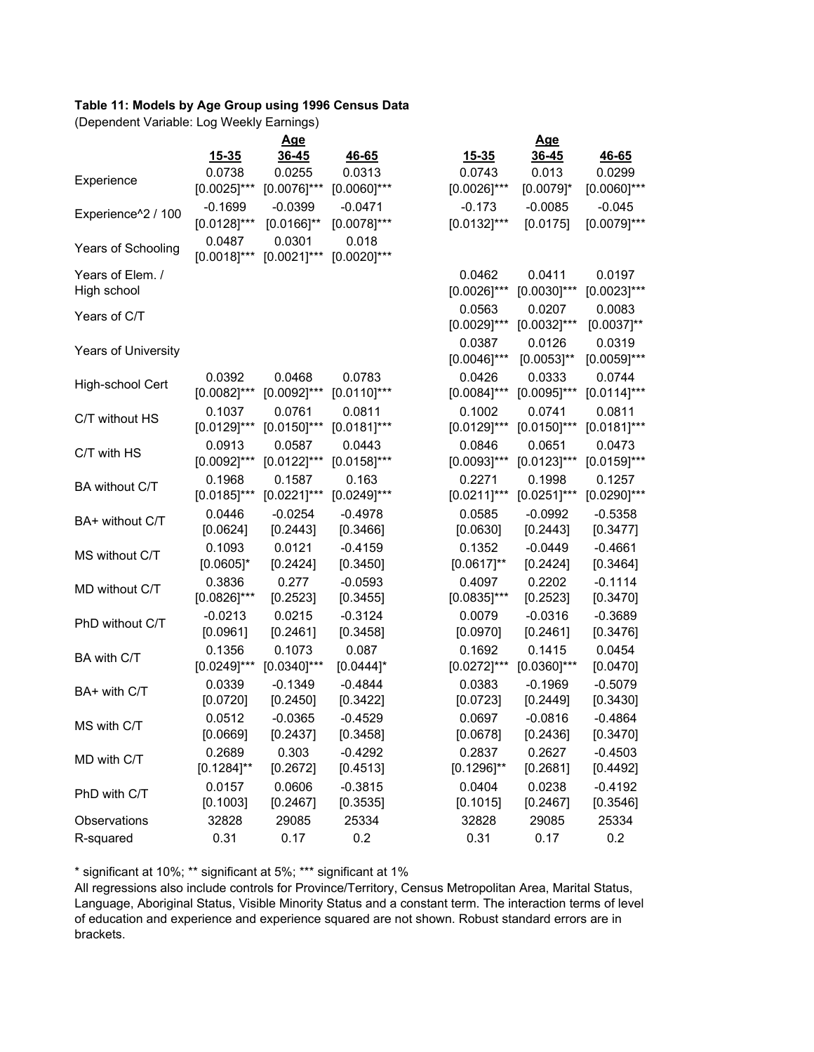**Table 11: Models by Age Group using 1996 Census Data**

(Dependent Variable: Log Weekly Earnings)

| | Age | | | Age | | |
|---|---|---|---|---|---|---|
| | **15-35** | **36-45** | **46-65** | **15-35** | **36-45** | **46-65** |
| Experience | 0.0738 | 0.0255 | 0.0313 | 0.0743 | 0.013 | 0.0299 |
| | [0.0025]*** | [0.0076]*** | [0.0060]*** | [0.0026]*** | [0.0079]* | [0.0060]*** |
| Experience^2 / 100 | -0.1699 | -0.0399 | -0.0471 | -0.173 | -0.0085 | -0.045 |
| | [0.0128]*** | [0.0166]** | [0.0078]*** | [0.0132]*** | [0.0175] | [0.0079]*** |
| Years of Schooling | 0.0487 | 0.0301 | 0.018 | | | |
| | [0.0018]*** | [0.0021]*** | [0.0020]*** | | | |
| Years of Elem. / High school | | | | 0.0462 | 0.0411 | 0.0197 |
| | | | | [0.0026]*** | [0.0030]*** | [0.0023]*** |
| Years of C/T | | | | 0.0563 | 0.0207 | 0.0083 |
| | | | | [0.0029]*** | [0.0032]*** | [0.0037]** |
| Years of University | | | | 0.0387 | 0.0126 | 0.0319 |
| | | | | [0.0046]*** | [0.0053]** | [0.0059]*** |
| High-school Cert | 0.0392 | 0.0468 | 0.0783 | 0.0426 | 0.0333 | 0.0744 |
| | [0.0082]*** | [0.0092]*** | [0.0110]*** | [0.0084]*** | [0.0095]*** | [0.0114]*** |
| C/T without HS | 0.1037 | 0.0761 | 0.0811 | 0.1002 | 0.0741 | 0.0811 |
| | [0.0129]*** | [0.0150]*** | [0.0181]*** | [0.0129]*** | [0.0150]*** | [0.0181]*** |
| C/T with HS | 0.0913 | 0.0587 | 0.0443 | 0.0846 | 0.0651 | 0.0473 |
| | [0.0092]*** | [0.0122]*** | [0.0158]*** | [0.0093]*** | [0.0123]*** | [0.0159]*** |
| BA without C/T | 0.1968 | 0.1587 | 0.163 | 0.2271 | 0.1998 | 0.1257 |
| | [0.0185]*** | [0.0221]*** | [0.0249]*** | [0.0211]*** | [0.0251]*** | [0.0290]*** |
| BA+ without C/T | 0.0446 | -0.0254 | -0.4978 | 0.0585 | -0.0992 | -0.5358 |
| | [0.0624] | [0.2443] | [0.3466] | [0.0630] | [0.2443] | [0.3477] |
| MS without C/T | 0.1093 | 0.0121 | -0.4159 | 0.1352 | -0.0449 | -0.4661 |
| | [0.0605]* | [0.2424] | [0.3450] | [0.0617]** | [0.2424] | [0.3464] |
| MD without C/T | 0.3836 | 0.277 | -0.0593 | 0.4097 | 0.2202 | -0.1114 |
| | [0.0826]*** | [0.2523] | [0.3455] | [0.0835]*** | [0.2523] | [0.3470] |
| PhD without C/T | -0.0213 | 0.0215 | -0.3124 | 0.0079 | -0.0316 | -0.3689 |
| | [0.0961] | [0.2461] | [0.3458] | [0.0970] | [0.2461] | [0.3476] |
| BA with C/T | 0.1356 | 0.1073 | 0.087 | 0.1692 | 0.1415 | 0.0454 |
| | [0.0249]*** | [0.0340]*** | [0.0444]* | [0.0272]*** | [0.0360]*** | [0.0470] |
| BA+ with C/T | 0.0339 | -0.1349 | -0.4844 | 0.0383 | -0.1969 | -0.5079 |
| | [0.0720] | [0.2450] | [0.3422] | [0.0723] | [0.2449] | [0.3430] |
| MS with C/T | 0.0512 | -0.0365 | -0.4529 | 0.0697 | -0.0816 | -0.4864 |
| | [0.0669] | [0.2437] | [0.3458] | [0.0678] | [0.2436] | [0.3470] |
| MD with C/T | 0.2689 | 0.303 | -0.4292 | 0.2837 | 0.2627 | -0.4503 |
| | [0.1284]** | [0.2672] | [0.4513] | [0.1296]** | [0.2681] | [0.4492] |
| PhD with C/T | 0.0157 | 0.0606 | -0.3815 | 0.0404 | 0.0238 | -0.4192 |
| | [0.1003] | [0.2467] | [0.3535] | [0.1015] | [0.2467] | [0.3546] |
| Observations | 32828 | 29085 | 25334 | 32828 | 29085 | 25334 |
| R-squared | 0.31 | 0.17 | 0.2 | 0.31 | 0.17 | 0.2 |

* significant at 10%; ** significant at 5%; *** significant at 1%

All regressions also include controls for Province/Territory, Census Metropolitan Area, Marital Status, Language, Aboriginal Status, Visible Minority Status and a constant term. The interaction terms of level of education and experience and experience squared are not shown. Robust standard errors are in brackets.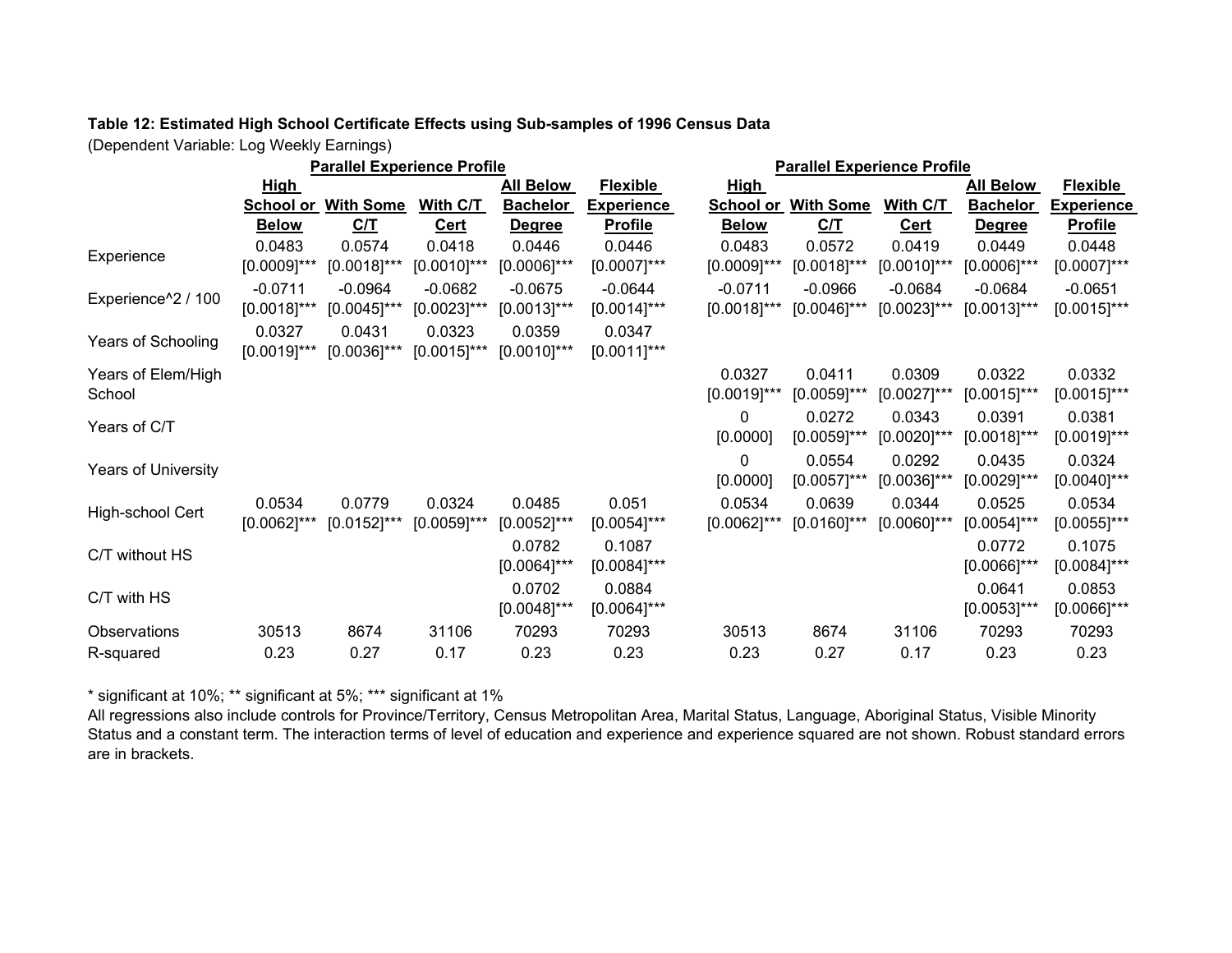**Table 12: Estimated High School Certificate Effects using Sub-samples of 1996 Census Data**

(Dependent Variable: Log Weekly Earnings)

| | Parallel Experience Profile | | | | | Parallel Experience Profile | | | | |
|---|---|---|---|---|---|---|---|---|---|---|
| | High School or Below | With Some C/T | With C/T Cert | All Below Bachelor Degree | Flexible Experience Profile | High School or Below | With Some C/T | With C/T Cert | All Below Bachelor Degree | Flexible Experience Profile |
| Experience | 0.0483 [0.0009]*** | 0.0574 [0.0018]*** | 0.0418 [0.0010]*** | 0.0446 [0.0006]*** | 0.0446 [0.0007]*** | 0.0483 [0.0009]*** | 0.0572 [0.0018]*** | 0.0419 [0.0010]*** | 0.0449 [0.0006]*** | 0.0448 [0.0007]*** |
| Experience^2 / 100 | -0.0711 [0.0018]*** | -0.0964 [0.0045]*** | -0.0682 [0.0023]*** | -0.0675 [0.0013]*** | -0.0644 [0.0014]*** | -0.0711 [0.0018]*** | -0.0966 [0.0046]*** | -0.0684 [0.0023]*** | -0.0684 [0.0013]*** | -0.0651 [0.0015]*** |
| Years of Schooling | 0.0327 [0.0019]*** | 0.0431 [0.0036]*** | 0.0323 [0.0015]*** | 0.0359 [0.0010]*** | 0.0347 [0.0011]*** | | | | | |
| Years of Elem/High School | | | | | | 0.0327 [0.0019]*** | 0.0411 [0.0059]*** | 0.0309 [0.0027]*** | 0.0322 [0.0015]*** | 0.0332 [0.0015]*** |
| Years of C/T | | | | | | 0 [0.0000] | 0.0272 [0.0059]*** | 0.0343 [0.0020]*** | 0.0391 [0.0018]*** | 0.0381 [0.0019]*** |
| Years of University | | | | | | 0 [0.0000] | 0.0554 [0.0057]*** | 0.0292 [0.0036]*** | 0.0435 [0.0029]*** | 0.0324 [0.0040]*** |
| High-school Cert | 0.0534 [0.0062]*** | 0.0779 [0.0152]*** | 0.0324 [0.0059]*** | 0.0485 [0.0052]*** | 0.051 [0.0054]*** | 0.0534 [0.0062]*** | 0.0639 [0.0160]*** | 0.0344 [0.0060]*** | 0.0525 [0.0054]*** | 0.0534 [0.0055]*** |
| C/T without HS | | | | 0.0782 [0.0064]*** | 0.1087 [0.0084]*** | | | | 0.0772 [0.0066]*** | 0.1075 [0.0084]*** |
| C/T with HS | | | | 0.0702 [0.0048]*** | 0.0884 [0.0064]*** | | | | 0.0641 [0.0053]*** | 0.0853 [0.0066]*** |
| Observations | 30513 | 8674 | 31106 | 70293 | 70293 | 30513 | 8674 | 31106 | 70293 | 70293 |
| R-squared | 0.23 | 0.27 | 0.17 | 0.23 | 0.23 | 0.23 | 0.27 | 0.17 | 0.23 | 0.23 |

* significant at 10%; ** significant at 5%; *** significant at 1%

All regressions also include controls for Province/Territory, Census Metropolitan Area, Marital Status, Language, Aboriginal Status, Visible Minority Status and a constant term. The interaction terms of level of education and experience and experience squared are not shown. Robust standard errors are in brackets.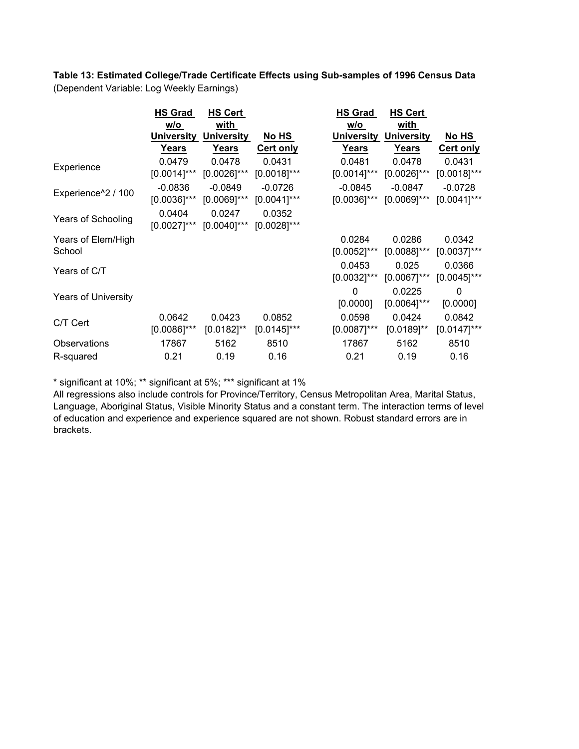**Table 13: Estimated College/Trade Certificate Effects using Sub-samples of 1996 Census Data**
(Dependent Variable: Log Weekly Earnings)

| | HS Grad w/o University Years | HS Cert with University Years | No HS Cert only | HS Grad w/o University Years | HS Cert with University Years | No HS Cert only |
|---|---|---|---|---|---|---|
| Experience | 0.0479 | 0.0478 | 0.0431 | 0.0481 | 0.0478 | 0.0431 |
| | [0.0014]*** | [0.0026]*** | [0.0018]*** | [0.0014]*** | [0.0026]*** | [0.0018]*** |
| Experience^2 / 100 | -0.0836 | -0.0849 | -0.0726 | -0.0845 | -0.0847 | -0.0728 |
| | [0.0036]*** | [0.0069]*** | [0.0041]*** | [0.0036]*** | [0.0069]*** | [0.0041]*** |
| Years of Schooling | 0.0404 | 0.0247 | 0.0352 | | | |
| | [0.0027]*** | [0.0040]*** | [0.0028]*** | | | |
| Years of Elem/High School | | | | 0.0284 | 0.0286 | 0.0342 |
| | | | | [0.0052]*** | [0.0088]*** | [0.0037]*** |
| Years of C/T | | | | 0.0453 | 0.025 | 0.0366 |
| | | | | [0.0032]*** | [0.0067]*** | [0.0045]*** |
| Years of University | | | | 0 | 0.0225 | 0 |
| | | | | [0.0000] | [0.0064]*** | [0.0000] |
| C/T Cert | 0.0642 | 0.0423 | 0.0852 | 0.0598 | 0.0424 | 0.0842 |
| | [0.0086]*** | [0.0182]** | [0.0145]*** | [0.0087]*** | [0.0189]** | [0.0147]*** |
| Observations | 17867 | 5162 | 8510 | 17867 | 5162 | 8510 |
| R-squared | 0.21 | 0.19 | 0.16 | 0.21 | 0.19 | 0.16 |

* significant at 10%; ** significant at 5%; *** significant at 1%

All regressions also include controls for Province/Territory, Census Metropolitan Area, Marital Status, Language, Aboriginal Status, Visible Minority Status and a constant term. The interaction terms of level of education and experience and experience squared are not shown. Robust standard errors are in brackets.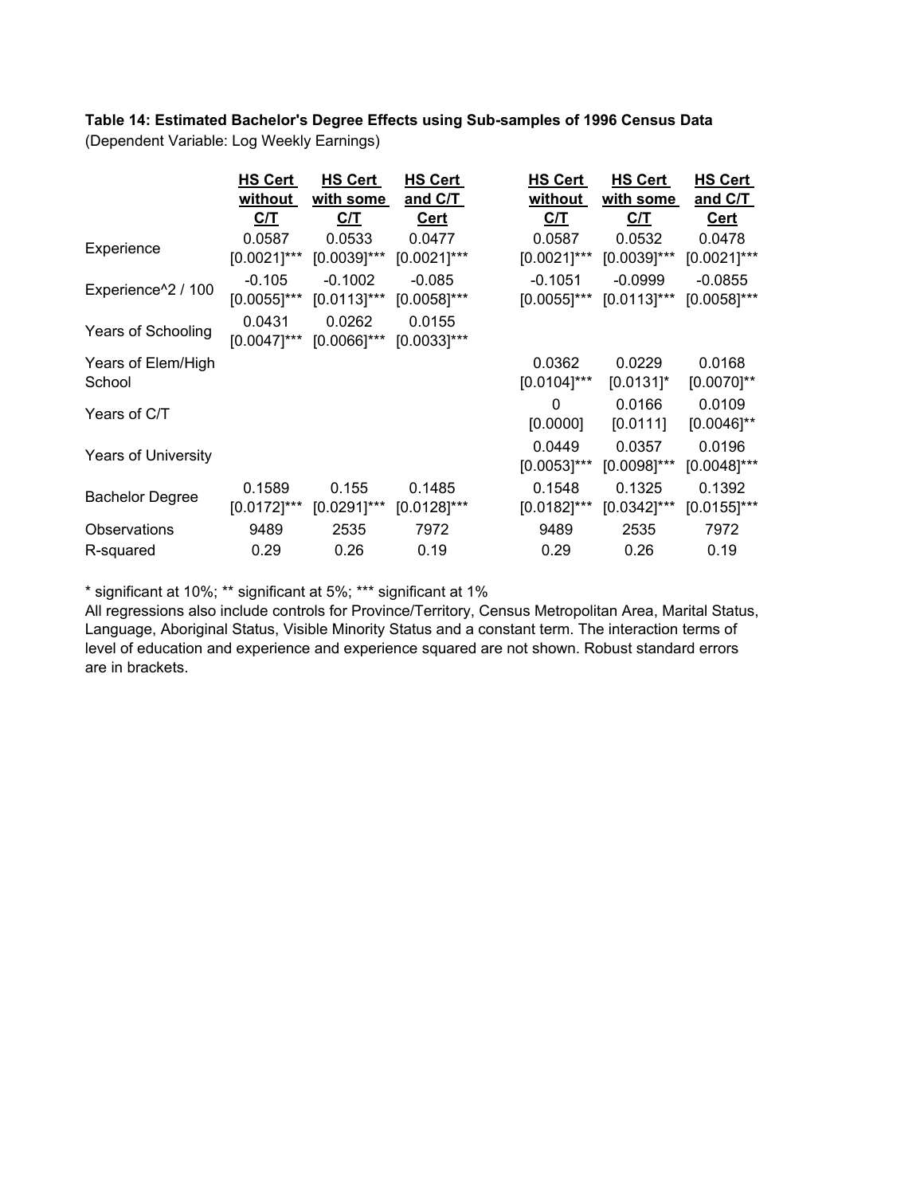**Table 14: Estimated Bachelor's Degree Effects using Sub-samples of 1996 Census Data**
(Dependent Variable: Log Weekly Earnings)

| | HS Cert without C/T | HS Cert with some C/T | HS Cert and C/T Cert | HS Cert without C/T | HS Cert with some C/T | HS Cert and C/T Cert |
|---|---|---|---|---|---|---|
| Experience | 0.0587 | 0.0533 | 0.0477 | 0.0587 | 0.0532 | 0.0478 |
| | [0.0021]*** | [0.0039]*** | [0.0021]*** | [0.0021]*** | [0.0039]*** | [0.0021]*** |
| Experience^2 / 100 | -0.105 | -0.1002 | -0.085 | -0.1051 | -0.0999 | -0.0855 |
| | [0.0055]*** | [0.0113]*** | [0.0058]*** | [0.0055]*** | [0.0113]*** | [0.0058]*** |
| Years of Schooling | 0.0431 | 0.0262 | 0.0155 | | | |
| | [0.0047]*** | [0.0066]*** | [0.0033]*** | | | |
| Years of Elem/High School | | | | 0.0362 | 0.0229 | 0.0168 |
| | | | | [0.0104]*** | [0.0131]* | [0.0070]** |
| Years of C/T | | | | 0 | 0.0166 | 0.0109 |
| | | | | [0.0000] | [0.0111] | [0.0046]** |
| Years of University | | | | 0.0449 | 0.0357 | 0.0196 |
| | | | | [0.0053]*** | [0.0098]*** | [0.0048]*** |
| Bachelor Degree | 0.1589 | 0.155 | 0.1485 | 0.1548 | 0.1325 | 0.1392 |
| | [0.0172]*** | [0.0291]*** | [0.0128]*** | [0.0182]*** | [0.0342]*** | [0.0155]*** |
| Observations | 9489 | 2535 | 7972 | 9489 | 2535 | 7972 |
| R-squared | 0.29 | 0.26 | 0.19 | 0.29 | 0.26 | 0.19 |

* significant at 10%; ** significant at 5%; *** significant at 1%
All regressions also include controls for Province/Territory, Census Metropolitan Area, Marital Status, Language, Aboriginal Status, Visible Minority Status and a constant term. The interaction terms of level of education and experience and experience squared are not shown. Robust standard errors are in brackets.